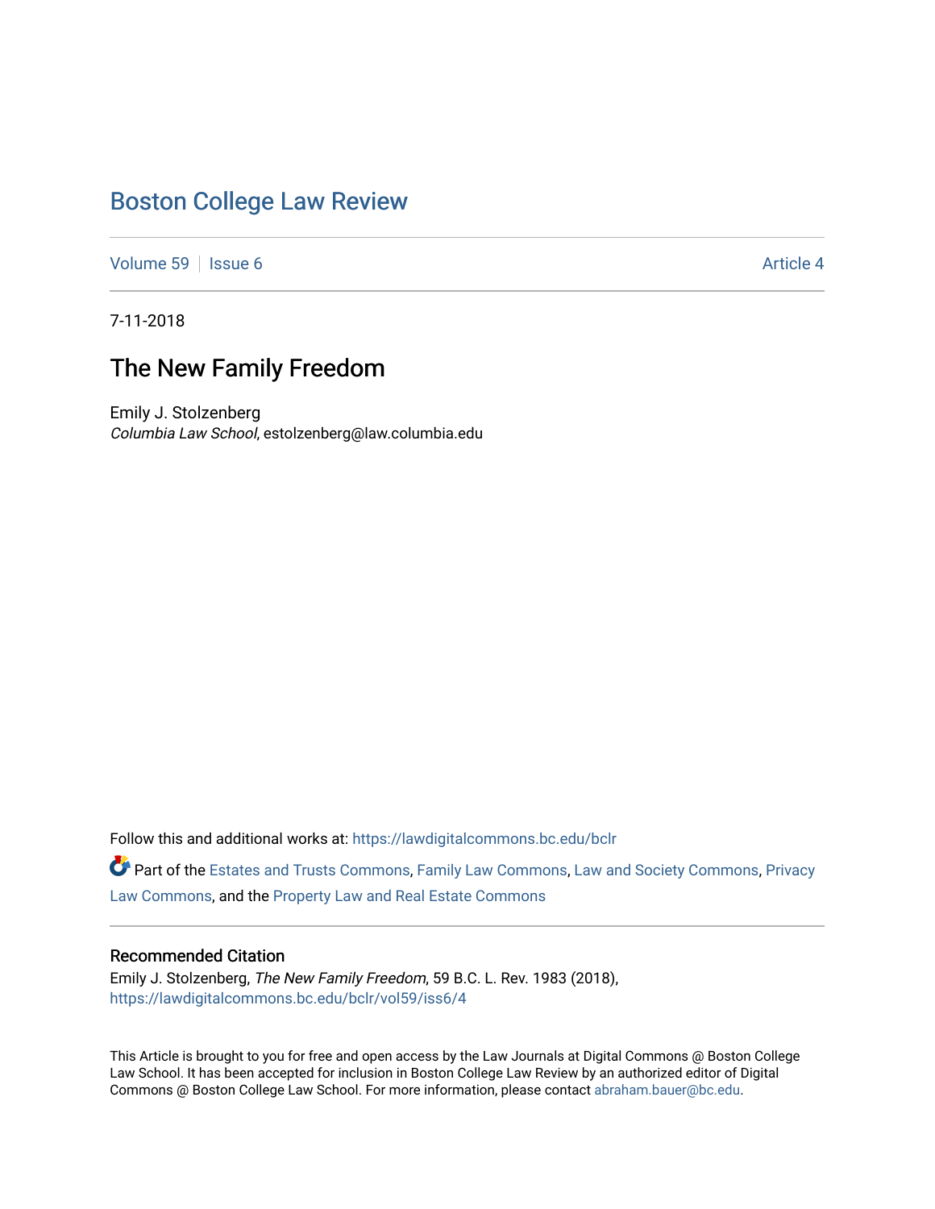# Boston College Law Review

Volume 59 | Issue 6 Article 4

7-11-2018

## The New Family Freedom

Emily J. Stolzenberg
*Columbia Law School*, estolzenberg@law.columbia.edu

Follow this and additional works at: https://lawdigitalcommons.bc.edu/bclr

Part of the Estates and Trusts Commons, Family Law Commons, Law and Society Commons, Privacy Law Commons, and the Property Law and Real Estate Commons

### Recommended Citation

Emily J. Stolzenberg, *The New Family Freedom*, 59 B.C. L. Rev. 1983 (2018), https://lawdigitalcommons.bc.edu/bclr/vol59/iss6/4

This Article is brought to you for free and open access by the Law Journals at Digital Commons @ Boston College Law School. It has been accepted for inclusion in Boston College Law Review by an authorized editor of Digital Commons @ Boston College Law School. For more information, please contact abraham.bauer@bc.edu.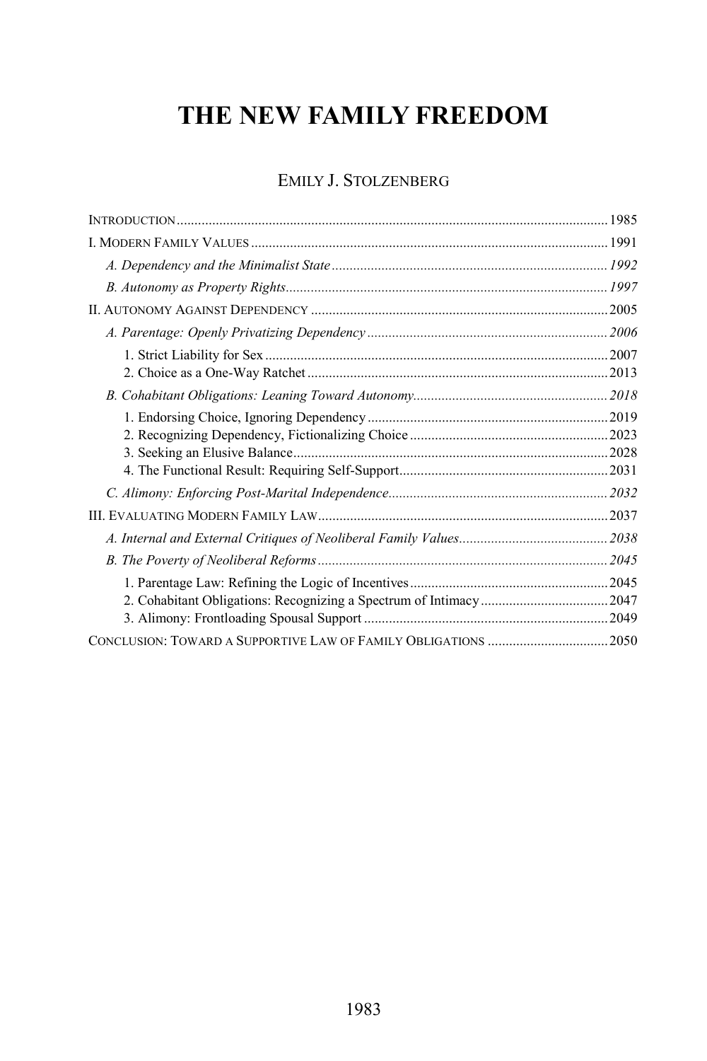# THE NEW FAMILY FREEDOM

EMILY J. STOLZENBERG

INTRODUCTION ..... 1985

I. MODERN FAMILY VALUES ..... 1991

*A. Dependency and the Minimalist State* ..... *1992*

*B. Autonomy as Property Rights* ..... *1997*

II. AUTONOMY AGAINST DEPENDENCY ..... 2005

*A. Parentage: Openly Privatizing Dependency* ..... *2006*

1. Strict Liability for Sex ..... 2007
2. Choice as a One-Way Ratchet ..... 2013

*B. Cohabitant Obligations: Leaning Toward Autonomy* ..... *2018*

1. Endorsing Choice, Ignoring Dependency ..... 2019
2. Recognizing Dependency, Fictionalizing Choice ..... 2023
3. Seeking an Elusive Balance ..... 2028
4. The Functional Result: Requiring Self-Support ..... 2031

*C. Alimony: Enforcing Post-Marital Independence* ..... *2032*

III. EVALUATING MODERN FAMILY LAW ..... 2037

*A. Internal and External Critiques of Neoliberal Family Values* ..... *2038*

*B. The Poverty of Neoliberal Reforms* ..... *2045*

1. Parentage Law: Refining the Logic of Incentives ..... 2045
2. Cohabitant Obligations: Recognizing a Spectrum of Intimacy ..... 2047
3. Alimony: Frontloading Spousal Support ..... 2049

CONCLUSION: TOWARD A SUPPORTIVE LAW OF FAMILY OBLIGATIONS ..... 2050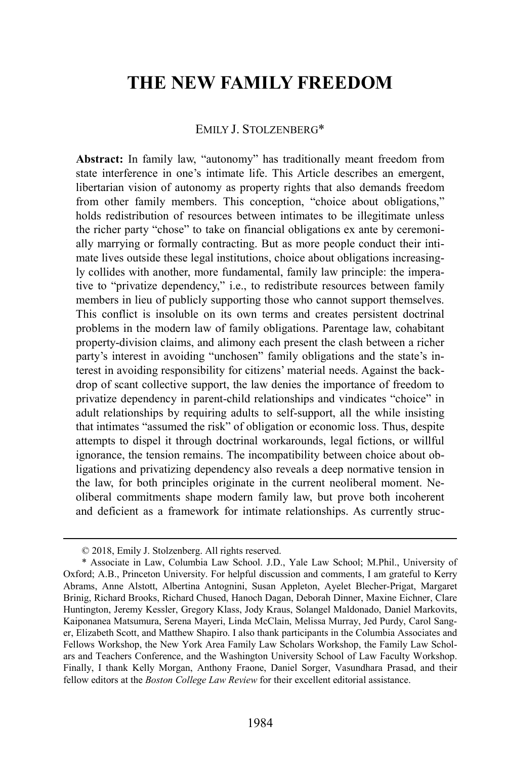# THE NEW FAMILY FREEDOM

EMILY J. STOLZENBERG*

**Abstract:** In family law, "autonomy" has traditionally meant freedom from state interference in one's intimate life. This Article describes an emergent, libertarian vision of autonomy as property rights that also demands freedom from other family members. This conception, "choice about obligations," holds redistribution of resources between intimates to be illegitimate unless the richer party "chose" to take on financial obligations ex ante by ceremonially marrying or formally contracting. But as more people conduct their intimate lives outside these legal institutions, choice about obligations increasingly collides with another, more fundamental, family law principle: the imperative to "privatize dependency," i.e., to redistribute resources between family members in lieu of publicly supporting those who cannot support themselves. This conflict is insoluble on its own terms and creates persistent doctrinal problems in the modern law of family obligations. Parentage law, cohabitant property-division claims, and alimony each present the clash between a richer party's interest in avoiding "unchosen" family obligations and the state's interest in avoiding responsibility for citizens' material needs. Against the backdrop of scant collective support, the law denies the importance of freedom to privatize dependency in parent-child relationships and vindicates "choice" in adult relationships by requiring adults to self-support, all the while insisting that intimates "assumed the risk" of obligation or economic loss. Thus, despite attempts to dispel it through doctrinal workarounds, legal fictions, or willful ignorance, the tension remains. The incompatibility between choice about obligations and privatizing dependency also reveals a deep normative tension in the law, for both principles originate in the current neoliberal moment. Neoliberal commitments shape modern family law, but prove both incoherent and deficient as a framework for intimate relationships. As currently struc-

---

© 2018, Emily J. Stolzenberg. All rights reserved.

* Associate in Law, Columbia Law School. J.D., Yale Law School; M.Phil., University of Oxford; A.B., Princeton University. For helpful discussion and comments, I am grateful to Kerry Abrams, Anne Alstott, Albertina Antognini, Susan Appleton, Ayelet Blecher-Prigat, Margaret Brinig, Richard Brooks, Richard Chused, Hanoch Dagan, Deborah Dinner, Maxine Eichner, Clare Huntington, Jeremy Kessler, Gregory Klass, Jody Kraus, Solangel Maldonado, Daniel Markovits, Kaiponanea Matsumura, Serena Mayeri, Linda McClain, Melissa Murray, Jed Purdy, Carol Sanger, Elizabeth Scott, and Matthew Shapiro. I also thank participants in the Columbia Associates and Fellows Workshop, the New York Area Family Law Scholars Workshop, the Family Law Scholars and Teachers Conference, and the Washington University School of Law Faculty Workshop. Finally, I thank Kelly Morgan, Anthony Fraone, Daniel Sorger, Vasundhara Prasad, and their fellow editors at the *Boston College Law Review* for their excellent editorial assistance.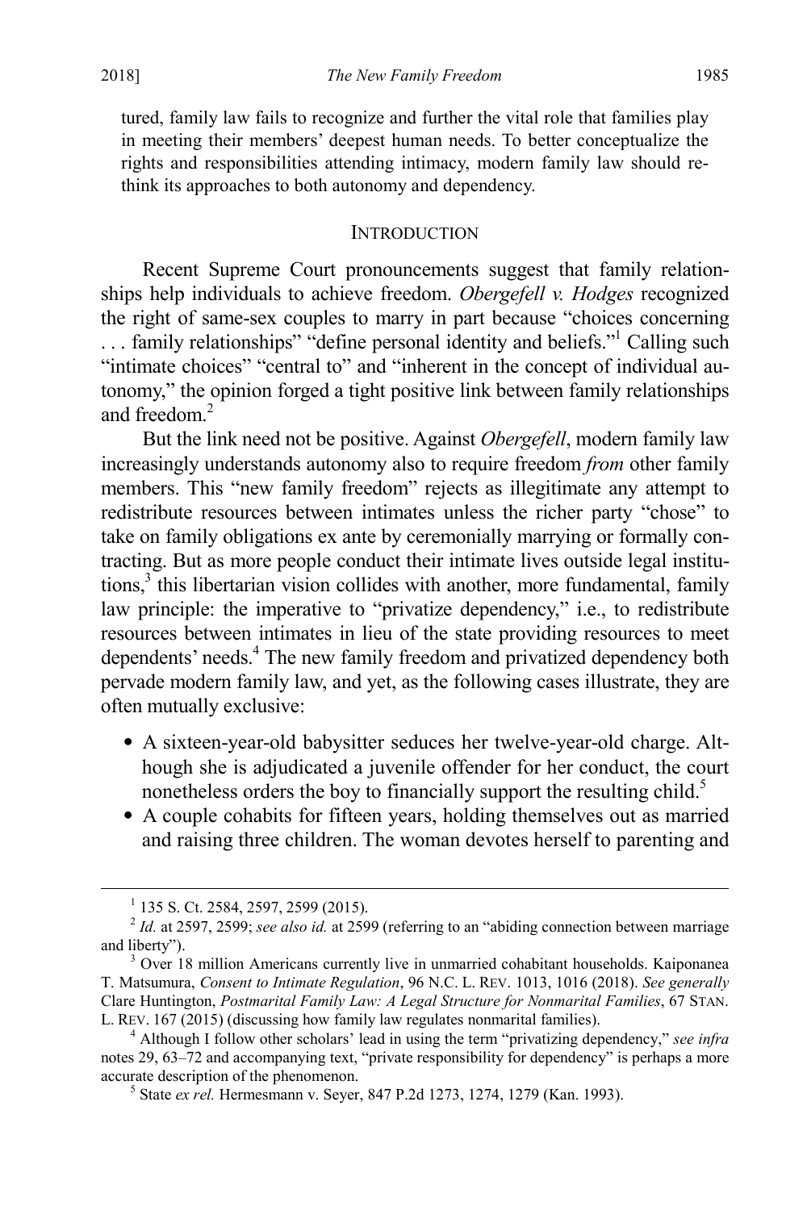tured, family law fails to recognize and further the vital role that families play in meeting their members' deepest human needs. To better conceptualize the rights and responsibilities attending intimacy, modern family law should rethink its approaches to both autonomy and dependency.

## INTRODUCTION

Recent Supreme Court pronouncements suggest that family relationships help individuals to achieve freedom. *Obergefell v. Hodges* recognized the right of same-sex couples to marry in part because "choices concerning . . . family relationships" "define personal identity and beliefs."[1] Calling such "intimate choices" "central to" and "inherent in the concept of individual autonomy," the opinion forged a tight positive link between family relationships and freedom.[2]

But the link need not be positive. Against *Obergefell*, modern family law increasingly understands autonomy also to require freedom *from* other family members. This "new family freedom" rejects as illegitimate any attempt to redistribute resources between intimates unless the richer party "chose" to take on family obligations ex ante by ceremonially marrying or formally contracting. But as more people conduct their intimate lives outside legal institutions,[3] this libertarian vision collides with another, more fundamental, family law principle: the imperative to "privatize dependency," i.e., to redistribute resources between intimates in lieu of the state providing resources to meet dependents' needs.[4] The new family freedom and privatized dependency both pervade modern family law, and yet, as the following cases illustrate, they are often mutually exclusive:

- A sixteen-year-old babysitter seduces her twelve-year-old charge. Although she is adjudicated a juvenile offender for her conduct, the court nonetheless orders the boy to financially support the resulting child.[5]
- A couple cohabits for fifteen years, holding themselves out as married and raising three children. The woman devotes herself to parenting and

---

[1] 135 S. Ct. 2584, 2597, 2599 (2015).

[2] *Id.* at 2597, 2599; *see also id.* at 2599 (referring to an "abiding connection between marriage and liberty").

[3] Over 18 million Americans currently live in unmarried cohabitant households. Kaiponanea T. Matsumura, *Consent to Intimate Regulation*, 96 N.C. L. REV. 1013, 1016 (2018). *See generally* Clare Huntington, *Postmarital Family Law: A Legal Structure for Nonmarital Families*, 67 STAN. L. REV. 167 (2015) (discussing how family law regulates nonmarital families).

[4] Although I follow other scholars' lead in using the term "privatizing dependency," *see infra* notes 29, 63–72 and accompanying text, "private responsibility for dependency" is perhaps a more accurate description of the phenomenon.

[5] State *ex rel.* Hermesmann v. Seyer, 847 P.2d 1273, 1274, 1279 (Kan. 1993).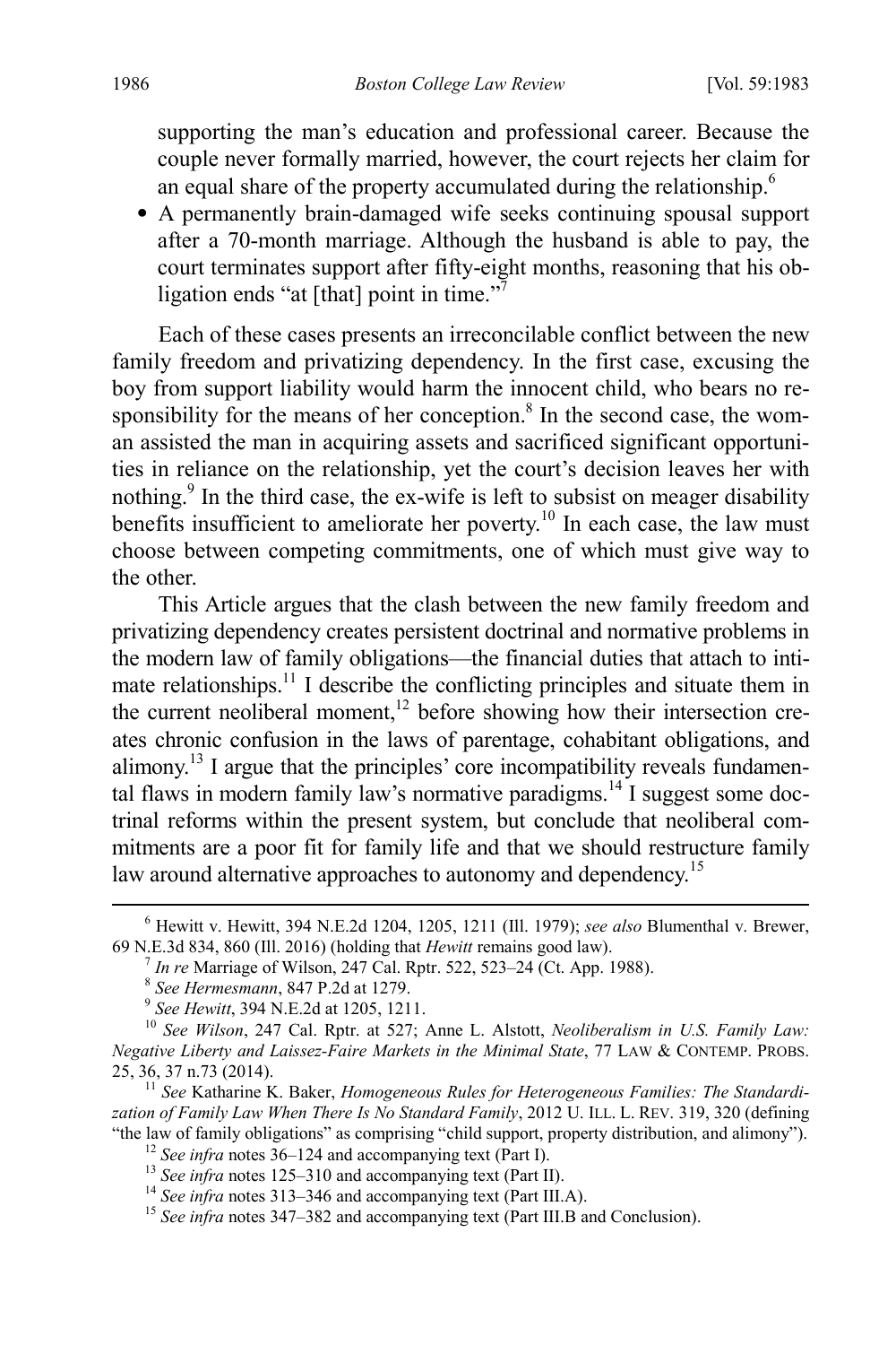supporting the man's education and professional career. Because the couple never formally married, however, the court rejects her claim for an equal share of the property accumulated during the relationship.[6]

- A permanently brain-damaged wife seeks continuing spousal support after a 70-month marriage. Although the husband is able to pay, the court terminates support after fifty-eight months, reasoning that his obligation ends "at [that] point in time."[7]

Each of these cases presents an irreconcilable conflict between the new family freedom and privatizing dependency. In the first case, excusing the boy from support liability would harm the innocent child, who bears no responsibility for the means of her conception.[8] In the second case, the woman assisted the man in acquiring assets and sacrificed significant opportunities in reliance on the relationship, yet the court's decision leaves her with nothing.[9] In the third case, the ex-wife is left to subsist on meager disability benefits insufficient to ameliorate her poverty.[10] In each case, the law must choose between competing commitments, one of which must give way to the other.

This Article argues that the clash between the new family freedom and privatizing dependency creates persistent doctrinal and normative problems in the modern law of family obligations—the financial duties that attach to intimate relationships.[11] I describe the conflicting principles and situate them in the current neoliberal moment,[12] before showing how their intersection creates chronic confusion in the laws of parentage, cohabitant obligations, and alimony.[13] I argue that the principles' core incompatibility reveals fundamental flaws in modern family law's normative paradigms.[14] I suggest some doctrinal reforms within the present system, but conclude that neoliberal commitments are a poor fit for family life and that we should restructure family law around alternative approaches to autonomy and dependency.[15]

---

[6] Hewitt v. Hewitt, 394 N.E.2d 1204, 1205, 1211 (Ill. 1979); *see also* Blumenthal v. Brewer, 69 N.E.3d 834, 860 (Ill. 2016) (holding that *Hewitt* remains good law).

[7] *In re* Marriage of Wilson, 247 Cal. Rptr. 522, 523–24 (Ct. App. 1988).

[8] *See Hermesmann*, 847 P.2d at 1279.

[9] *See Hewitt*, 394 N.E.2d at 1205, 1211.

[10] *See Wilson*, 247 Cal. Rptr. at 527; Anne L. Alstott, *Neoliberalism in U.S. Family Law: Negative Liberty and Laissez-Faire Markets in the Minimal State*, 77 LAW & CONTEMP. PROBS. 25, 36, 37 n.73 (2014).

[11] *See* Katharine K. Baker, *Homogeneous Rules for Heterogeneous Families: The Standardization of Family Law When There Is No Standard Family*, 2012 U. ILL. L. REV. 319, 320 (defining "the law of family obligations" as comprising "child support, property distribution, and alimony").

[12] *See infra* notes 36–124 and accompanying text (Part I).

[13] *See infra* notes 125–310 and accompanying text (Part II).

[14] *See infra* notes 313–346 and accompanying text (Part III.A).

[15] *See infra* notes 347–382 and accompanying text (Part III.B and Conclusion).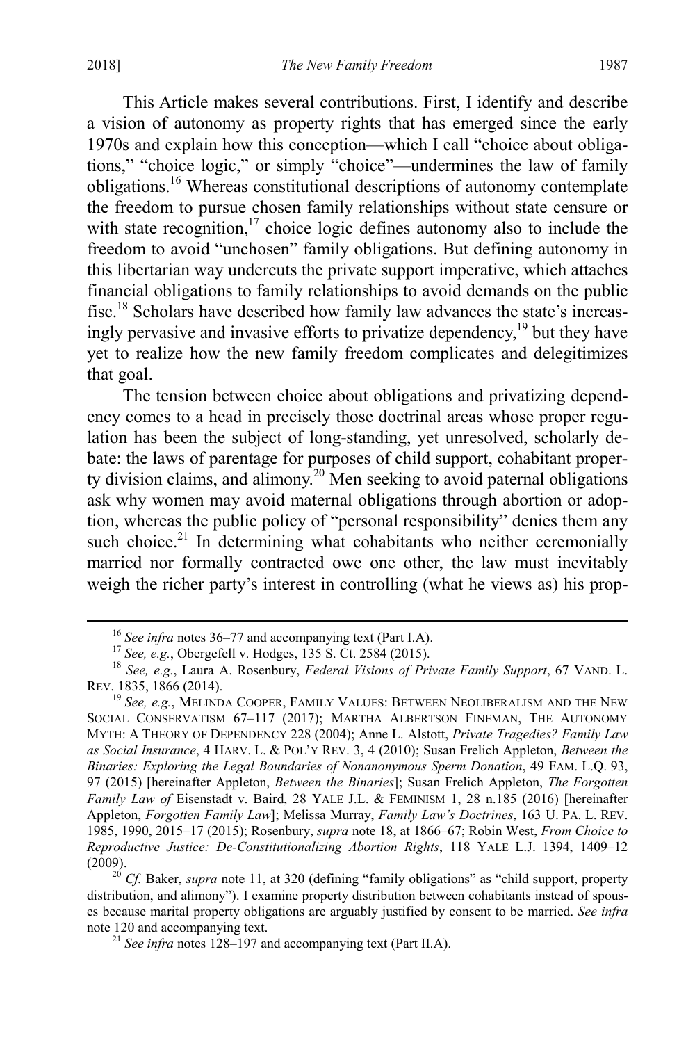This Article makes several contributions. First, I identify and describe a vision of autonomy as property rights that has emerged since the early 1970s and explain how this conception—which I call "choice about obligations," "choice logic," or simply "choice"—undermines the law of family obligations.[16] Whereas constitutional descriptions of autonomy contemplate the freedom to pursue chosen family relationships without state censure or with state recognition,[17] choice logic defines autonomy also to include the freedom to avoid "unchosen" family obligations. But defining autonomy in this libertarian way undercuts the private support imperative, which attaches financial obligations to family relationships to avoid demands on the public fisc.[18] Scholars have described how family law advances the state's increasingly pervasive and invasive efforts to privatize dependency,[19] but they have yet to realize how the new family freedom complicates and delegitimizes that goal.

The tension between choice about obligations and privatizing dependency comes to a head in precisely those doctrinal areas whose proper regulation has been the subject of long-standing, yet unresolved, scholarly debate: the laws of parentage for purposes of child support, cohabitant property division claims, and alimony.[20] Men seeking to avoid paternal obligations ask why women may avoid maternal obligations through abortion or adoption, whereas the public policy of "personal responsibility" denies them any such choice.[21] In determining what cohabitants who neither ceremonially married nor formally contracted owe one other, the law must inevitably weigh the richer party's interest in controlling (what he views as) his prop-

---

[16] *See infra* notes 36–77 and accompanying text (Part I.A).

[17] *See, e.g.*, Obergefell v. Hodges, 135 S. Ct. 2584 (2015).

[18] *See, e.g.*, Laura A. Rosenbury, *Federal Visions of Private Family Support*, 67 VAND. L. REV. 1835, 1866 (2014).

[19] *See, e.g.*, MELINDA COOPER, FAMILY VALUES: BETWEEN NEOLIBERALISM AND THE NEW SOCIAL CONSERVATISM 67–117 (2017); MARTHA ALBERTSON FINEMAN, THE AUTONOMY MYTH: A THEORY OF DEPENDENCY 228 (2004); Anne L. Alstott, *Private Tragedies? Family Law as Social Insurance*, 4 HARV. L. & POL'Y REV. 3, 4 (2010); Susan Frelich Appleton, *Between the Binaries: Exploring the Legal Boundaries of Nonanonymous Sperm Donation*, 49 FAM. L.Q. 93, 97 (2015) [hereinafter Appleton, *Between the Binaries*]; Susan Frelich Appleton, *The Forgotten Family Law of* Eisenstadt v. Baird, 28 YALE J.L. & FEMINISM 1, 28 n.185 (2016) [hereinafter Appleton, *Forgotten Family Law*]; Melissa Murray, *Family Law's Doctrines*, 163 U. PA. L. REV. 1985, 1990, 2015–17 (2015); Rosenbury, *supra* note 18, at 1866–67; Robin West, *From Choice to Reproductive Justice: De-Constitutionalizing Abortion Rights*, 118 YALE L.J. 1394, 1409–12 (2009).

[20] *Cf.* Baker, *supra* note 11, at 320 (defining "family obligations" as "child support, property distribution, and alimony"). I examine property distribution between cohabitants instead of spouses because marital property obligations are arguably justified by consent to be married. *See infra* note 120 and accompanying text.

[21] *See infra* notes 128–197 and accompanying text (Part II.A).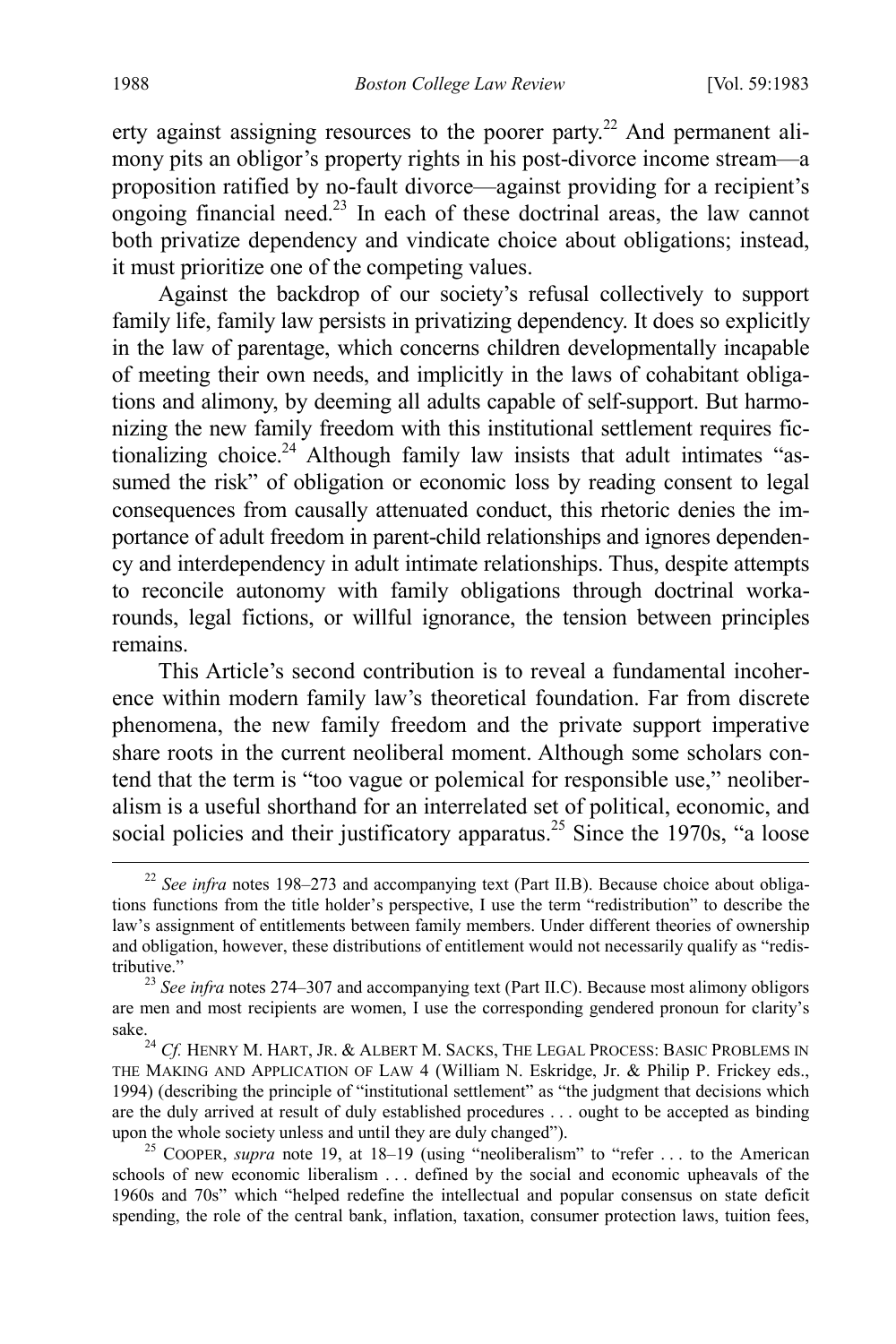erty against assigning resources to the poorer party.[22] And permanent alimony pits an obligor's property rights in his post-divorce income stream—a proposition ratified by no-fault divorce—against providing for a recipient's ongoing financial need.[23] In each of these doctrinal areas, the law cannot both privatize dependency and vindicate choice about obligations; instead, it must prioritize one of the competing values.

Against the backdrop of our society's refusal collectively to support family life, family law persists in privatizing dependency. It does so explicitly in the law of parentage, which concerns children developmentally incapable of meeting their own needs, and implicitly in the laws of cohabitant obligations and alimony, by deeming all adults capable of self-support. But harmonizing the new family freedom with this institutional settlement requires fictionalizing choice.[24] Although family law insists that adult intimates "assumed the risk" of obligation or economic loss by reading consent to legal consequences from causally attenuated conduct, this rhetoric denies the importance of adult freedom in parent-child relationships and ignores dependency and interdependency in adult intimate relationships. Thus, despite attempts to reconcile autonomy with family obligations through doctrinal workarounds, legal fictions, or willful ignorance, the tension between principles remains.

This Article's second contribution is to reveal a fundamental incoherence within modern family law's theoretical foundation. Far from discrete phenomena, the new family freedom and the private support imperative share roots in the current neoliberal moment. Although some scholars contend that the term is "too vague or polemical for responsible use," neoliberalism is a useful shorthand for an interrelated set of political, economic, and social policies and their justificatory apparatus.[25] Since the 1970s, "a loose

---

[22] *See infra* notes 198–273 and accompanying text (Part II.B). Because choice about obligations functions from the title holder's perspective, I use the term "redistribution" to describe the law's assignment of entitlements between family members. Under different theories of ownership and obligation, however, these distributions of entitlement would not necessarily qualify as "redistributive."

[23] *See infra* notes 274–307 and accompanying text (Part II.C). Because most alimony obligors are men and most recipients are women, I use the corresponding gendered pronoun for clarity's sake.

[24] *Cf.* HENRY M. HART, JR. & ALBERT M. SACKS, THE LEGAL PROCESS: BASIC PROBLEMS IN THE MAKING AND APPLICATION OF LAW 4 (William N. Eskridge, Jr. & Philip P. Frickey eds., 1994) (describing the principle of "institutional settlement" as "the judgment that decisions which are the duly arrived at result of duly established procedures . . . ought to be accepted as binding upon the whole society unless and until they are duly changed").

[25] COOPER, *supra* note 19, at 18–19 (using "neoliberalism" to "refer . . . to the American schools of new economic liberalism . . . defined by the social and economic upheavals of the 1960s and 70s" which "helped redefine the intellectual and popular consensus on state deficit spending, the role of the central bank, inflation, taxation, consumer protection laws, tuition fees,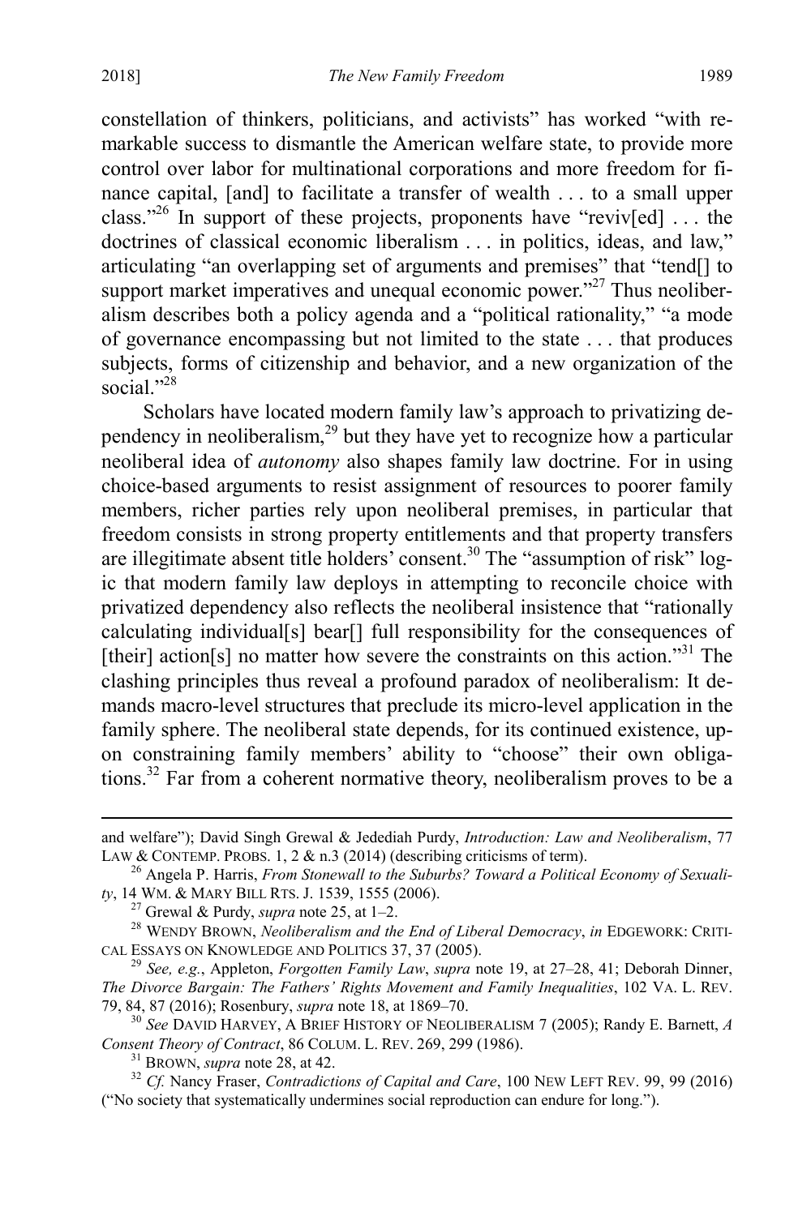constellation of thinkers, politicians, and activists" has worked "with remarkable success to dismantle the American welfare state, to provide more control over labor for multinational corporations and more freedom for finance capital, [and] to facilitate a transfer of wealth . . . to a small upper class."[26] In support of these projects, proponents have "reviv[ed] . . . the doctrines of classical economic liberalism . . . in politics, ideas, and law," articulating "an overlapping set of arguments and premises" that "tend[] to support market imperatives and unequal economic power."[27] Thus neoliberalism describes both a policy agenda and a "political rationality," "a mode of governance encompassing but not limited to the state . . . that produces subjects, forms of citizenship and behavior, and a new organization of the social."[28]

Scholars have located modern family law's approach to privatizing dependency in neoliberalism,[29] but they have yet to recognize how a particular neoliberal idea of *autonomy* also shapes family law doctrine. For in using choice-based arguments to resist assignment of resources to poorer family members, richer parties rely upon neoliberal premises, in particular that freedom consists in strong property entitlements and that property transfers are illegitimate absent title holders' consent.[30] The "assumption of risk" logic that modern family law deploys in attempting to reconcile choice with privatized dependency also reflects the neoliberal insistence that "rationally calculating individual[s] bear[] full responsibility for the consequences of [their] action[s] no matter how severe the constraints on this action."[31] The clashing principles thus reveal a profound paradox of neoliberalism: It demands macro-level structures that preclude its micro-level application in the family sphere. The neoliberal state depends, for its continued existence, upon constraining family members' ability to "choose" their own obligations.[32] Far from a coherent normative theory, neoliberalism proves to be a

---

and welfare"); David Singh Grewal & Jedediah Purdy, *Introduction: Law and Neoliberalism*, 77 LAW & CONTEMP. PROBS. 1, 2 & n.3 (2014) (describing criticisms of term).

[26] Angela P. Harris, *From Stonewall to the Suburbs? Toward a Political Economy of Sexuality*, 14 WM. & MARY BILL RTS. J. 1539, 1555 (2006).

[27] Grewal & Purdy, *supra* note 25, at 1–2.

[28] WENDY BROWN, *Neoliberalism and the End of Liberal Democracy*, *in* EDGEWORK: CRITICAL ESSAYS ON KNOWLEDGE AND POLITICS 37, 37 (2005).

[29] *See, e.g.*, Appleton, *Forgotten Family Law*, *supra* note 19, at 27–28, 41; Deborah Dinner, *The Divorce Bargain: The Fathers' Rights Movement and Family Inequalities*, 102 VA. L. REV. 79, 84, 87 (2016); Rosenbury, *supra* note 18, at 1869–70.

[30] *See* DAVID HARVEY, A BRIEF HISTORY OF NEOLIBERALISM 7 (2005); Randy E. Barnett, *A Consent Theory of Contract*, 86 COLUM. L. REV. 269, 299 (1986).

[31] BROWN, *supra* note 28, at 42.

[32] *Cf.* Nancy Fraser, *Contradictions of Capital and Care*, 100 NEW LEFT REV. 99, 99 (2016) ("No society that systematically undermines social reproduction can endure for long.").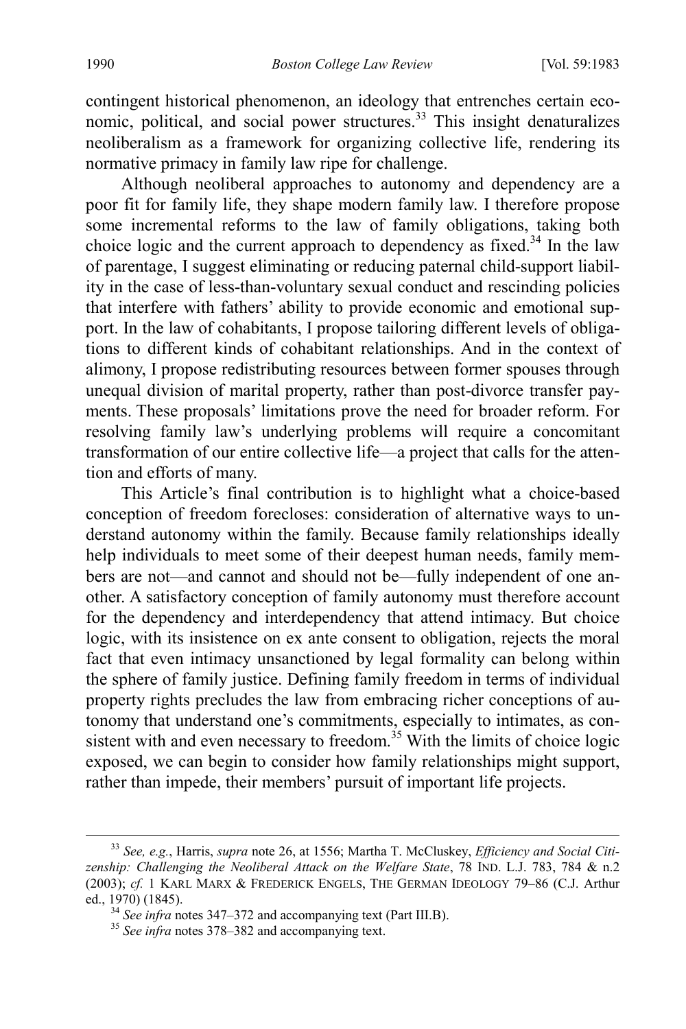contingent historical phenomenon, an ideology that entrenches certain economic, political, and social power structures.[33] This insight denaturalizes neoliberalism as a framework for organizing collective life, rendering its normative primacy in family law ripe for challenge.

Although neoliberal approaches to autonomy and dependency are a poor fit for family life, they shape modern family law. I therefore propose some incremental reforms to the law of family obligations, taking both choice logic and the current approach to dependency as fixed.[34] In the law of parentage, I suggest eliminating or reducing paternal child-support liability in the case of less-than-voluntary sexual conduct and rescinding policies that interfere with fathers' ability to provide economic and emotional support. In the law of cohabitants, I propose tailoring different levels of obligations to different kinds of cohabitant relationships. And in the context of alimony, I propose redistributing resources between former spouses through unequal division of marital property, rather than post-divorce transfer payments. These proposals' limitations prove the need for broader reform. For resolving family law's underlying problems will require a concomitant transformation of our entire collective life—a project that calls for the attention and efforts of many.

This Article's final contribution is to highlight what a choice-based conception of freedom forecloses: consideration of alternative ways to understand autonomy within the family. Because family relationships ideally help individuals to meet some of their deepest human needs, family members are not—and cannot and should not be—fully independent of one another. A satisfactory conception of family autonomy must therefore account for the dependency and interdependency that attend intimacy. But choice logic, with its insistence on ex ante consent to obligation, rejects the moral fact that even intimacy unsanctioned by legal formality can belong within the sphere of family justice. Defining family freedom in terms of individual property rights precludes the law from embracing richer conceptions of autonomy that understand one's commitments, especially to intimates, as consistent with and even necessary to freedom.[35] With the limits of choice logic exposed, we can begin to consider how family relationships might support, rather than impede, their members' pursuit of important life projects.

---

[33] *See, e.g.*, Harris, *supra* note 26, at 1556; Martha T. McCluskey, *Efficiency and Social Citizenship: Challenging the Neoliberal Attack on the Welfare State*, 78 IND. L.J. 783, 784 & n.2 (2003); *cf.* 1 KARL MARX & FREDERICK ENGELS, THE GERMAN IDEOLOGY 79–86 (C.J. Arthur ed., 1970) (1845).

[34] *See infra* notes 347–372 and accompanying text (Part III.B).

[35] *See infra* notes 378–382 and accompanying text.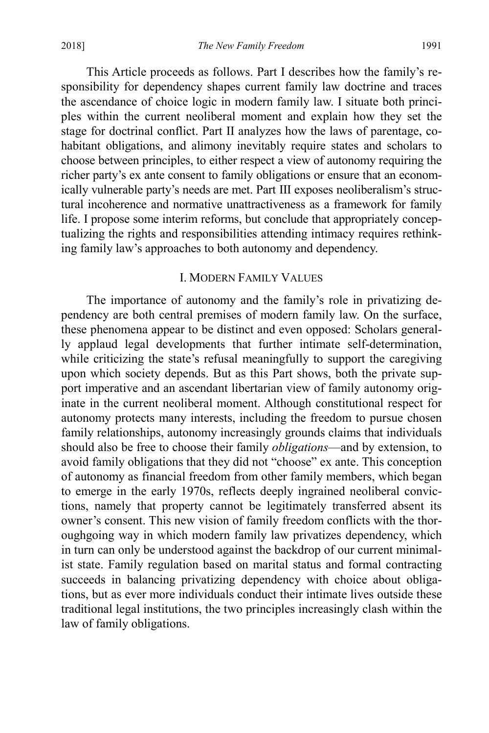This Article proceeds as follows. Part I describes how the family's responsibility for dependency shapes current family law doctrine and traces the ascendance of choice logic in modern family law. I situate both principles within the current neoliberal moment and explain how they set the stage for doctrinal conflict. Part II analyzes how the laws of parentage, cohabitant obligations, and alimony inevitably require states and scholars to choose between principles, to either respect a view of autonomy requiring the richer party's ex ante consent to family obligations or ensure that an economically vulnerable party's needs are met. Part III exposes neoliberalism's structural incoherence and normative unattractiveness as a framework for family life. I propose some interim reforms, but conclude that appropriately conceptualizing the rights and responsibilities attending intimacy requires rethinking family law's approaches to both autonomy and dependency.

## I. MODERN FAMILY VALUES

The importance of autonomy and the family's role in privatizing dependency are both central premises of modern family law. On the surface, these phenomena appear to be distinct and even opposed: Scholars generally applaud legal developments that further intimate self-determination, while criticizing the state's refusal meaningfully to support the caregiving upon which society depends. But as this Part shows, both the private support imperative and an ascendant libertarian view of family autonomy originate in the current neoliberal moment. Although constitutional respect for autonomy protects many interests, including the freedom to pursue chosen family relationships, autonomy increasingly grounds claims that individuals should also be free to choose their family *obligations*—and by extension, to avoid family obligations that they did not "choose" ex ante. This conception of autonomy as financial freedom from other family members, which began to emerge in the early 1970s, reflects deeply ingrained neoliberal convictions, namely that property cannot be legitimately transferred absent its owner's consent. This new vision of family freedom conflicts with the thoroughgoing way in which modern family law privatizes dependency, which in turn can only be understood against the backdrop of our current minimalist state. Family regulation based on marital status and formal contracting succeeds in balancing privatizing dependency with choice about obligations, but as ever more individuals conduct their intimate lives outside these traditional legal institutions, the two principles increasingly clash within the law of family obligations.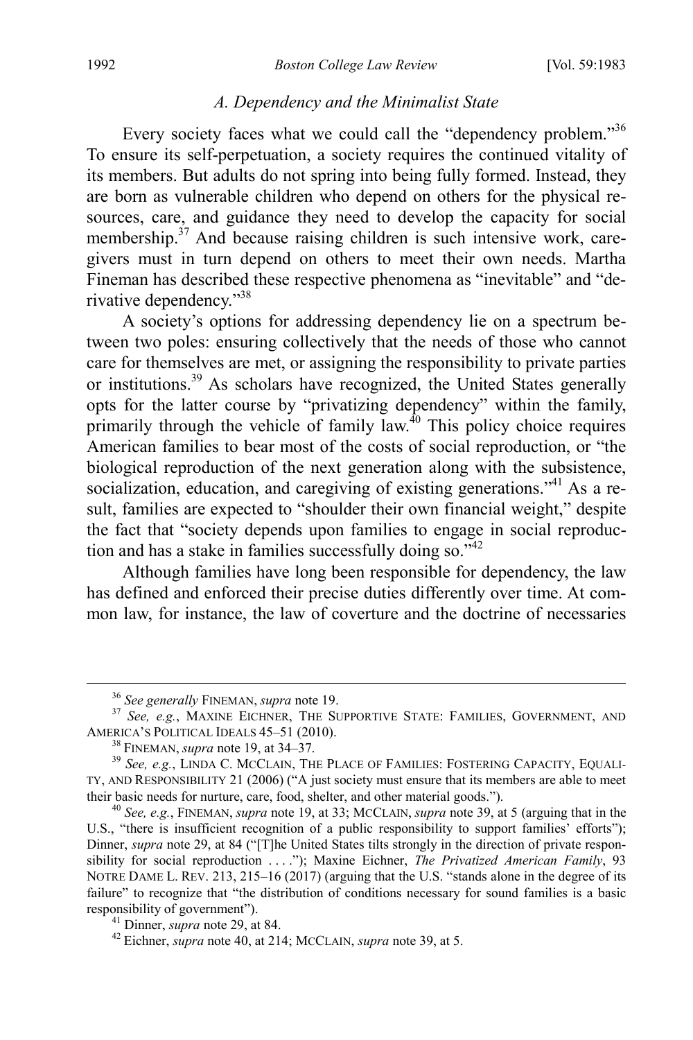### *A. Dependency and the Minimalist State*

Every society faces what we could call the "dependency problem."[36] To ensure its self-perpetuation, a society requires the continued vitality of its members. But adults do not spring into being fully formed. Instead, they are born as vulnerable children who depend on others for the physical resources, care, and guidance they need to develop the capacity for social membership.[37] And because raising children is such intensive work, caregivers must in turn depend on others to meet their own needs. Martha Fineman has described these respective phenomena as "inevitable" and "derivative dependency."[38]

A society's options for addressing dependency lie on a spectrum between two poles: ensuring collectively that the needs of those who cannot care for themselves are met, or assigning the responsibility to private parties or institutions.[39] As scholars have recognized, the United States generally opts for the latter course by "privatizing dependency" within the family, primarily through the vehicle of family law.[40] This policy choice requires American families to bear most of the costs of social reproduction, or "the biological reproduction of the next generation along with the subsistence, socialization, education, and caregiving of existing generations."[41] As a result, families are expected to "shoulder their own financial weight," despite the fact that "society depends upon families to engage in social reproduction and has a stake in families successfully doing so."[42]

Although families have long been responsible for dependency, the law has defined and enforced their precise duties differently over time. At common law, for instance, the law of coverture and the doctrine of necessaries

---

[36] *See generally* FINEMAN, *supra* note 19.

[37] *See, e.g.*, MAXINE EICHNER, THE SUPPORTIVE STATE: FAMILIES, GOVERNMENT, AND AMERICA'S POLITICAL IDEALS 45–51 (2010).

[38] FINEMAN, *supra* note 19, at 34–37.

[39] *See, e.g.*, LINDA C. MCCLAIN, THE PLACE OF FAMILIES: FOSTERING CAPACITY, EQUALITY, AND RESPONSIBILITY 21 (2006) ("A just society must ensure that its members are able to meet their basic needs for nurture, care, food, shelter, and other material goods.").

[40] *See, e.g.*, FINEMAN, *supra* note 19, at 33; MCCLAIN, *supra* note 39, at 5 (arguing that in the U.S., "there is insufficient recognition of a public responsibility to support families' efforts"); Dinner, *supra* note 29, at 84 ("[T]he United States tilts strongly in the direction of private responsibility for social reproduction . . . ."); Maxine Eichner, *The Privatized American Family*, 93 NOTRE DAME L. REV. 213, 215–16 (2017) (arguing that the U.S. "stands alone in the degree of its failure" to recognize that "the distribution of conditions necessary for sound families is a basic responsibility of government").

[41] Dinner, *supra* note 29, at 84.

[42] Eichner, *supra* note 40, at 214; MCCLAIN, *supra* note 39, at 5.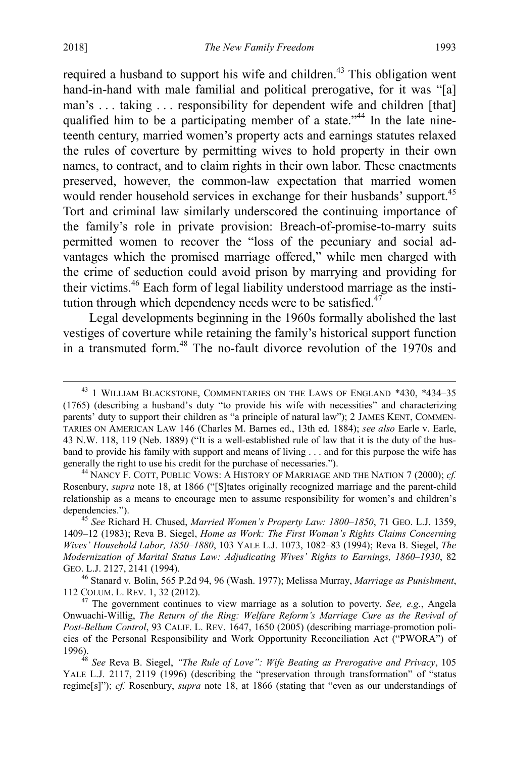required a husband to support his wife and children.[43] This obligation went hand-in-hand with male familial and political prerogative, for it was "[a] man's . . . taking . . . responsibility for dependent wife and children [that] qualified him to be a participating member of a state."[44] In the late nineteenth century, married women's property acts and earnings statutes relaxed the rules of coverture by permitting wives to hold property in their own names, to contract, and to claim rights in their own labor. These enactments preserved, however, the common-law expectation that married women would render household services in exchange for their husbands' support.[45] Tort and criminal law similarly underscored the continuing importance of the family's role in private provision: Breach-of-promise-to-marry suits permitted women to recover the "loss of the pecuniary and social advantages which the promised marriage offered," while men charged with the crime of seduction could avoid prison by marrying and providing for their victims.[46] Each form of legal liability understood marriage as the institution through which dependency needs were to be satisfied.[47]

Legal developments beginning in the 1960s formally abolished the last vestiges of coverture while retaining the family's historical support function in a transmuted form.[48] The no-fault divorce revolution of the 1970s and

---

[43] 1 WILLIAM BLACKSTONE, COMMENTARIES ON THE LAWS OF ENGLAND *430, *434–35 (1765) (describing a husband's duty "to provide his wife with necessities" and characterizing parents' duty to support their children as "a principle of natural law"); 2 JAMES KENT, COMMENTARIES ON AMERICAN LAW 146 (Charles M. Barnes ed., 13th ed. 1884); *see also* Earle v. Earle, 43 N.W. 118, 119 (Neb. 1889) ("It is a well-established rule of law that it is the duty of the husband to provide his family with support and means of living . . . and for this purpose the wife has generally the right to use his credit for the purchase of necessaries.").

[44] NANCY F. COTT, PUBLIC VOWS: A HISTORY OF MARRIAGE AND THE NATION 7 (2000); *cf.* Rosenbury, *supra* note 18, at 1866 ("[S]tates originally recognized marriage and the parent-child relationship as a means to encourage men to assume responsibility for women's and children's dependencies.").

[45] *See* Richard H. Chused, *Married Women's Property Law: 1800–1850*, 71 GEO. L.J. 1359, 1409–12 (1983); Reva B. Siegel, *Home as Work: The First Woman's Rights Claims Concerning Wives' Household Labor, 1850–1880*, 103 YALE L.J. 1073, 1082–83 (1994); Reva B. Siegel, *The Modernization of Marital Status Law: Adjudicating Wives' Rights to Earnings, 1860–1930*, 82 GEO. L.J. 2127, 2141 (1994).

[46] Stanard v. Bolin, 565 P.2d 94, 96 (Wash. 1977); Melissa Murray, *Marriage as Punishment*, 112 COLUM. L. REV. 1, 32 (2012).

[47] The government continues to view marriage as a solution to poverty. *See, e.g.*, Angela Onwuachi-Willig, *The Return of the Ring: Welfare Reform's Marriage Cure as the Revival of Post-Bellum Control*, 93 CALIF. L. REV. 1647, 1650 (2005) (describing marriage-promotion policies of the Personal Responsibility and Work Opportunity Reconciliation Act ("PWORA") of 1996).

[48] *See* Reva B. Siegel, *"The Rule of Love": Wife Beating as Prerogative and Privacy*, 105 YALE L.J. 2117, 2119 (1996) (describing the "preservation through transformation" of "status regime[s]"); *cf.* Rosenbury, *supra* note 18, at 1866 (stating that "even as our understandings of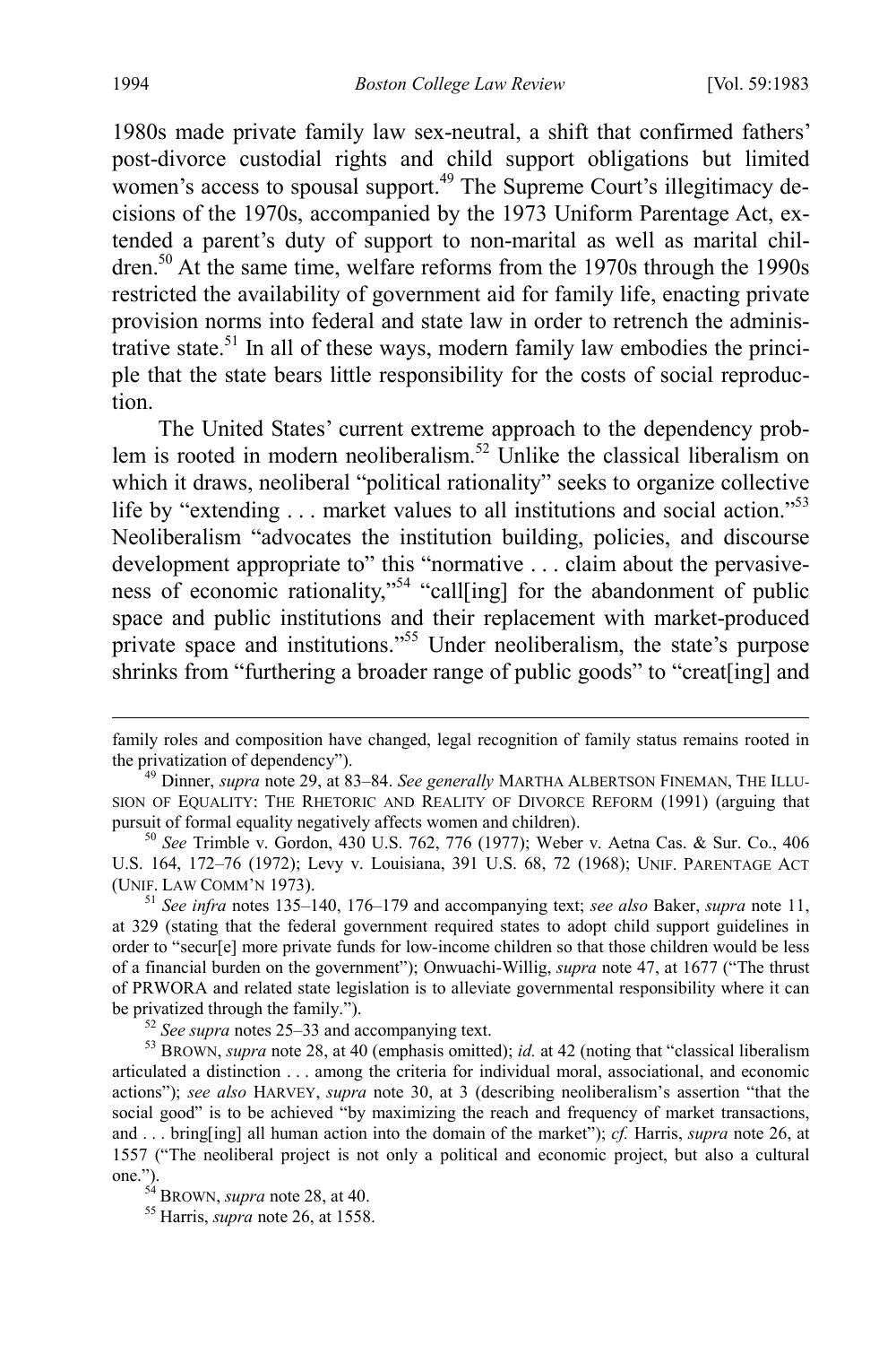1980s made private family law sex-neutral, a shift that confirmed fathers' post-divorce custodial rights and child support obligations but limited women's access to spousal support.[49] The Supreme Court's illegitimacy decisions of the 1970s, accompanied by the 1973 Uniform Parentage Act, extended a parent's duty of support to non-marital as well as marital children.[50] At the same time, welfare reforms from the 1970s through the 1990s restricted the availability of government aid for family life, enacting private provision norms into federal and state law in order to retrench the administrative state.[51] In all of these ways, modern family law embodies the principle that the state bears little responsibility for the costs of social reproduction.

The United States' current extreme approach to the dependency problem is rooted in modern neoliberalism.[52] Unlike the classical liberalism on which it draws, neoliberal "political rationality" seeks to organize collective life by "extending . . . market values to all institutions and social action."[53] Neoliberalism "advocates the institution building, policies, and discourse development appropriate to" this "normative . . . claim about the pervasiveness of economic rationality,"[54] "call[ing] for the abandonment of public space and public institutions and their replacement with market-produced private space and institutions."[55] Under neoliberalism, the state's purpose shrinks from "furthering a broader range of public goods" to "creat[ing] and

---

family roles and composition have changed, legal recognition of family status remains rooted in the privatization of dependency").

[49] Dinner, *supra* note 29, at 83–84. *See generally* MARTHA ALBERTSON FINEMAN, THE ILLUSION OF EQUALITY: THE RHETORIC AND REALITY OF DIVORCE REFORM (1991) (arguing that pursuit of formal equality negatively affects women and children).

[50] *See* Trimble v. Gordon, 430 U.S. 762, 776 (1977); Weber v. Aetna Cas. & Sur. Co., 406 U.S. 164, 172–76 (1972); Levy v. Louisiana, 391 U.S. 68, 72 (1968); UNIF. PARENTAGE ACT (UNIF. LAW COMM'N 1973).

[51] *See infra* notes 135–140, 176–179 and accompanying text; *see also* Baker, *supra* note 11, at 329 (stating that the federal government required states to adopt child support guidelines in order to "secur[e] more private funds for low-income children so that those children would be less of a financial burden on the government"); Onwuachi-Willig, *supra* note 47, at 1677 ("The thrust of PRWORA and related state legislation is to alleviate governmental responsibility where it can be privatized through the family.").

[52] *See supra* notes 25–33 and accompanying text.

[53] BROWN, *supra* note 28, at 40 (emphasis omitted); *id.* at 42 (noting that "classical liberalism articulated a distinction . . . among the criteria for individual moral, associational, and economic actions"); *see also* HARVEY, *supra* note 30, at 3 (describing neoliberalism's assertion "that the social good" is to be achieved "by maximizing the reach and frequency of market transactions, and . . . bring[ing] all human action into the domain of the market"); *cf.* Harris, *supra* note 26, at 1557 ("The neoliberal project is not only a political and economic project, but also a cultural one.").

[54] BROWN, *supra* note 28, at 40.

[55] Harris, *supra* note 26, at 1558.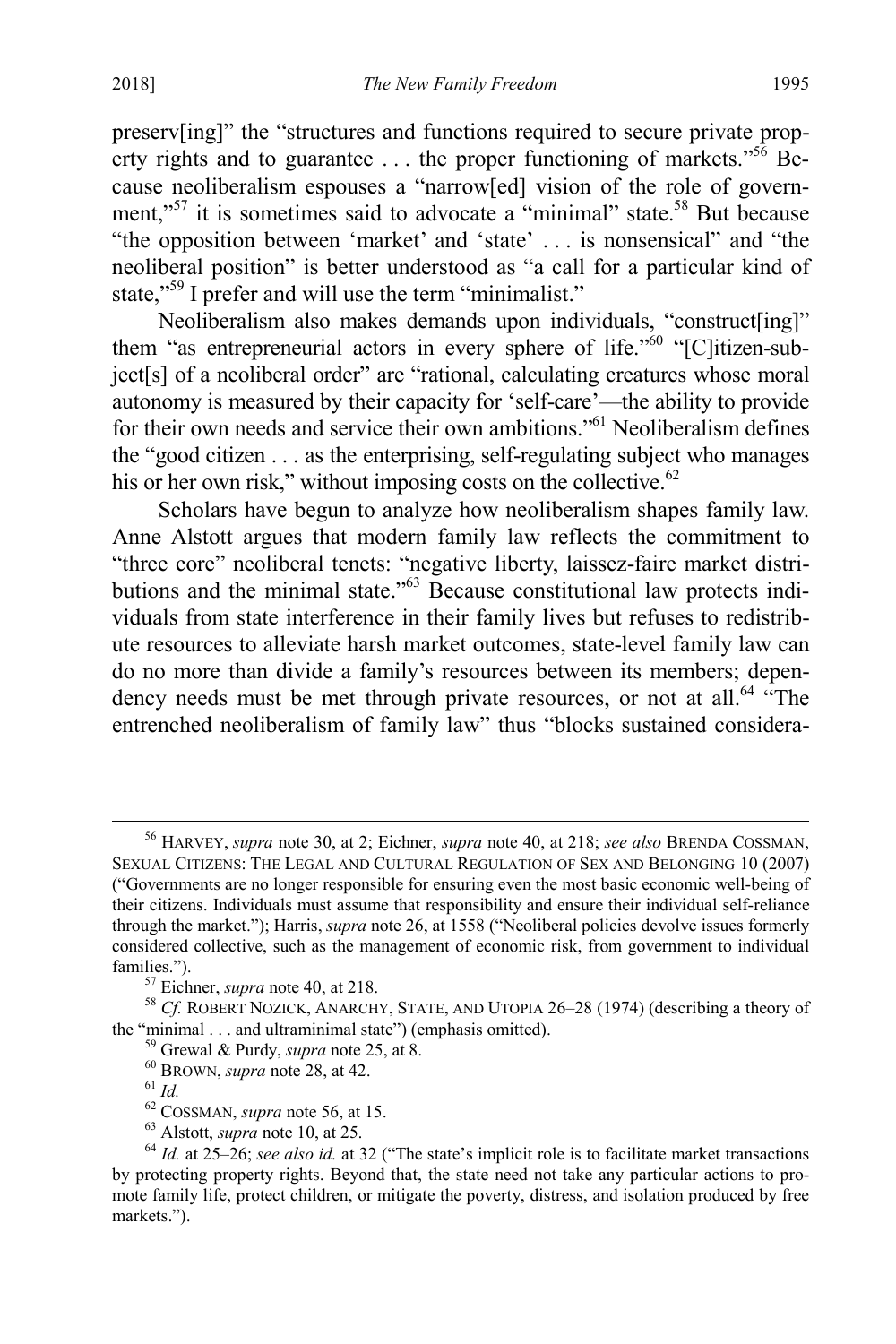preserv[ing]" the "structures and functions required to secure private property rights and to guarantee . . . the proper functioning of markets."[56] Because neoliberalism espouses a "narrow[ed] vision of the role of government,"[57] it is sometimes said to advocate a "minimal" state.[58] But because "the opposition between 'market' and 'state' . . . is nonsensical" and "the neoliberal position" is better understood as "a call for a particular kind of state,"[59] I prefer and will use the term "minimalist."

Neoliberalism also makes demands upon individuals, "construct[ing]" them "as entrepreneurial actors in every sphere of life."[60] "[C]itizen-subject[s] of a neoliberal order" are "rational, calculating creatures whose moral autonomy is measured by their capacity for 'self-care'—the ability to provide for their own needs and service their own ambitions."[61] Neoliberalism defines the "good citizen . . . as the enterprising, self-regulating subject who manages his or her own risk," without imposing costs on the collective.[62]

Scholars have begun to analyze how neoliberalism shapes family law. Anne Alstott argues that modern family law reflects the commitment to "three core" neoliberal tenets: "negative liberty, laissez-faire market distributions and the minimal state."[63] Because constitutional law protects individuals from state interference in their family lives but refuses to redistribute resources to alleviate harsh market outcomes, state-level family law can do no more than divide a family's resources between its members; dependency needs must be met through private resources, or not at all.[64] "The entrenched neoliberalism of family law" thus "blocks sustained considera-

---

[56] HARVEY, *supra* note 30, at 2; Eichner, *supra* note 40, at 218; *see also* BRENDA COSSMAN, SEXUAL CITIZENS: THE LEGAL AND CULTURAL REGULATION OF SEX AND BELONGING 10 (2007) ("Governments are no longer responsible for ensuring even the most basic economic well-being of their citizens. Individuals must assume that responsibility and ensure their individual self-reliance through the market."); Harris, *supra* note 26, at 1558 ("Neoliberal policies devolve issues formerly considered collective, such as the management of economic risk, from government to individual families.").

[57] Eichner, *supra* note 40, at 218.

[58] *Cf.* ROBERT NOZICK, ANARCHY, STATE, AND UTOPIA 26–28 (1974) (describing a theory of the "minimal . . . and ultraminimal state") (emphasis omitted).

[59] Grewal & Purdy, *supra* note 25, at 8.

[60] BROWN, *supra* note 28, at 42.

[61] *Id.*

[62] COSSMAN, *supra* note 56, at 15.

[63] Alstott, *supra* note 10, at 25.

[64] *Id.* at 25–26; *see also id.* at 32 ("The state's implicit role is to facilitate market transactions by protecting property rights. Beyond that, the state need not take any particular actions to promote family life, protect children, or mitigate the poverty, distress, and isolation produced by free markets.").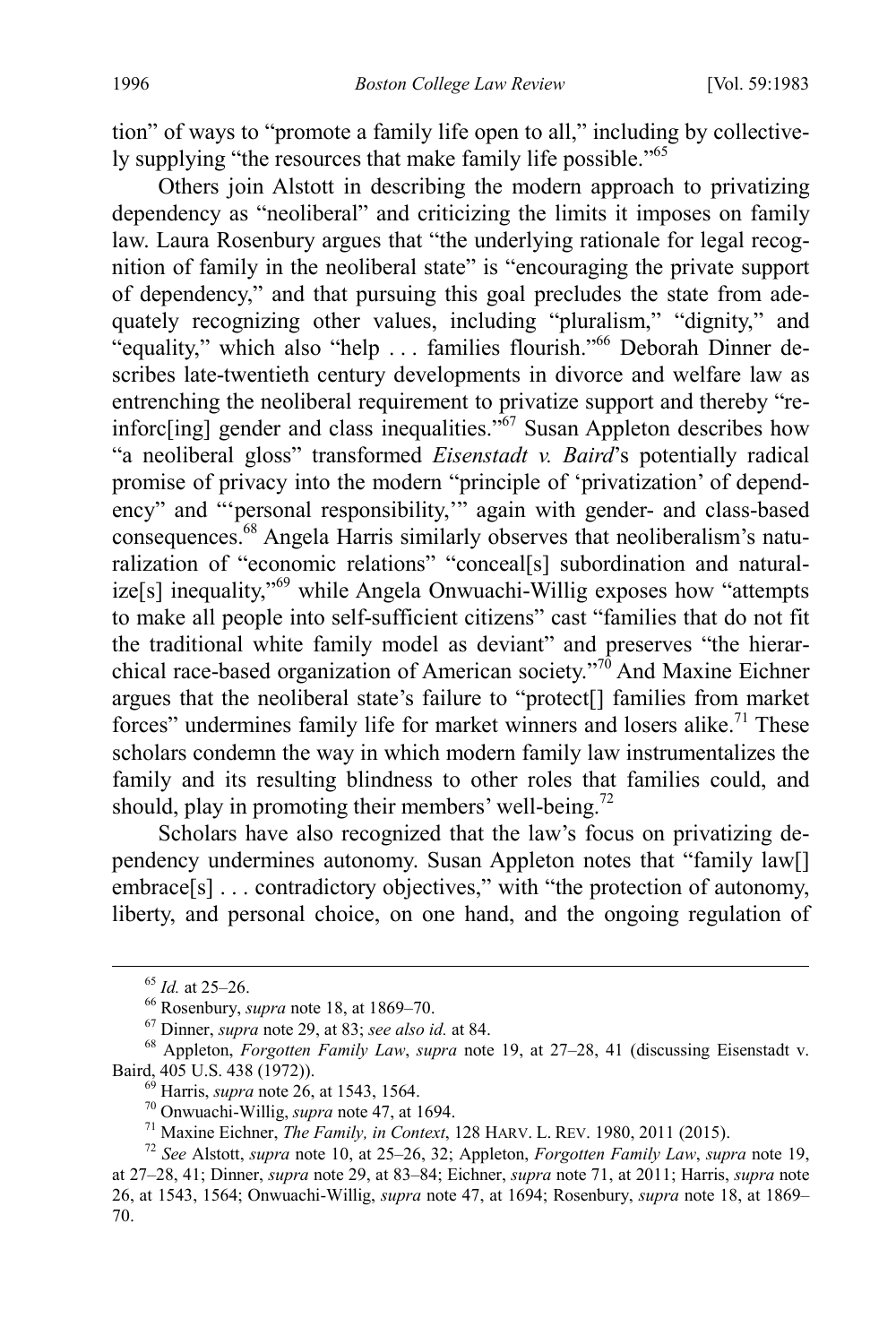tion" of ways to "promote a family life open to all," including by collectively supplying "the resources that make family life possible."[65]

Others join Alstott in describing the modern approach to privatizing dependency as "neoliberal" and criticizing the limits it imposes on family law. Laura Rosenbury argues that "the underlying rationale for legal recognition of family in the neoliberal state" is "encouraging the private support of dependency," and that pursuing this goal precludes the state from adequately recognizing other values, including "pluralism," "dignity," and "equality," which also "help . . . families flourish."[66] Deborah Dinner describes late-twentieth century developments in divorce and welfare law as entrenching the neoliberal requirement to privatize support and thereby "reinforc[ing] gender and class inequalities."[67] Susan Appleton describes how "a neoliberal gloss" transformed *Eisenstadt v. Baird*'s potentially radical promise of privacy into the modern "principle of 'privatization' of dependency" and "'personal responsibility,'" again with gender- and class-based consequences.[68] Angela Harris similarly observes that neoliberalism's naturalization of "economic relations" "conceal[s] subordination and naturalize[s] inequality,"[69] while Angela Onwuachi-Willig exposes how "attempts to make all people into self-sufficient citizens" cast "families that do not fit the traditional white family model as deviant" and preserves "the hierarchical race-based organization of American society."[70] And Maxine Eichner argues that the neoliberal state's failure to "protect[] families from market forces" undermines family life for market winners and losers alike.[71] These scholars condemn the way in which modern family law instrumentalizes the family and its resulting blindness to other roles that families could, and should, play in promoting their members' well-being.[72]

Scholars have also recognized that the law's focus on privatizing dependency undermines autonomy. Susan Appleton notes that "family law[] embrace[s] . . . contradictory objectives," with "the protection of autonomy, liberty, and personal choice, on one hand, and the ongoing regulation of

---

[65] *Id.* at 25–26.

[66] Rosenbury, *supra* note 18, at 1869–70.

[67] Dinner, *supra* note 29, at 83; *see also id.* at 84.

[68] Appleton, *Forgotten Family Law*, *supra* note 19, at 27–28, 41 (discussing Eisenstadt v. Baird, 405 U.S. 438 (1972)).

[69] Harris, *supra* note 26, at 1543, 1564.

[70] Onwuachi-Willig, *supra* note 47, at 1694.

[71] Maxine Eichner, *The Family, in Context*, 128 HARV. L. REV. 1980, 2011 (2015).

[72] *See* Alstott, *supra* note 10, at 25–26, 32; Appleton, *Forgotten Family Law*, *supra* note 19, at 27–28, 41; Dinner, *supra* note 29, at 83–84; Eichner, *supra* note 71, at 2011; Harris, *supra* note 26, at 1543, 1564; Onwuachi-Willig, *supra* note 47, at 1694; Rosenbury, *supra* note 18, at 1869–70.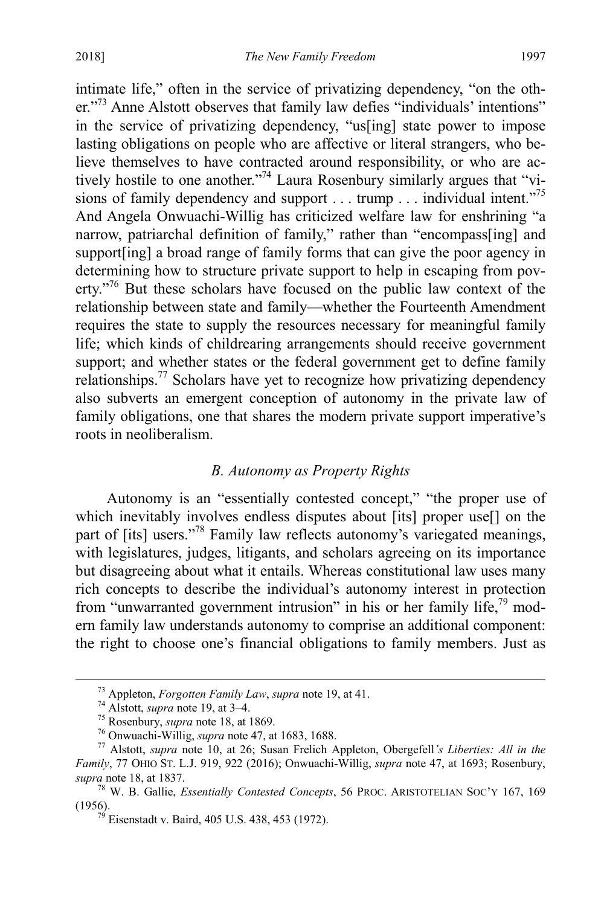intimate life," often in the service of privatizing dependency, "on the other."[73] Anne Alstott observes that family law defies "individuals' intentions" in the service of privatizing dependency, "us[ing] state power to impose lasting obligations on people who are affective or literal strangers, who believe themselves to have contracted around responsibility, or who are actively hostile to one another."[74] Laura Rosenbury similarly argues that "visions of family dependency and support . . . trump . . . individual intent."[75] And Angela Onwuachi-Willig has criticized welfare law for enshrining "a narrow, patriarchal definition of family," rather than "encompass[ing] and support[ing] a broad range of family forms that can give the poor agency in determining how to structure private support to help in escaping from poverty."[76] But these scholars have focused on the public law context of the relationship between state and family—whether the Fourteenth Amendment requires the state to supply the resources necessary for meaningful family life; which kinds of childrearing arrangements should receive government support; and whether states or the federal government get to define family relationships.[77] Scholars have yet to recognize how privatizing dependency also subverts an emergent conception of autonomy in the private law of family obligations, one that shares the modern private support imperative's roots in neoliberalism.

### *B. Autonomy as Property Rights*

Autonomy is an "essentially contested concept," "the proper use of which inevitably involves endless disputes about [its] proper use[] on the part of [its] users."[78] Family law reflects autonomy's variegated meanings, with legislatures, judges, litigants, and scholars agreeing on its importance but disagreeing about what it entails. Whereas constitutional law uses many rich concepts to describe the individual's autonomy interest in protection from "unwarranted government intrusion" in his or her family life,[79] modern family law understands autonomy to comprise an additional component: the right to choose one's financial obligations to family members. Just as

---

[73] Appleton, *Forgotten Family Law*, *supra* note 19, at 41.

[74] Alstott, *supra* note 19, at 3–4.

[75] Rosenbury, *supra* note 18, at 1869.

[76] Onwuachi-Willig, *supra* note 47, at 1683, 1688.

[77] Alstott, *supra* note 10, at 26; Susan Frelich Appleton, Obergefell*'s Liberties: All in the Family*, 77 OHIO ST. L.J. 919, 922 (2016); Onwuachi-Willig, *supra* note 47, at 1693; Rosenbury, *supra* note 18, at 1837.

[78] W. B. Gallie, *Essentially Contested Concepts*, 56 PROC. ARISTOTELIAN SOC'Y 167, 169 (1956).

[79] Eisenstadt v. Baird, 405 U.S. 438, 453 (1972).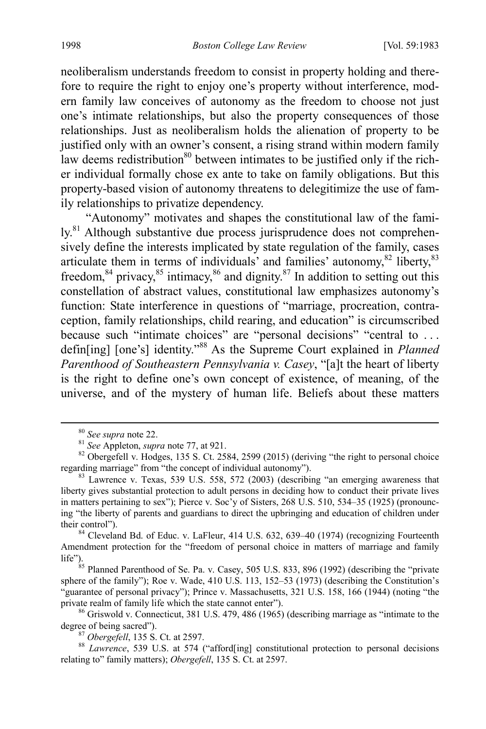neoliberalism understands freedom to consist in property holding and therefore to require the right to enjoy one's property without interference, modern family law conceives of autonomy as the freedom to choose not just one's intimate relationships, but also the property consequences of those relationships. Just as neoliberalism holds the alienation of property to be justified only with an owner's consent, a rising strand within modern family law deems redistribution[80] between intimates to be justified only if the richer individual formally chose ex ante to take on family obligations. But this property-based vision of autonomy threatens to delegitimize the use of family relationships to privatize dependency.

"Autonomy" motivates and shapes the constitutional law of the family.[81] Although substantive due process jurisprudence does not comprehensively define the interests implicated by state regulation of the family, cases articulate them in terms of individuals' and families' autonomy,[82] liberty,[83] freedom,[84] privacy,[85] intimacy,[86] and dignity.[87] In addition to setting out this constellation of abstract values, constitutional law emphasizes autonomy's function: State interference in questions of "marriage, procreation, contraception, family relationships, child rearing, and education" is circumscribed because such "intimate choices" are "personal decisions" "central to . . . defin[ing] [one's] identity."[88] As the Supreme Court explained in *Planned Parenthood of Southeastern Pennsylvania v. Casey*, "[a]t the heart of liberty is the right to define one's own concept of existence, of meaning, of the universe, and of the mystery of human life. Beliefs about these matters

---

[80] *See supra* note 22.

[81] *See* Appleton, *supra* note 77, at 921.

[82] Obergefell v. Hodges, 135 S. Ct. 2584, 2599 (2015) (deriving "the right to personal choice regarding marriage" from "the concept of individual autonomy").

[83] Lawrence v. Texas, 539 U.S. 558, 572 (2003) (describing "an emerging awareness that liberty gives substantial protection to adult persons in deciding how to conduct their private lives in matters pertaining to sex"); Pierce v. Soc'y of Sisters, 268 U.S. 510, 534–35 (1925) (pronouncing "the liberty of parents and guardians to direct the upbringing and education of children under their control").

[84] Cleveland Bd. of Educ. v. LaFleur, 414 U.S. 632, 639–40 (1974) (recognizing Fourteenth Amendment protection for the "freedom of personal choice in matters of marriage and family life").

[85] Planned Parenthood of Se. Pa. v. Casey, 505 U.S. 833, 896 (1992) (describing the "private sphere of the family"); Roe v. Wade, 410 U.S. 113, 152–53 (1973) (describing the Constitution's "guarantee of personal privacy"); Prince v. Massachusetts, 321 U.S. 158, 166 (1944) (noting "the private realm of family life which the state cannot enter").

[86] Griswold v. Connecticut, 381 U.S. 479, 486 (1965) (describing marriage as "intimate to the degree of being sacred").

[87] *Obergefell*, 135 S. Ct. at 2597.

[88] *Lawrence*, 539 U.S. at 574 ("afford[ing] constitutional protection to personal decisions relating to" family matters); *Obergefell*, 135 S. Ct. at 2597.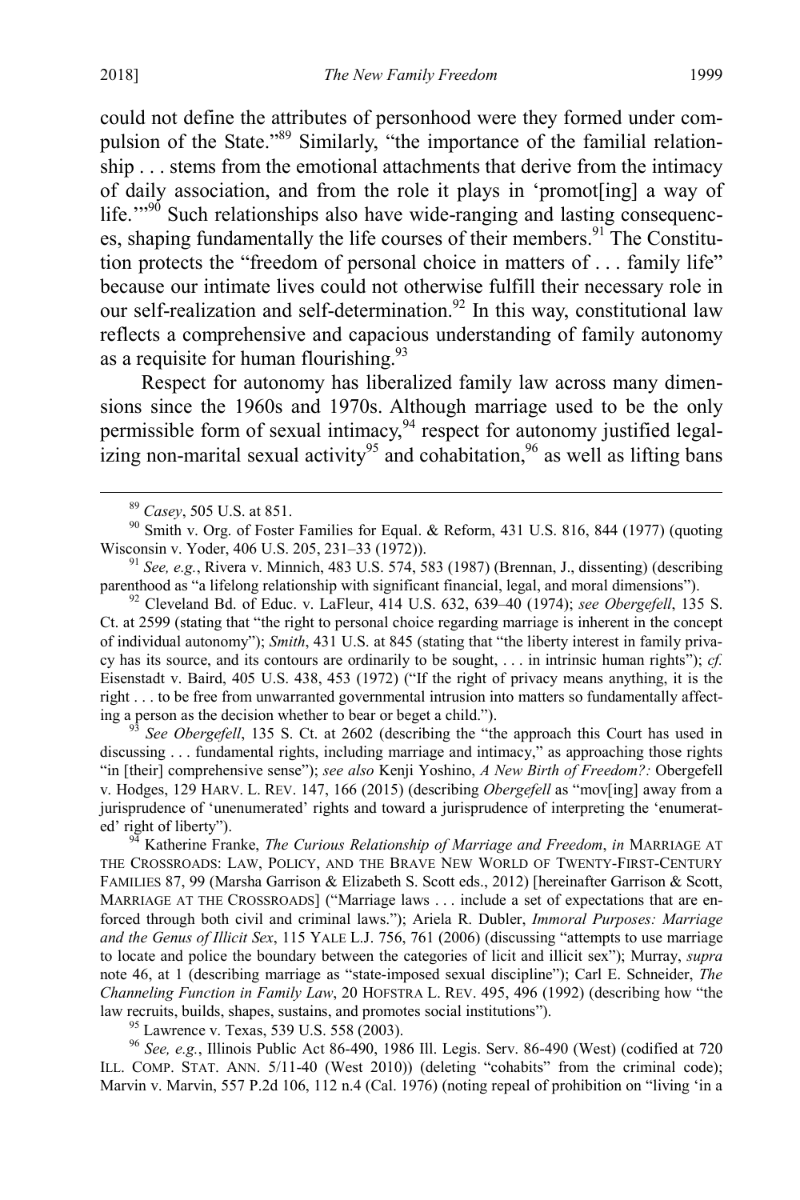could not define the attributes of personhood were they formed under compulsion of the State."[89] Similarly, "the importance of the familial relationship . . . stems from the emotional attachments that derive from the intimacy of daily association, and from the role it plays in 'promot[ing] a way of life.'"[90] Such relationships also have wide-ranging and lasting consequences, shaping fundamentally the life courses of their members.[91] The Constitution protects the "freedom of personal choice in matters of . . . family life" because our intimate lives could not otherwise fulfill their necessary role in our self-realization and self-determination.[92] In this way, constitutional law reflects a comprehensive and capacious understanding of family autonomy as a requisite for human flourishing.[93]

Respect for autonomy has liberalized family law across many dimensions since the 1960s and 1970s. Although marriage used to be the only permissible form of sexual intimacy,[94] respect for autonomy justified legalizing non-marital sexual activity[95] and cohabitation,[96] as well as lifting bans

---

[89] *Casey*, 505 U.S. at 851.

[90] Smith v. Org. of Foster Families for Equal. & Reform, 431 U.S. 816, 844 (1977) (quoting Wisconsin v. Yoder, 406 U.S. 205, 231–33 (1972)).

[91] *See, e.g.*, Rivera v. Minnich, 483 U.S. 574, 583 (1987) (Brennan, J., dissenting) (describing parenthood as "a lifelong relationship with significant financial, legal, and moral dimensions").

[92] Cleveland Bd. of Educ. v. LaFleur, 414 U.S. 632, 639–40 (1974); *see Obergefell*, 135 S. Ct. at 2599 (stating that "the right to personal choice regarding marriage is inherent in the concept of individual autonomy"); *Smith*, 431 U.S. at 845 (stating that "the liberty interest in family privacy has its source, and its contours are ordinarily to be sought, . . . in intrinsic human rights"); *cf.* Eisenstadt v. Baird, 405 U.S. 438, 453 (1972) ("If the right of privacy means anything, it is the right . . . to be free from unwarranted governmental intrusion into matters so fundamentally affecting a person as the decision whether to bear or beget a child.").

[93] *See Obergefell*, 135 S. Ct. at 2602 (describing the "the approach this Court has used in discussing . . . fundamental rights, including marriage and intimacy," as approaching those rights "in [their] comprehensive sense"); *see also* Kenji Yoshino, *A New Birth of Freedom?:* Obergefell v. Hodges, 129 HARV. L. REV. 147, 166 (2015) (describing *Obergefell* as "mov[ing] away from a jurisprudence of 'unenumerated' rights and toward a jurisprudence of interpreting the 'enumerated' right of liberty").

[94] Katherine Franke, *The Curious Relationship of Marriage and Freedom*, *in* MARRIAGE AT THE CROSSROADS: LAW, POLICY, AND THE BRAVE NEW WORLD OF TWENTY-FIRST-CENTURY FAMILIES 87, 99 (Marsha Garrison & Elizabeth S. Scott eds., 2012) [hereinafter Garrison & Scott, MARRIAGE AT THE CROSSROADS] ("Marriage laws . . . include a set of expectations that are enforced through both civil and criminal laws."); Ariela R. Dubler, *Immoral Purposes: Marriage and the Genus of Illicit Sex*, 115 YALE L.J. 756, 761 (2006) (discussing "attempts to use marriage to locate and police the boundary between the categories of licit and illicit sex"); Murray, *supra* note 46, at 1 (describing marriage as "state-imposed sexual discipline"); Carl E. Schneider, *The Channeling Function in Family Law*, 20 HOFSTRA L. REV. 495, 496 (1992) (describing how "the law recruits, builds, shapes, sustains, and promotes social institutions").

[95] Lawrence v. Texas, 539 U.S. 558 (2003).

[96] *See, e.g.*, Illinois Public Act 86-490, 1986 Ill. Legis. Serv. 86-490 (West) (codified at 720 ILL. COMP. STAT. ANN. 5/11-40 (West 2010)) (deleting "cohabits" from the criminal code); Marvin v. Marvin, 557 P.2d 106, 112 n.4 (Cal. 1976) (noting repeal of prohibition on "living 'in a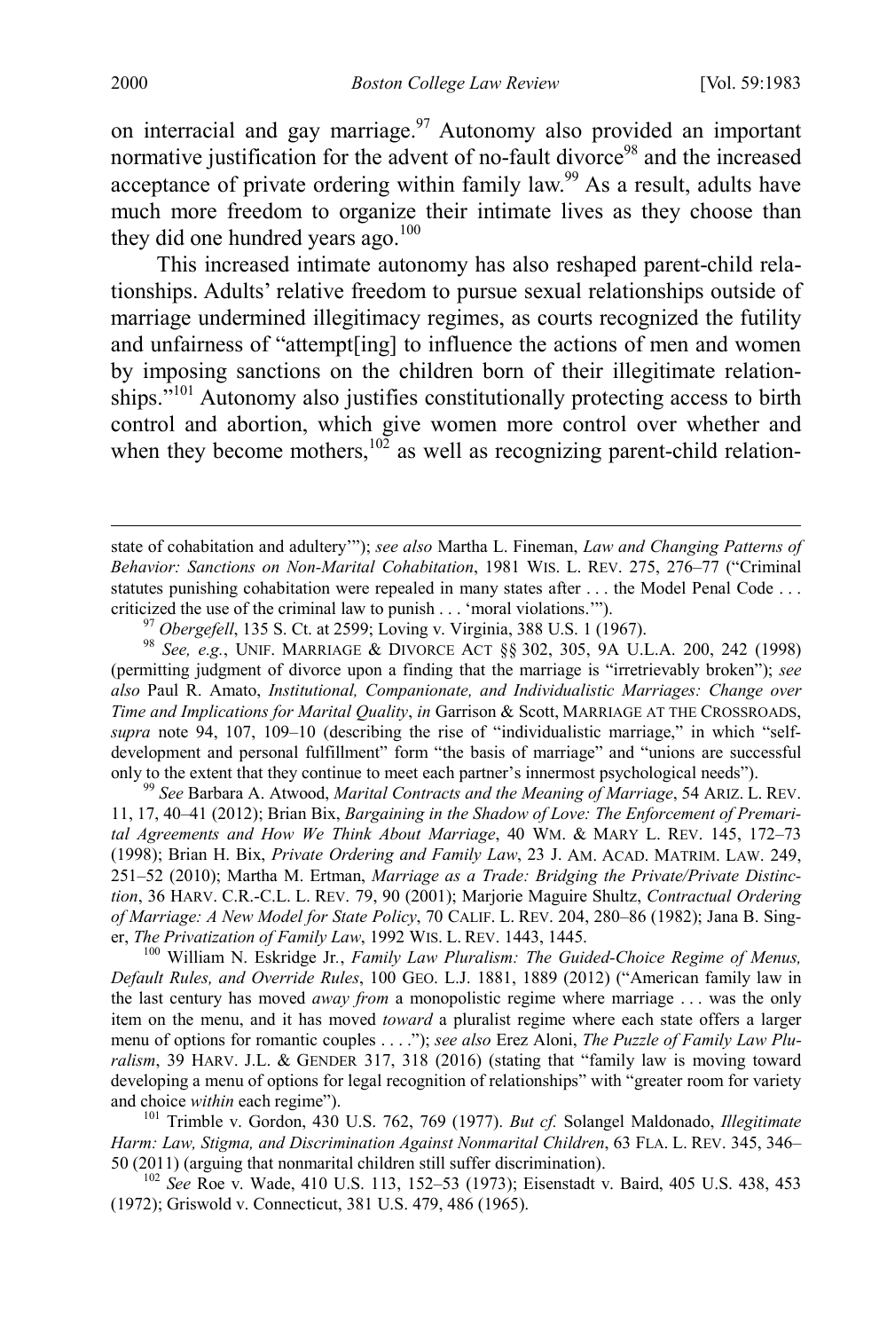on interracial and gay marriage.[97] Autonomy also provided an important normative justification for the advent of no-fault divorce[98] and the increased acceptance of private ordering within family law.[99] As a result, adults have much more freedom to organize their intimate lives as they choose than they did one hundred years ago.[100]

This increased intimate autonomy has also reshaped parent-child relationships. Adults' relative freedom to pursue sexual relationships outside of marriage undermined illegitimacy regimes, as courts recognized the futility and unfairness of "attempt[ing] to influence the actions of men and women by imposing sanctions on the children born of their illegitimate relationships."[101] Autonomy also justifies constitutionally protecting access to birth control and abortion, which give women more control over whether and when they become mothers,[102] as well as recognizing parent-child relation-

---

state of cohabitation and adultery'"); *see also* Martha L. Fineman, *Law and Changing Patterns of Behavior: Sanctions on Non-Marital Cohabitation*, 1981 WIS. L. REV. 275, 276–77 ("Criminal statutes punishing cohabitation were repealed in many states after . . . the Model Penal Code . . . criticized the use of the criminal law to punish . . . 'moral violations.'").

[97] *Obergefell*, 135 S. Ct. at 2599; Loving v. Virginia, 388 U.S. 1 (1967).

[98] *See, e.g.*, UNIF. MARRIAGE & DIVORCE ACT §§ 302, 305, 9A U.L.A. 200, 242 (1998) (permitting judgment of divorce upon a finding that the marriage is "irretrievably broken"); *see also* Paul R. Amato, *Institutional, Companionate, and Individualistic Marriages: Change over Time and Implications for Marital Quality*, *in* Garrison & Scott, MARRIAGE AT THE CROSSROADS, *supra* note 94, 107, 109–10 (describing the rise of "individualistic marriage," in which "self-development and personal fulfillment" form "the basis of marriage" and "unions are successful only to the extent that they continue to meet each partner's innermost psychological needs").

[99] *See* Barbara A. Atwood, *Marital Contracts and the Meaning of Marriage*, 54 ARIZ. L. REV. 11, 17, 40–41 (2012); Brian Bix, *Bargaining in the Shadow of Love: The Enforcement of Premarital Agreements and How We Think About Marriage*, 40 WM. & MARY L. REV. 145, 172–73 (1998); Brian H. Bix, *Private Ordering and Family Law*, 23 J. AM. ACAD. MATRIM. LAW. 249, 251–52 (2010); Martha M. Ertman, *Marriage as a Trade: Bridging the Private/Private Distinction*, 36 HARV. C.R.-C.L. L. REV. 79, 90 (2001); Marjorie Maguire Shultz, *Contractual Ordering of Marriage: A New Model for State Policy*, 70 CALIF. L. REV. 204, 280–86 (1982); Jana B. Singer, *The Privatization of Family Law*, 1992 WIS. L. REV. 1443, 1445.

[100] William N. Eskridge Jr., *Family Law Pluralism: The Guided-Choice Regime of Menus, Default Rules, and Override Rules*, 100 GEO. L.J. 1881, 1889 (2012) ("American family law in the last century has moved *away from* a monopolistic regime where marriage . . . was the only item on the menu, and it has moved *toward* a pluralist regime where each state offers a larger menu of options for romantic couples . . . ."); *see also* Erez Aloni, *The Puzzle of Family Law Pluralism*, 39 HARV. J.L. & GENDER 317, 318 (2016) (stating that "family law is moving toward developing a menu of options for legal recognition of relationships" with "greater room for variety and choice *within* each regime").

[101] Trimble v. Gordon, 430 U.S. 762, 769 (1977). *But cf.* Solangel Maldonado, *Illegitimate Harm: Law, Stigma, and Discrimination Against Nonmarital Children*, 63 FLA. L. REV. 345, 346–50 (2011) (arguing that nonmarital children still suffer discrimination).

[102] *See* Roe v. Wade, 410 U.S. 113, 152–53 (1973); Eisenstadt v. Baird, 405 U.S. 438, 453 (1972); Griswold v. Connecticut, 381 U.S. 479, 486 (1965).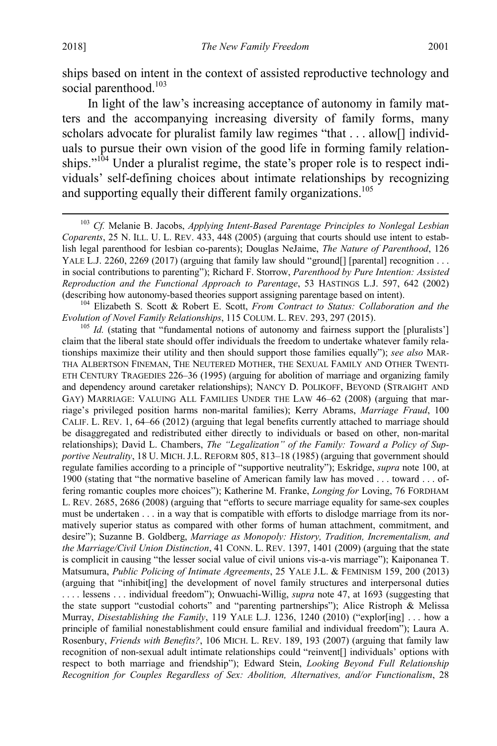ships based on intent in the context of assisted reproductive technology and social parenthood.[103]

In light of the law's increasing acceptance of autonomy in family matters and the accompanying increasing diversity of family forms, many scholars advocate for pluralist family law regimes "that . . . allow[] individuals to pursue their own vision of the good life in forming family relationships."[104] Under a pluralist regime, the state's proper role is to respect individuals' self-defining choices about intimate relationships by recognizing and supporting equally their different family organizations.[105]

---

[103] *Cf.* Melanie B. Jacobs, *Applying Intent-Based Parentage Principles to Nonlegal Lesbian Coparents*, 25 N. ILL. U. L. REV. 433, 448 (2005) (arguing that courts should use intent to establish legal parenthood for lesbian co-parents); Douglas NeJaime, *The Nature of Parenthood*, 126 YALE L.J. 2260, 2269 (2017) (arguing that family law should "ground[] [parental] recognition . . . in social contributions to parenting"); Richard F. Storrow, *Parenthood by Pure Intention: Assisted Reproduction and the Functional Approach to Parentage*, 53 HASTINGS L.J. 597, 642 (2002) (describing how autonomy-based theories support assigning parentage based on intent).

[104] Elizabeth S. Scott & Robert E. Scott, *From Contract to Status: Collaboration and the Evolution of Novel Family Relationships*, 115 COLUM. L. REV. 293, 297 (2015).

[105] *Id.* (stating that "fundamental notions of autonomy and fairness support the [pluralists'] claim that the liberal state should offer individuals the freedom to undertake whatever family relationships maximize their utility and then should support those families equally"); *see also* MARTHA ALBERTSON FINEMAN, THE NEUTERED MOTHER, THE SEXUAL FAMILY AND OTHER TWENTIETH CENTURY TRAGEDIES 226–36 (1995) (arguing for abolition of marriage and organizing family and dependency around caretaker relationships); NANCY D. POLIKOFF, BEYOND (STRAIGHT AND GAY) MARRIAGE: VALUING ALL FAMILIES UNDER THE LAW 46–62 (2008) (arguing that marriage's privileged position harms non-marital families); Kerry Abrams, *Marriage Fraud*, 100 CALIF. L. REV. 1, 64–66 (2012) (arguing that legal benefits currently attached to marriage should be disaggregated and redistributed either directly to individuals or based on other, non-marital relationships); David L. Chambers, *The "Legalization" of the Family: Toward a Policy of Supportive Neutrality*, 18 U. MICH. J.L. REFORM 805, 813–18 (1985) (arguing that government should regulate families according to a principle of "supportive neutrality"); Eskridge, *supra* note 100, at 1900 (stating that "the normative baseline of American family law has moved . . . toward . . . offering romantic couples more choices"); Katherine M. Franke, *Longing for* Loving, 76 FORDHAM L. REV. 2685, 2686 (2008) (arguing that "efforts to secure marriage equality for same-sex couples must be undertaken . . . in a way that is compatible with efforts to dislodge marriage from its normatively superior status as compared with other forms of human attachment, commitment, and desire"); Suzanne B. Goldberg, *Marriage as Monopoly: History, Tradition, Incrementalism, and the Marriage/Civil Union Distinction*, 41 CONN. L. REV. 1397, 1401 (2009) (arguing that the state is complicit in causing "the lesser social value of civil unions vis-a-vis marriage"); Kaiponanea T. Matsumura, *Public Policing of Intimate Agreements*, 25 YALE J.L. & FEMINISM 159, 200 (2013) (arguing that "inhibit[ing] the development of novel family structures and interpersonal duties . . . . lessens . . . individual freedom"); Onwuachi-Willig, *supra* note 47, at 1693 (suggesting that the state support "custodial cohorts" and "parenting partnerships"); Alice Ristroph & Melissa Murray, *Disestablishing the Family*, 119 YALE L.J. 1236, 1240 (2010) ("explor[ing] . . . how a principle of familial nonestablishment could ensure familial and individual freedom"); Laura A. Rosenbury, *Friends with Benefits?*, 106 MICH. L. REV. 189, 193 (2007) (arguing that family law recognition of non-sexual adult intimate relationships could "reinvent[] individuals' options with respect to both marriage and friendship"); Edward Stein, *Looking Beyond Full Relationship Recognition for Couples Regardless of Sex: Abolition, Alternatives, and/or Functionalism*, 28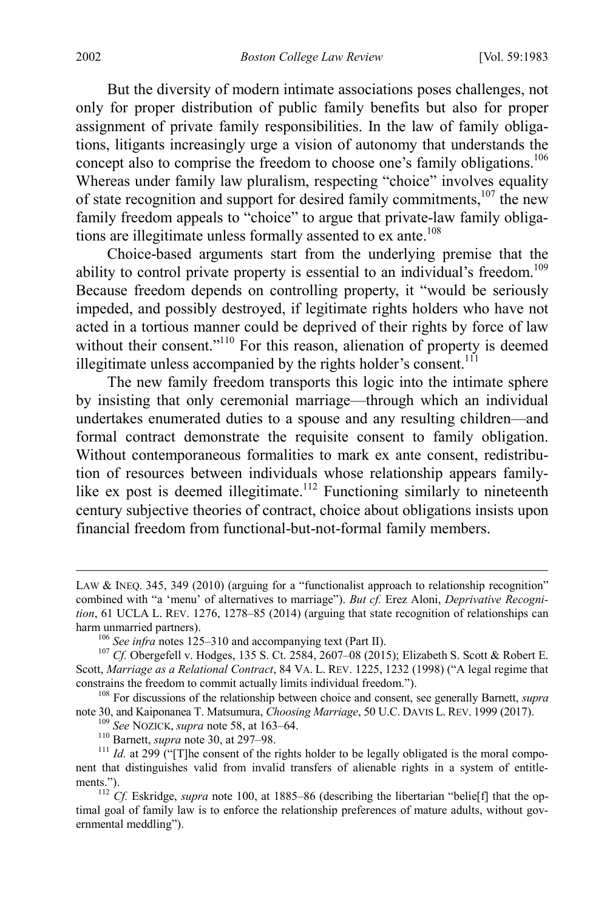But the diversity of modern intimate associations poses challenges, not only for proper distribution of public family benefits but also for proper assignment of private family responsibilities. In the law of family obligations, litigants increasingly urge a vision of autonomy that understands the concept also to comprise the freedom to choose one's family obligations.[106] Whereas under family law pluralism, respecting "choice" involves equality of state recognition and support for desired family commitments,[107] the new family freedom appeals to "choice" to argue that private-law family obligations are illegitimate unless formally assented to ex ante.[108]

Choice-based arguments start from the underlying premise that the ability to control private property is essential to an individual's freedom.[109] Because freedom depends on controlling property, it "would be seriously impeded, and possibly destroyed, if legitimate rights holders who have not acted in a tortious manner could be deprived of their rights by force of law without their consent."[110] For this reason, alienation of property is deemed illegitimate unless accompanied by the rights holder's consent.[111]

The new family freedom transports this logic into the intimate sphere by insisting that only ceremonial marriage—through which an individual undertakes enumerated duties to a spouse and any resulting children—and formal contract demonstrate the requisite consent to family obligation. Without contemporaneous formalities to mark ex ante consent, redistribution of resources between individuals whose relationship appears family-like ex post is deemed illegitimate.[112] Functioning similarly to nineteenth century subjective theories of contract, choice about obligations insists upon financial freedom from functional-but-not-formal family members.

---

LAW & INEQ. 345, 349 (2010) (arguing for a "functionalist approach to relationship recognition" combined with "a 'menu' of alternatives to marriage"). *But cf.* Erez Aloni, *Deprivative Recognition*, 61 UCLA L. REV. 1276, 1278–85 (2014) (arguing that state recognition of relationships can harm unmarried partners).

[106] *See infra* notes 125–310 and accompanying text (Part II).

[107] *Cf.* Obergefell v. Hodges, 135 S. Ct. 2584, 2607–08 (2015); Elizabeth S. Scott & Robert E. Scott, *Marriage as a Relational Contract*, 84 VA. L. REV. 1225, 1232 (1998) ("A legal regime that constrains the freedom to commit actually limits individual freedom.").

[108] For discussions of the relationship between choice and consent, see generally Barnett, *supra* note 30, and Kaiponanea T. Matsumura, *Choosing Marriage*, 50 U.C. DAVIS L. REV. 1999 (2017).

[109] *See* NOZICK, *supra* note 58, at 163–64.

[110] Barnett, *supra* note 30, at 297–98.

[111] *Id.* at 299 ("[T]he consent of the rights holder to be legally obligated is the moral component that distinguishes valid from invalid transfers of alienable rights in a system of entitlements.").

[112] *Cf.* Eskridge, *supra* note 100, at 1885–86 (describing the libertarian "belie[f] that the optimal goal of family law is to enforce the relationship preferences of mature adults, without governmental meddling").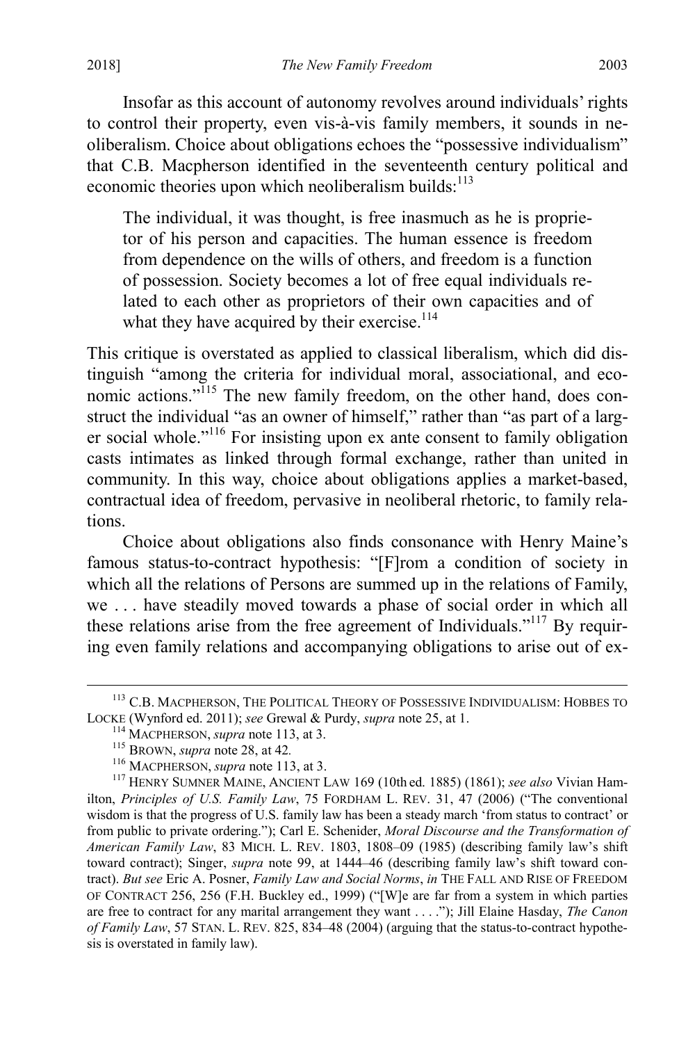Insofar as this account of autonomy revolves around individuals' rights to control their property, even vis-à-vis family members, it sounds in neoliberalism. Choice about obligations echoes the "possessive individualism" that C.B. Macpherson identified in the seventeenth century political and economic theories upon which neoliberalism builds:[113]

> The individual, it was thought, is free inasmuch as he is proprietor of his person and capacities. The human essence is freedom from dependence on the wills of others, and freedom is a function of possession. Society becomes a lot of free equal individuals related to each other as proprietors of their own capacities and of what they have acquired by their exercise.[114]

This critique is overstated as applied to classical liberalism, which did distinguish "among the criteria for individual moral, associational, and economic actions."[115] The new family freedom, on the other hand, does construct the individual "as an owner of himself," rather than "as part of a larger social whole."[116] For insisting upon ex ante consent to family obligation casts intimates as linked through formal exchange, rather than united in community. In this way, choice about obligations applies a market-based, contractual idea of freedom, pervasive in neoliberal rhetoric, to family relations.

Choice about obligations also finds consonance with Henry Maine's famous status-to-contract hypothesis: "[F]rom a condition of society in which all the relations of Persons are summed up in the relations of Family, we . . . have steadily moved towards a phase of social order in which all these relations arise from the free agreement of Individuals."[117] By requiring even family relations and accompanying obligations to arise out of ex-

---

[113] C.B. MACPHERSON, THE POLITICAL THEORY OF POSSESSIVE INDIVIDUALISM: HOBBES TO LOCKE (Wynford ed. 2011); *see* Grewal & Purdy, *supra* note 25, at 1.

[114] MACPHERSON, *supra* note 113, at 3.

[115] BROWN, *supra* note 28, at 42.

[116] MACPHERSON, *supra* note 113, at 3.

[117] HENRY SUMNER MAINE, ANCIENT LAW 169 (10th ed. 1885) (1861); *see also* Vivian Hamilton, *Principles of U.S. Family Law*, 75 FORDHAM L. REV. 31, 47 (2006) ("The conventional wisdom is that the progress of U.S. family law has been a steady march 'from status to contract' or from public to private ordering."); Carl E. Schenider, *Moral Discourse and the Transformation of American Family Law*, 83 MICH. L. REV. 1803, 1808–09 (1985) (describing family law's shift toward contract); Singer, *supra* note 99, at 1444–46 (describing family law's shift toward contract). *But see* Eric A. Posner, *Family Law and Social Norms*, *in* THE FALL AND RISE OF FREEDOM OF CONTRACT 256, 256 (F.H. Buckley ed., 1999) ("[W]e are far from a system in which parties are free to contract for any marital arrangement they want . . . ."); Jill Elaine Hasday, *The Canon of Family Law*, 57 STAN. L. REV. 825, 834–48 (2004) (arguing that the status-to-contract hypothesis is overstated in family law).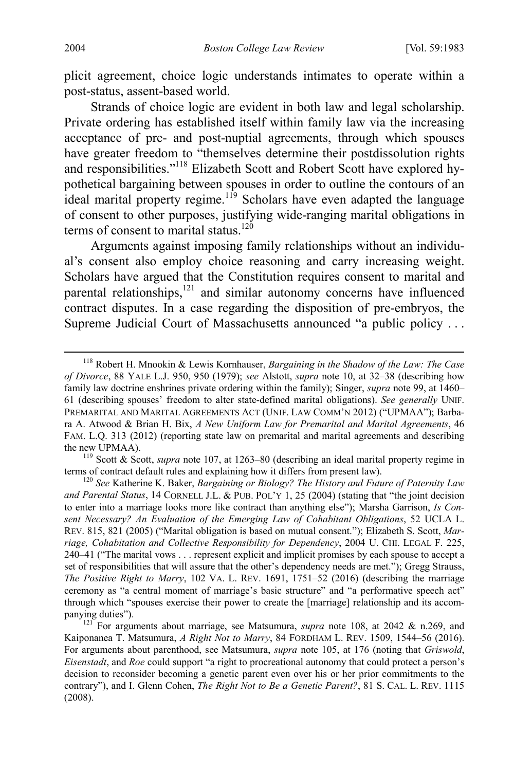plicit agreement, choice logic understands intimates to operate within a post-status, assent-based world.

Strands of choice logic are evident in both law and legal scholarship. Private ordering has established itself within family law via the increasing acceptance of pre- and post-nuptial agreements, through which spouses have greater freedom to "themselves determine their postdissolution rights and responsibilities."[118] Elizabeth Scott and Robert Scott have explored hypothetical bargaining between spouses in order to outline the contours of an ideal marital property regime.[119] Scholars have even adapted the language of consent to other purposes, justifying wide-ranging marital obligations in terms of consent to marital status.[120]

Arguments against imposing family relationships without an individual's consent also employ choice reasoning and carry increasing weight. Scholars have argued that the Constitution requires consent to marital and parental relationships,[121] and similar autonomy concerns have influenced contract disputes. In a case regarding the disposition of pre-embryos, the Supreme Judicial Court of Massachusetts announced "a public policy . . .

---

[118] Robert H. Mnookin & Lewis Kornhauser, *Bargaining in the Shadow of the Law: The Case of Divorce*, 88 YALE L.J. 950, 950 (1979); *see* Alstott, *supra* note 10, at 32–38 (describing how family law doctrine enshrines private ordering within the family); Singer, *supra* note 99, at 1460–61 (describing spouses' freedom to alter state-defined marital obligations). *See generally* UNIF. PREMARITAL AND MARITAL AGREEMENTS ACT (UNIF. LAW COMM'N 2012) ("UPMAA"); Barbara A. Atwood & Brian H. Bix, *A New Uniform Law for Premarital and Marital Agreements*, 46 FAM. L.Q. 313 (2012) (reporting state law on premarital and marital agreements and describing the new UPMAA).

[119] Scott & Scott, *supra* note 107, at 1263–80 (describing an ideal marital property regime in terms of contract default rules and explaining how it differs from present law).

[120] *See* Katherine K. Baker, *Bargaining or Biology? The History and Future of Paternity Law and Parental Status*, 14 CORNELL J.L. & PUB. POL'Y 1, 25 (2004) (stating that "the joint decision to enter into a marriage looks more like contract than anything else"); Marsha Garrison, *Is Consent Necessary? An Evaluation of the Emerging Law of Cohabitant Obligations*, 52 UCLA L. REV. 815, 821 (2005) ("Marital obligation is based on mutual consent."); Elizabeth S. Scott, *Marriage, Cohabitation and Collective Responsibility for Dependency*, 2004 U. CHI. LEGAL F. 225, 240–41 ("The marital vows . . . represent explicit and implicit promises by each spouse to accept a set of responsibilities that will assure that the other's dependency needs are met."); Gregg Strauss, *The Positive Right to Marry*, 102 VA. L. REV. 1691, 1751–52 (2016) (describing the marriage ceremony as "a central moment of marriage's basic structure" and "a performative speech act" through which "spouses exercise their power to create the [marriage] relationship and its accompanying duties").

[121] For arguments about marriage, see Matsumura, *supra* note 108, at 2042 & n.269, and Kaiponanea T. Matsumura, *A Right Not to Marry*, 84 FORDHAM L. REV. 1509, 1544–56 (2016). For arguments about parenthood, see Matsumura, *supra* note 105, at 176 (noting that *Griswold*, *Eisenstadt*, and *Roe* could support "a right to procreational autonomy that could protect a person's decision to reconsider becoming a genetic parent even over his or her prior commitments to the contrary"), and I. Glenn Cohen, *The Right Not to Be a Genetic Parent?*, 81 S. CAL. L. REV. 1115 (2008).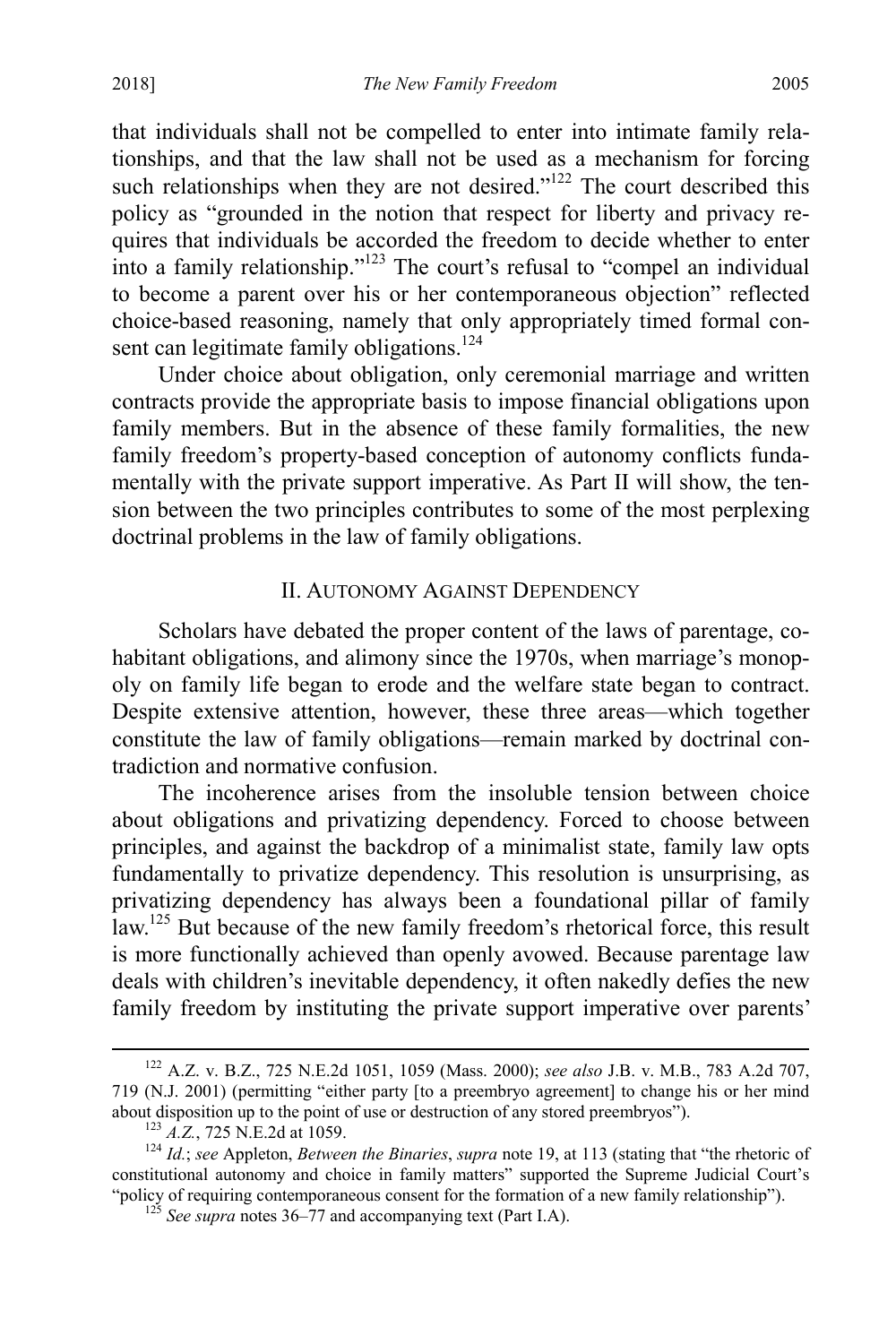that individuals shall not be compelled to enter into intimate family relationships, and that the law shall not be used as a mechanism for forcing such relationships when they are not desired."[122] The court described this policy as "grounded in the notion that respect for liberty and privacy requires that individuals be accorded the freedom to decide whether to enter into a family relationship."[123] The court's refusal to "compel an individual to become a parent over his or her contemporaneous objection" reflected choice-based reasoning, namely that only appropriately timed formal consent can legitimate family obligations.[124]

Under choice about obligation, only ceremonial marriage and written contracts provide the appropriate basis to impose financial obligations upon family members. But in the absence of these family formalities, the new family freedom's property-based conception of autonomy conflicts fundamentally with the private support imperative. As Part II will show, the tension between the two principles contributes to some of the most perplexing doctrinal problems in the law of family obligations.

## II. AUTONOMY AGAINST DEPENDENCY

Scholars have debated the proper content of the laws of parentage, cohabitant obligations, and alimony since the 1970s, when marriage's monopoly on family life began to erode and the welfare state began to contract. Despite extensive attention, however, these three areas—which together constitute the law of family obligations—remain marked by doctrinal contradiction and normative confusion.

The incoherence arises from the insoluble tension between choice about obligations and privatizing dependency. Forced to choose between principles, and against the backdrop of a minimalist state, family law opts fundamentally to privatize dependency. This resolution is unsurprising, as privatizing dependency has always been a foundational pillar of family law.[125] But because of the new family freedom's rhetorical force, this result is more functionally achieved than openly avowed. Because parentage law deals with children's inevitable dependency, it often nakedly defies the new family freedom by instituting the private support imperative over parents'

---

[122] A.Z. v. B.Z., 725 N.E.2d 1051, 1059 (Mass. 2000); *see also* J.B. v. M.B., 783 A.2d 707, 719 (N.J. 2001) (permitting "either party [to a preembryo agreement] to change his or her mind about disposition up to the point of use or destruction of any stored preembryos").

[123] *A.Z.*, 725 N.E.2d at 1059.

[124] *Id.*; *see* Appleton, *Between the Binaries*, *supra* note 19, at 113 (stating that "the rhetoric of constitutional autonomy and choice in family matters" supported the Supreme Judicial Court's "policy of requiring contemporaneous consent for the formation of a new family relationship").

[125] *See supra* notes 36–77 and accompanying text (Part I.A).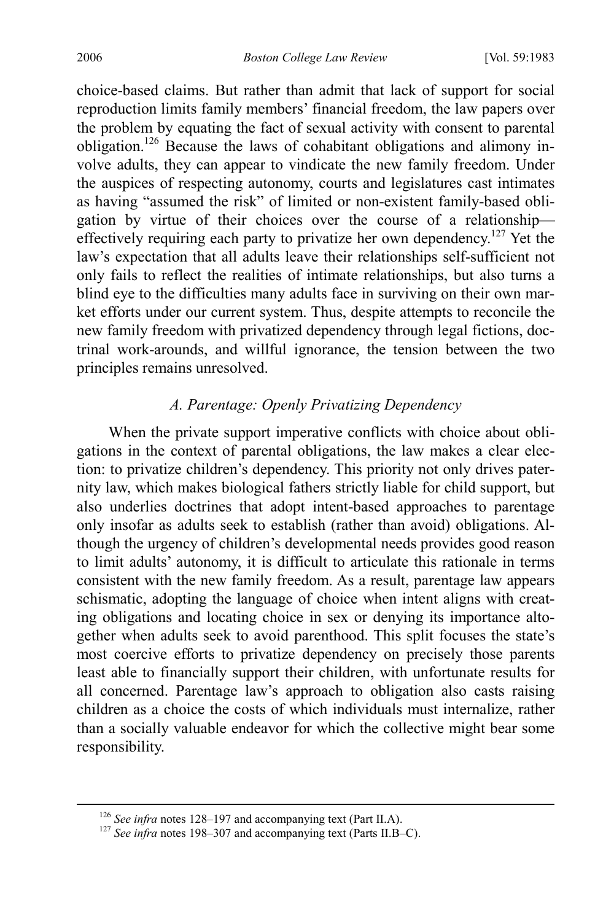choice-based claims. But rather than admit that lack of support for social reproduction limits family members' financial freedom, the law papers over the problem by equating the fact of sexual activity with consent to parental obligation.[126] Because the laws of cohabitant obligations and alimony involve adults, they can appear to vindicate the new family freedom. Under the auspices of respecting autonomy, courts and legislatures cast intimates as having "assumed the risk" of limited or non-existent family-based obligation by virtue of their choices over the course of a relationship—effectively requiring each party to privatize her own dependency.[127] Yet the law's expectation that all adults leave their relationships self-sufficient not only fails to reflect the realities of intimate relationships, but also turns a blind eye to the difficulties many adults face in surviving on their own market efforts under our current system. Thus, despite attempts to reconcile the new family freedom with privatized dependency through legal fictions, doctrinal work-arounds, and willful ignorance, the tension between the two principles remains unresolved.

### *A. Parentage: Openly Privatizing Dependency*

When the private support imperative conflicts with choice about obligations in the context of parental obligations, the law makes a clear election: to privatize children's dependency. This priority not only drives paternity law, which makes biological fathers strictly liable for child support, but also underlies doctrines that adopt intent-based approaches to parentage only insofar as adults seek to establish (rather than avoid) obligations. Although the urgency of children's developmental needs provides good reason to limit adults' autonomy, it is difficult to articulate this rationale in terms consistent with the new family freedom. As a result, parentage law appears schismatic, adopting the language of choice when intent aligns with creating obligations and locating choice in sex or denying its importance altogether when adults seek to avoid parenthood. This split focuses the state's most coercive efforts to privatize dependency on precisely those parents least able to financially support their children, with unfortunate results for all concerned. Parentage law's approach to obligation also casts raising children as a choice the costs of which individuals must internalize, rather than a socially valuable endeavor for which the collective might bear some responsibility.

[126] *See infra* notes 128–197 and accompanying text (Part II.A).

[127] *See infra* notes 198–307 and accompanying text (Parts II.B–C).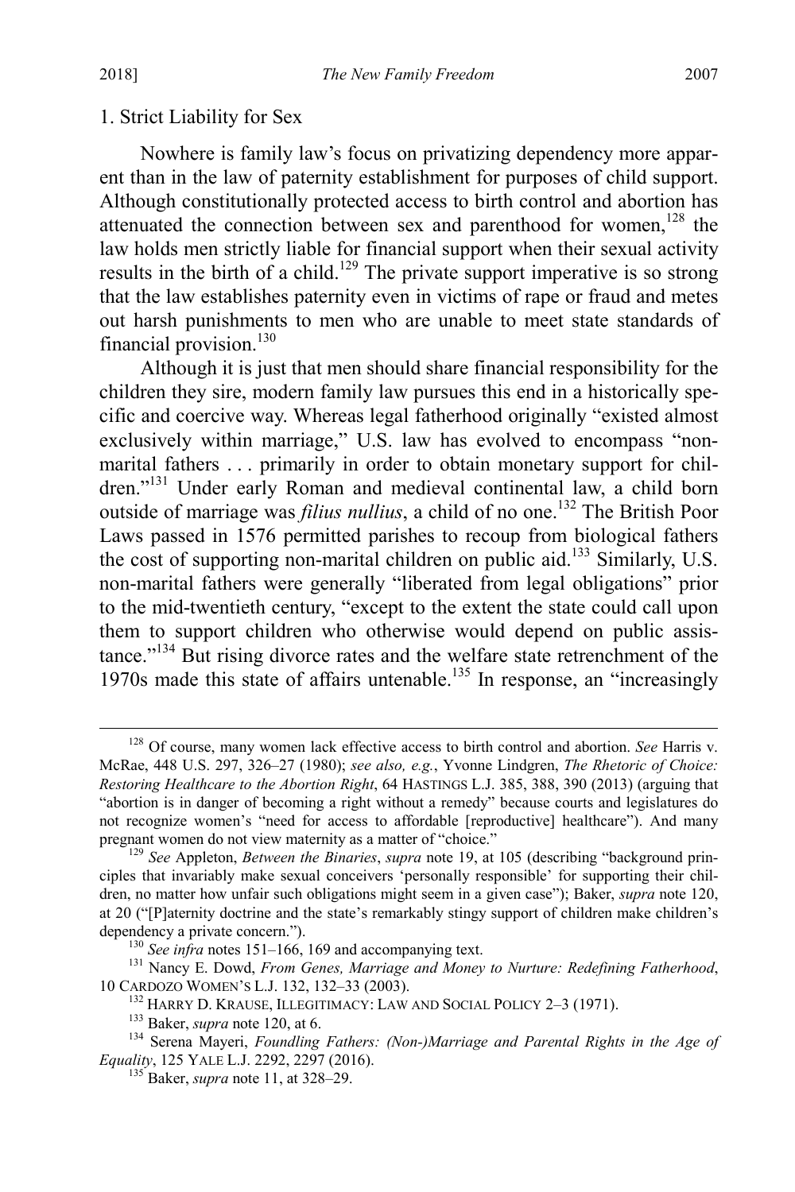### 1. Strict Liability for Sex

Nowhere is family law's focus on privatizing dependency more apparent than in the law of paternity establishment for purposes of child support. Although constitutionally protected access to birth control and abortion has attenuated the connection between sex and parenthood for women,[128] the law holds men strictly liable for financial support when their sexual activity results in the birth of a child.[129] The private support imperative is so strong that the law establishes paternity even in victims of rape or fraud and metes out harsh punishments to men who are unable to meet state standards of financial provision.[130]

Although it is just that men should share financial responsibility for the children they sire, modern family law pursues this end in a historically specific and coercive way. Whereas legal fatherhood originally "existed almost exclusively within marriage," U.S. law has evolved to encompass "non-marital fathers . . . primarily in order to obtain monetary support for children."[131] Under early Roman and medieval continental law, a child born outside of marriage was *filius nullius*, a child of no one.[132] The British Poor Laws passed in 1576 permitted parishes to recoup from biological fathers the cost of supporting non-marital children on public aid.[133] Similarly, U.S. non-marital fathers were generally "liberated from legal obligations" prior to the mid-twentieth century, "except to the extent the state could call upon them to support children who otherwise would depend on public assistance."[134] But rising divorce rates and the welfare state retrenchment of the 1970s made this state of affairs untenable.[135] In response, an "increasingly

---

[128] Of course, many women lack effective access to birth control and abortion. *See* Harris v. McRae, 448 U.S. 297, 326–27 (1980); *see also, e.g.*, Yvonne Lindgren, *The Rhetoric of Choice: Restoring Healthcare to the Abortion Right*, 64 HASTINGS L.J. 385, 388, 390 (2013) (arguing that "abortion is in danger of becoming a right without a remedy" because courts and legislatures do not recognize women's "need for access to affordable [reproductive] healthcare"). And many pregnant women do not view maternity as a matter of "choice."

[129] *See* Appleton, *Between the Binaries*, *supra* note 19, at 105 (describing "background principles that invariably make sexual conceivers 'personally responsible' for supporting their children, no matter how unfair such obligations might seem in a given case"); Baker, *supra* note 120, at 20 ("[P]aternity doctrine and the state's remarkably stingy support of children make children's dependency a private concern.").

[130] *See infra* notes 151–166, 169 and accompanying text.

[131] Nancy E. Dowd, *From Genes, Marriage and Money to Nurture: Redefining Fatherhood*, 10 CARDOZO WOMEN'S L.J. 132, 132–33 (2003).

[132] HARRY D. KRAUSE, ILLEGITIMACY: LAW AND SOCIAL POLICY 2–3 (1971).

[133] Baker, *supra* note 120, at 6.

[134] Serena Mayeri, *Foundling Fathers: (Non-)Marriage and Parental Rights in the Age of Equality*, 125 YALE L.J. 2292, 2297 (2016).

[135] Baker, *supra* note 11, at 328–29.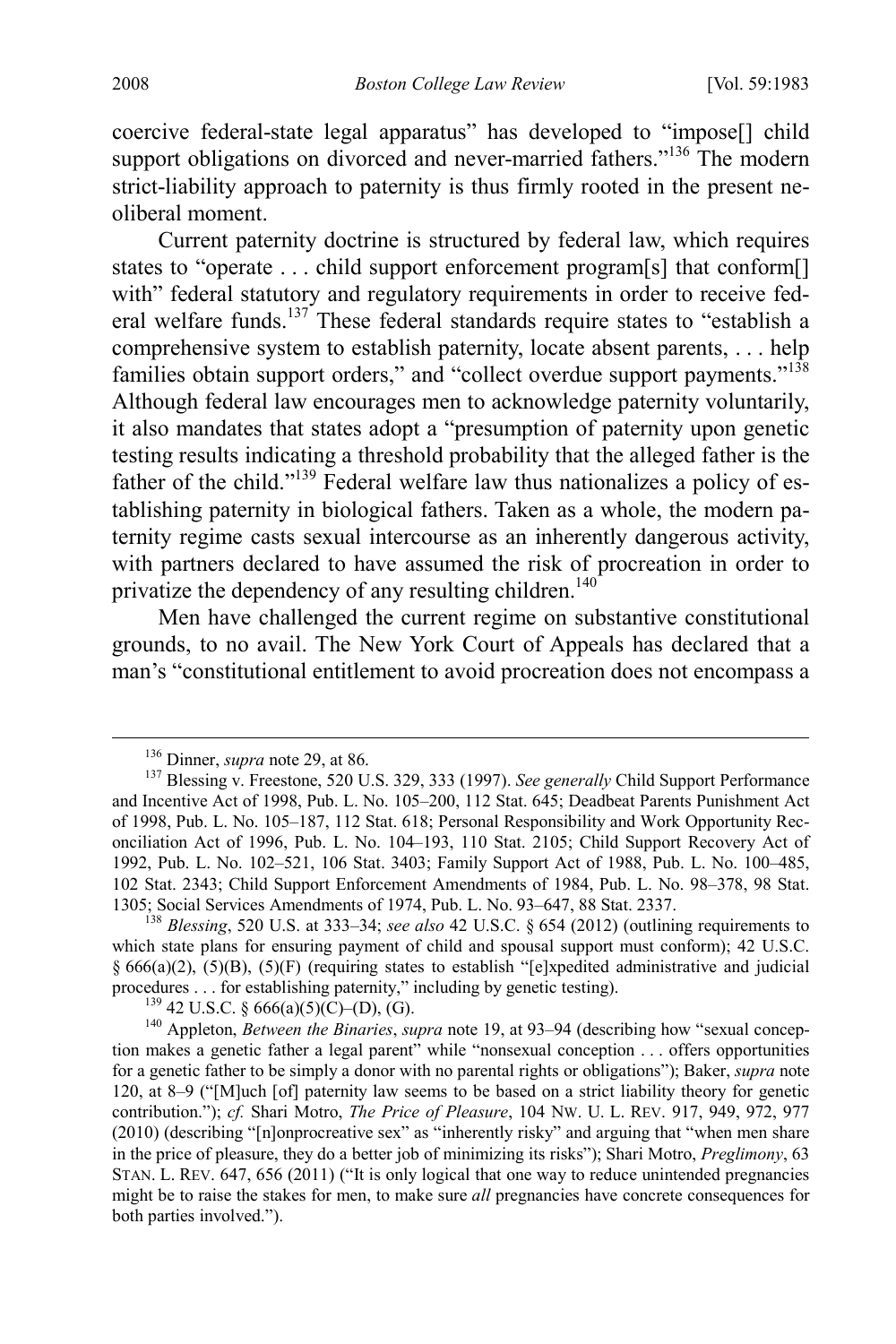coercive federal-state legal apparatus" has developed to "impose[] child support obligations on divorced and never-married fathers."[136] The modern strict-liability approach to paternity is thus firmly rooted in the present neoliberal moment.

Current paternity doctrine is structured by federal law, which requires states to "operate . . . child support enforcement program[s] that conform[] with" federal statutory and regulatory requirements in order to receive federal welfare funds.[137] These federal standards require states to "establish a comprehensive system to establish paternity, locate absent parents, . . . help families obtain support orders," and "collect overdue support payments."[138] Although federal law encourages men to acknowledge paternity voluntarily, it also mandates that states adopt a "presumption of paternity upon genetic testing results indicating a threshold probability that the alleged father is the father of the child."[139] Federal welfare law thus nationalizes a policy of establishing paternity in biological fathers. Taken as a whole, the modern paternity regime casts sexual intercourse as an inherently dangerous activity, with partners declared to have assumed the risk of procreation in order to privatize the dependency of any resulting children.[140]

Men have challenged the current regime on substantive constitutional grounds, to no avail. The New York Court of Appeals has declared that a man's "constitutional entitlement to avoid procreation does not encompass a

---

[136] Dinner, *supra* note 29, at 86.

[137] Blessing v. Freestone, 520 U.S. 329, 333 (1997). *See generally* Child Support Performance and Incentive Act of 1998, Pub. L. No. 105–200, 112 Stat. 645; Deadbeat Parents Punishment Act of 1998, Pub. L. No. 105–187, 112 Stat. 618; Personal Responsibility and Work Opportunity Reconciliation Act of 1996, Pub. L. No. 104–193, 110 Stat. 2105; Child Support Recovery Act of 1992, Pub. L. No. 102–521, 106 Stat. 3403; Family Support Act of 1988, Pub. L. No. 100–485, 102 Stat. 2343; Child Support Enforcement Amendments of 1984, Pub. L. No. 98–378, 98 Stat. 1305; Social Services Amendments of 1974, Pub. L. No. 93–647, 88 Stat. 2337.

[138] *Blessing*, 520 U.S. at 333–34; *see also* 42 U.S.C. § 654 (2012) (outlining requirements to which state plans for ensuring payment of child and spousal support must conform); 42 U.S.C. § 666(a)(2), (5)(B), (5)(F) (requiring states to establish "[e]xpedited administrative and judicial procedures . . . for establishing paternity," including by genetic testing).

[139] 42 U.S.C. § 666(a)(5)(C)–(D), (G).

[140] Appleton, *Between the Binaries*, *supra* note 19, at 93–94 (describing how "sexual conception makes a genetic father a legal parent" while "nonsexual conception . . . offers opportunities for a genetic father to be simply a donor with no parental rights or obligations"); Baker, *supra* note 120, at 8–9 ("[M]uch [of] paternity law seems to be based on a strict liability theory for genetic contribution."); *cf.* Shari Motro, *The Price of Pleasure*, 104 NW. U. L. REV. 917, 949, 972, 977 (2010) (describing "[n]onprocreative sex" as "inherently risky" and arguing that "when men share in the price of pleasure, they do a better job of minimizing its risks"); Shari Motro, *Preglimony*, 63 STAN. L. REV. 647, 656 (2011) ("It is only logical that one way to reduce unintended pregnancies might be to raise the stakes for men, to make sure *all* pregnancies have concrete consequences for both parties involved.").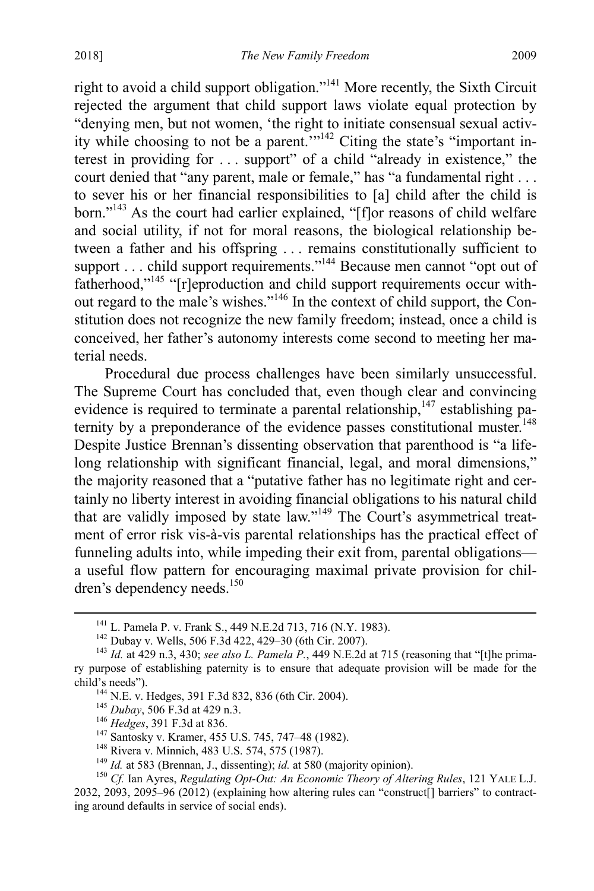right to avoid a child support obligation."[141] More recently, the Sixth Circuit rejected the argument that child support laws violate equal protection by "denying men, but not women, 'the right to initiate consensual sexual activity while choosing to not be a parent.'"[142] Citing the state's "important interest in providing for . . . support" of a child "already in existence," the court denied that "any parent, male or female," has "a fundamental right . . . to sever his or her financial responsibilities to [a] child after the child is born."[143] As the court had earlier explained, "[f]or reasons of child welfare and social utility, if not for moral reasons, the biological relationship between a father and his offspring . . . remains constitutionally sufficient to support . . . child support requirements."[144] Because men cannot "opt out of fatherhood,"[145] "[r]eproduction and child support requirements occur without regard to the male's wishes."[146] In the context of child support, the Constitution does not recognize the new family freedom; instead, once a child is conceived, her father's autonomy interests come second to meeting her material needs.

Procedural due process challenges have been similarly unsuccessful. The Supreme Court has concluded that, even though clear and convincing evidence is required to terminate a parental relationship,[147] establishing paternity by a preponderance of the evidence passes constitutional muster.[148] Despite Justice Brennan's dissenting observation that parenthood is "a lifelong relationship with significant financial, legal, and moral dimensions," the majority reasoned that a "putative father has no legitimate right and certainly no liberty interest in avoiding financial obligations to his natural child that are validly imposed by state law."[149] The Court's asymmetrical treatment of error risk vis-à-vis parental relationships has the practical effect of funneling adults into, while impeding their exit from, parental obligations—a useful flow pattern for encouraging maximal private provision for children's dependency needs.[150]

---

[141] L. Pamela P. v. Frank S., 449 N.E.2d 713, 716 (N.Y. 1983).

[142] Dubay v. Wells, 506 F.3d 422, 429–30 (6th Cir. 2007).

[143] *Id.* at 429 n.3, 430; *see also L. Pamela P.*, 449 N.E.2d at 715 (reasoning that "[t]he primary purpose of establishing paternity is to ensure that adequate provision will be made for the child's needs").

[144] N.E. v. Hedges, 391 F.3d 832, 836 (6th Cir. 2004).

[145] *Dubay*, 506 F.3d at 429 n.3.

[146] *Hedges*, 391 F.3d at 836.

[147] Santosky v. Kramer, 455 U.S. 745, 747–48 (1982).

[148] Rivera v. Minnich, 483 U.S. 574, 575 (1987).

[149] *Id.* at 583 (Brennan, J., dissenting); *id.* at 580 (majority opinion).

[150] *Cf.* Ian Ayres, *Regulating Opt-Out: An Economic Theory of Altering Rules*, 121 YALE L.J. 2032, 2093, 2095–96 (2012) (explaining how altering rules can "construct[] barriers" to contracting around defaults in service of social ends).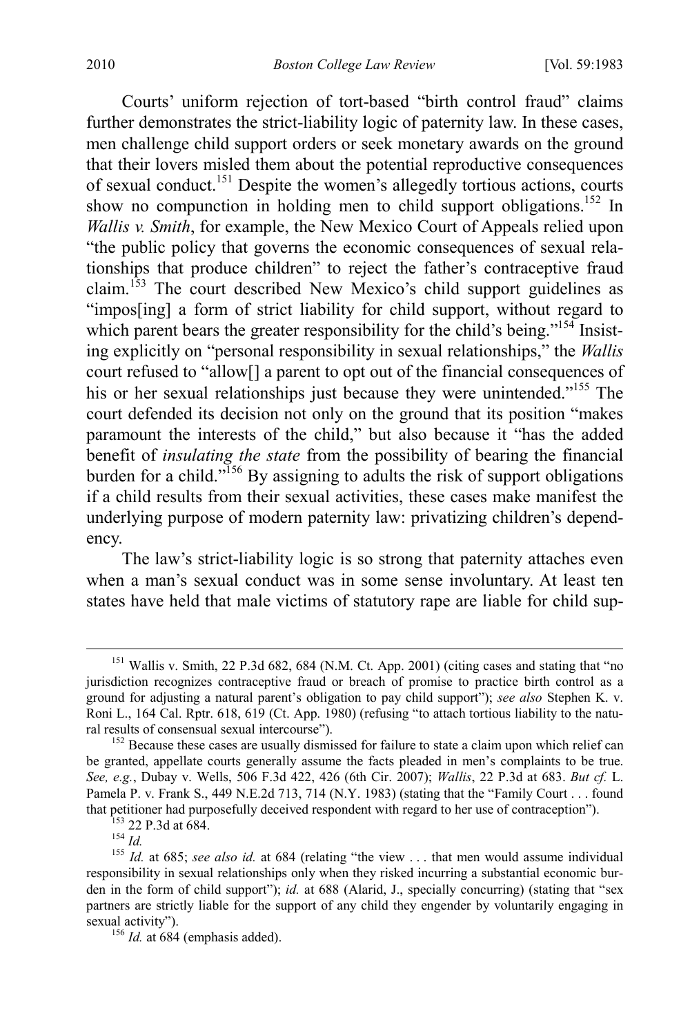Courts' uniform rejection of tort-based "birth control fraud" claims further demonstrates the strict-liability logic of paternity law. In these cases, men challenge child support orders or seek monetary awards on the ground that their lovers misled them about the potential reproductive consequences of sexual conduct.[151] Despite the women's allegedly tortious actions, courts show no compunction in holding men to child support obligations.[152] In *Wallis v. Smith*, for example, the New Mexico Court of Appeals relied upon "the public policy that governs the economic consequences of sexual relationships that produce children" to reject the father's contraceptive fraud claim.[153] The court described New Mexico's child support guidelines as "impos[ing] a form of strict liability for child support, without regard to which parent bears the greater responsibility for the child's being."[154] Insisting explicitly on "personal responsibility in sexual relationships," the *Wallis* court refused to "allow[] a parent to opt out of the financial consequences of his or her sexual relationships just because they were unintended."[155] The court defended its decision not only on the ground that its position "makes paramount the interests of the child," but also because it "has the added benefit of *insulating the state* from the possibility of bearing the financial burden for a child."[156] By assigning to adults the risk of support obligations if a child results from their sexual activities, these cases make manifest the underlying purpose of modern paternity law: privatizing children's dependency.

The law's strict-liability logic is so strong that paternity attaches even when a man's sexual conduct was in some sense involuntary. At least ten states have held that male victims of statutory rape are liable for child sup-

---

[151] Wallis v. Smith, 22 P.3d 682, 684 (N.M. Ct. App. 2001) (citing cases and stating that "no jurisdiction recognizes contraceptive fraud or breach of promise to practice birth control as a ground for adjusting a natural parent's obligation to pay child support"); *see also* Stephen K. v. Roni L., 164 Cal. Rptr. 618, 619 (Ct. App. 1980) (refusing "to attach tortious liability to the natural results of consensual sexual intercourse").

[152] Because these cases are usually dismissed for failure to state a claim upon which relief can be granted, appellate courts generally assume the facts pleaded in men's complaints to be true. *See, e.g.*, Dubay v. Wells, 506 F.3d 422, 426 (6th Cir. 2007); *Wallis*, 22 P.3d at 683. *But cf.* L. Pamela P. v. Frank S., 449 N.E.2d 713, 714 (N.Y. 1983) (stating that the "Family Court . . . found that petitioner had purposefully deceived respondent with regard to her use of contraception").

[153] 22 P.3d at 684.

[154] *Id.*

[155] *Id.* at 685; *see also id.* at 684 (relating "the view . . . that men would assume individual responsibility in sexual relationships only when they risked incurring a substantial economic burden in the form of child support"); *id.* at 688 (Alarid, J., specially concurring) (stating that "sex partners are strictly liable for the support of any child they engender by voluntarily engaging in sexual activity").

[156] *Id.* at 684 (emphasis added).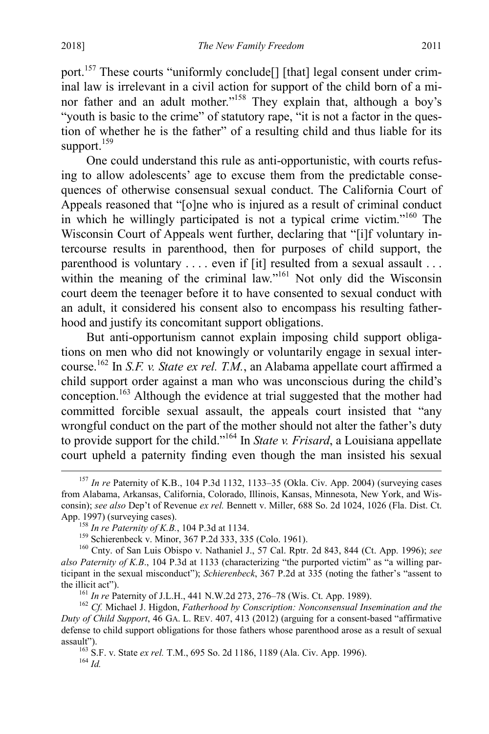port.[157] These courts "uniformly conclude[] [that] legal consent under criminal law is irrelevant in a civil action for support of the child born of a minor father and an adult mother."[158] They explain that, although a boy's "youth is basic to the crime" of statutory rape, "it is not a factor in the question of whether he is the father" of a resulting child and thus liable for its support.[159]

One could understand this rule as anti-opportunistic, with courts refusing to allow adolescents' age to excuse them from the predictable consequences of otherwise consensual sexual conduct. The California Court of Appeals reasoned that "[o]ne who is injured as a result of criminal conduct in which he willingly participated is not a typical crime victim."[160] The Wisconsin Court of Appeals went further, declaring that "[i]f voluntary intercourse results in parenthood, then for purposes of child support, the parenthood is voluntary . . . . even if [it] resulted from a sexual assault . . . within the meaning of the criminal law."[161] Not only did the Wisconsin court deem the teenager before it to have consented to sexual conduct with an adult, it considered his consent also to encompass his resulting fatherhood and justify its concomitant support obligations.

But anti-opportunism cannot explain imposing child support obligations on men who did not knowingly or voluntarily engage in sexual intercourse.[162] In *S.F. v. State ex rel. T.M.*, an Alabama appellate court affirmed a child support order against a man who was unconscious during the child's conception.[163] Although the evidence at trial suggested that the mother had committed forcible sexual assault, the appeals court insisted that "any wrongful conduct on the part of the mother should not alter the father's duty to provide support for the child."[164] In *State v. Frisard*, a Louisiana appellate court upheld a paternity finding even though the man insisted his sexual

---

[157] *In re* Paternity of K.B., 104 P.3d 1132, 1133–35 (Okla. Civ. App. 2004) (surveying cases from Alabama, Arkansas, California, Colorado, Illinois, Kansas, Minnesota, New York, and Wisconsin); *see also* Dep't of Revenue *ex rel.* Bennett v. Miller, 688 So. 2d 1024, 1026 (Fla. Dist. Ct. App. 1997) (surveying cases).

[158] *In re Paternity of K.B.*, 104 P.3d at 1134.

[159] Schierenbeck v. Minor, 367 P.2d 333, 335 (Colo. 1961).

[160] Cnty. of San Luis Obispo v. Nathaniel J., 57 Cal. Rptr. 2d 843, 844 (Ct. App. 1996); *see also Paternity of K.B*., 104 P.3d at 1133 (characterizing "the purported victim" as "a willing participant in the sexual misconduct"); *Schierenbeck*, 367 P.2d at 335 (noting the father's "assent to the illicit act").

[161] *In re* Paternity of J.L.H., 441 N.W.2d 273, 276–78 (Wis. Ct. App. 1989).

[162] *Cf.* Michael J. Higdon, *Fatherhood by Conscription: Nonconsensual Insemination and the Duty of Child Support*, 46 GA. L. REV. 407, 413 (2012) (arguing for a consent-based "affirmative defense to child support obligations for those fathers whose parenthood arose as a result of sexual assault").

[163] S.F. v. State *ex rel.* T.M., 695 So. 2d 1186, 1189 (Ala. Civ. App. 1996).

[164] *Id.*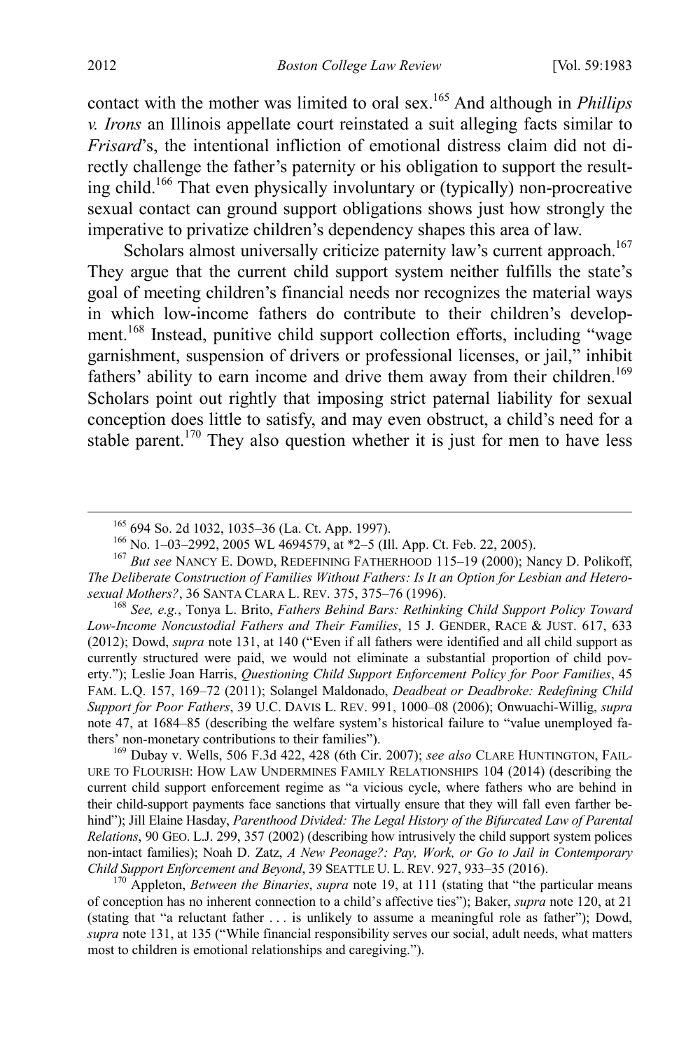contact with the mother was limited to oral sex.[165] And although in *Phillips v. Irons* an Illinois appellate court reinstated a suit alleging facts similar to *Frisard*'s, the intentional infliction of emotional distress claim did not directly challenge the father's paternity or his obligation to support the resulting child.[166] That even physically involuntary or (typically) non-procreative sexual contact can ground support obligations shows just how strongly the imperative to privatize children's dependency shapes this area of law.

Scholars almost universally criticize paternity law's current approach.[167] They argue that the current child support system neither fulfills the state's goal of meeting children's financial needs nor recognizes the material ways in which low-income fathers do contribute to their children's development.[168] Instead, punitive child support collection efforts, including "wage garnishment, suspension of drivers or professional licenses, or jail," inhibit fathers' ability to earn income and drive them away from their children.[169] Scholars point out rightly that imposing strict paternal liability for sexual conception does little to satisfy, and may even obstruct, a child's need for a stable parent.[170] They also question whether it is just for men to have less

---

[165] 694 So. 2d 1032, 1035–36 (La. Ct. App. 1997).

[166] No. 1–03–2992, 2005 WL 4694579, at *2–5 (Ill. App. Ct. Feb. 22, 2005).

[167] *But see* NANCY E. DOWD, REDEFINING FATHERHOOD 115–19 (2000); Nancy D. Polikoff, *The Deliberate Construction of Families Without Fathers: Is It an Option for Lesbian and Heterosexual Mothers?*, 36 SANTA CLARA L. REV. 375, 375–76 (1996).

[168] *See, e.g.*, Tonya L. Brito, *Fathers Behind Bars: Rethinking Child Support Policy Toward Low-Income Noncustodial Fathers and Their Families*, 15 J. GENDER, RACE & JUST. 617, 633 (2012); Dowd, *supra* note 131, at 140 ("Even if all fathers were identified and all child support as currently structured were paid, we would not eliminate a substantial proportion of child poverty."); Leslie Joan Harris, *Questioning Child Support Enforcement Policy for Poor Families*, 45 FAM. L.Q. 157, 169–72 (2011); Solangel Maldonado, *Deadbeat or Deadbroke: Redefining Child Support for Poor Fathers*, 39 U.C. DAVIS L. REV. 991, 1000–08 (2006); Onwuachi-Willig, *supra* note 47, at 1684–85 (describing the welfare system's historical failure to "value unemployed fathers' non-monetary contributions to their families").

[169] Dubay v. Wells, 506 F.3d 422, 428 (6th Cir. 2007); *see also* CLARE HUNTINGTON, FAILURE TO FLOURISH: HOW LAW UNDERMINES FAMILY RELATIONSHIPS 104 (2014) (describing the current child support enforcement regime as "a vicious cycle, where fathers who are behind in their child-support payments face sanctions that virtually ensure that they will fall even farther behind"); Jill Elaine Hasday, *Parenthood Divided: The Legal History of the Bifurcated Law of Parental Relations*, 90 GEO. L.J. 299, 357 (2002) (describing how intrusively the child support system polices non-intact families); Noah D. Zatz, *A New Peonage?: Pay, Work, or Go to Jail in Contemporary Child Support Enforcement and Beyond*, 39 SEATTLE U. L. REV. 927, 933–35 (2016).

[170] Appleton, *Between the Binaries*, *supra* note 19, at 111 (stating that "the particular means of conception has no inherent connection to a child's affective ties"); Baker, *supra* note 120, at 21 (stating that "a reluctant father . . . is unlikely to assume a meaningful role as father"); Dowd, *supra* note 131, at 135 ("While financial responsibility serves our social, adult needs, what matters most to children is emotional relationships and caregiving.").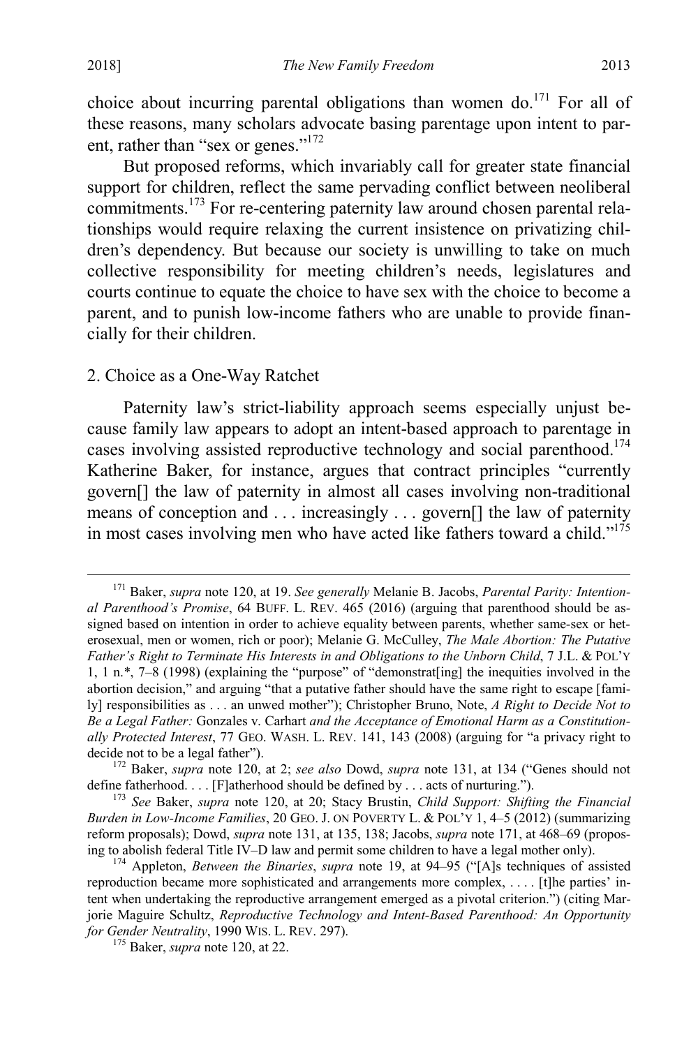choice about incurring parental obligations than women do.[171] For all of these reasons, many scholars advocate basing parentage upon intent to parent, rather than "sex or genes."[172]

But proposed reforms, which invariably call for greater state financial support for children, reflect the same pervading conflict between neoliberal commitments.[173] For re-centering paternity law around chosen parental relationships would require relaxing the current insistence on privatizing children's dependency. But because our society is unwilling to take on much collective responsibility for meeting children's needs, legislatures and courts continue to equate the choice to have sex with the choice to become a parent, and to punish low-income fathers who are unable to provide financially for their children.

### 2. Choice as a One-Way Ratchet

Paternity law's strict-liability approach seems especially unjust because family law appears to adopt an intent-based approach to parentage in cases involving assisted reproductive technology and social parenthood.[174] Katherine Baker, for instance, argues that contract principles "currently govern[] the law of paternity in almost all cases involving non-traditional means of conception and . . . increasingly . . . govern[] the law of paternity in most cases involving men who have acted like fathers toward a child."[175]

---

[171] Baker, *supra* note 120, at 19. *See generally* Melanie B. Jacobs, *Parental Parity: Intentional Parenthood's Promise*, 64 BUFF. L. REV. 465 (2016) (arguing that parenthood should be assigned based on intention in order to achieve equality between parents, whether same-sex or heterosexual, men or women, rich or poor); Melanie G. McCulley, *The Male Abortion: The Putative Father's Right to Terminate His Interests in and Obligations to the Unborn Child*, 7 J.L. & POL'Y 1, 1 n.*, 7–8 (1998) (explaining the "purpose" of "demonstrat[ing] the inequities involved in the abortion decision," and arguing "that a putative father should have the same right to escape [family] responsibilities as . . . an unwed mother"); Christopher Bruno, Note, *A Right to Decide Not to Be a Legal Father:* Gonzales v. Carhart *and the Acceptance of Emotional Harm as a Constitutionally Protected Interest*, 77 GEO. WASH. L. REV. 141, 143 (2008) (arguing for "a privacy right to decide not to be a legal father").

[172] Baker, *supra* note 120, at 2; *see also* Dowd, *supra* note 131, at 134 ("Genes should not define fatherhood. . . . [F]atherhood should be defined by . . . acts of nurturing.").

[173] *See* Baker, *supra* note 120, at 20; Stacy Brustin, *Child Support: Shifting the Financial Burden in Low-Income Families*, 20 GEO. J. ON POVERTY L. & POL'Y 1, 4–5 (2012) (summarizing reform proposals); Dowd, *supra* note 131, at 135, 138; Jacobs, *supra* note 171, at 468–69 (proposing to abolish federal Title IV–D law and permit some children to have a legal mother only).

[174] Appleton, *Between the Binaries*, *supra* note 19, at 94–95 ("[A]s techniques of assisted reproduction became more sophisticated and arrangements more complex, . . . . [t]he parties' intent when undertaking the reproductive arrangement emerged as a pivotal criterion.") (citing Marjorie Maguire Schultz, *Reproductive Technology and Intent-Based Parenthood: An Opportunity for Gender Neutrality*, 1990 WIS. L. REV. 297).

[175] Baker, *supra* note 120, at 22.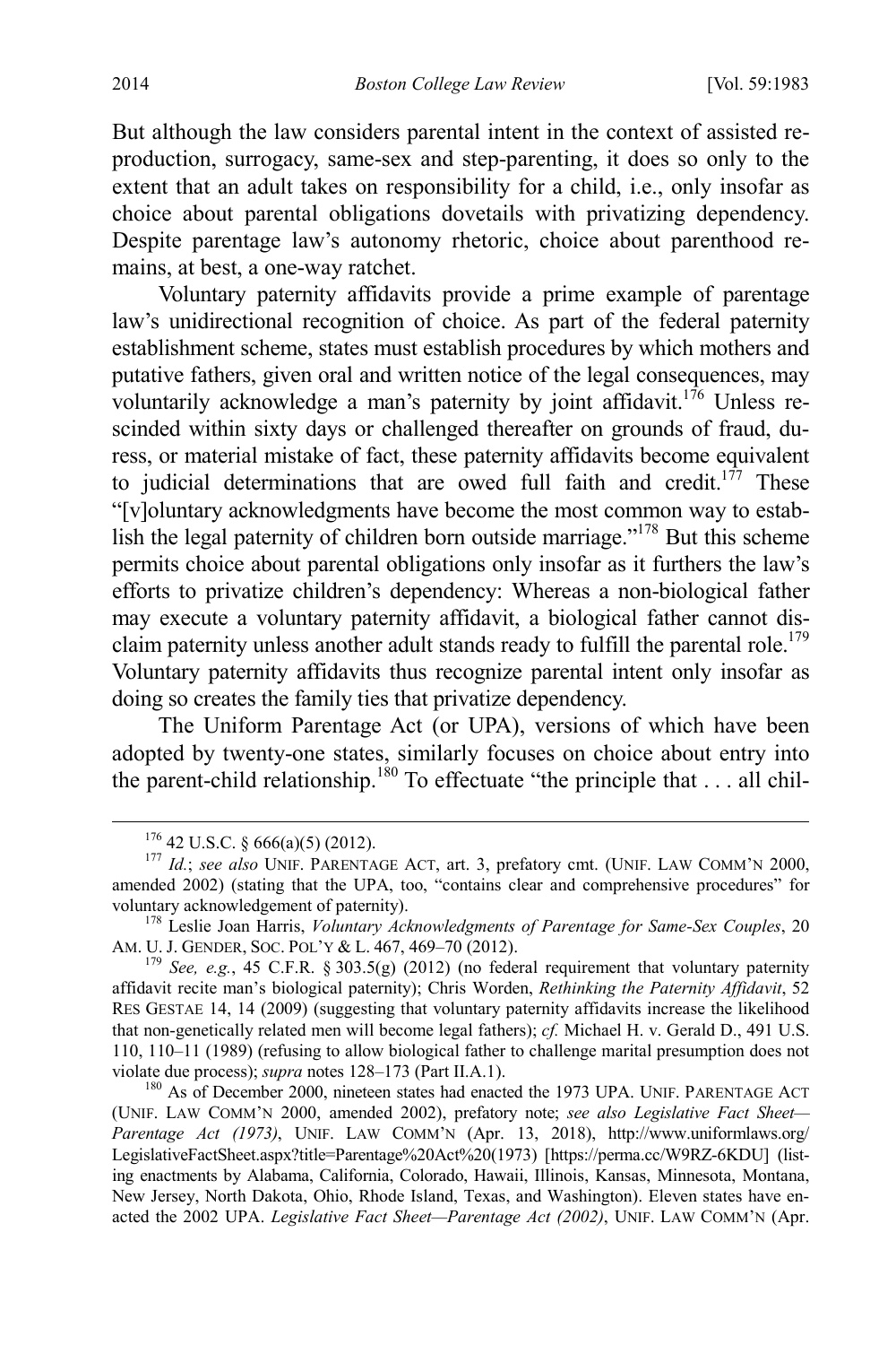But although the law considers parental intent in the context of assisted reproduction, surrogacy, same-sex and step-parenting, it does so only to the extent that an adult takes on responsibility for a child, i.e., only insofar as choice about parental obligations dovetails with privatizing dependency. Despite parentage law's autonomy rhetoric, choice about parenthood remains, at best, a one-way ratchet.

Voluntary paternity affidavits provide a prime example of parentage law's unidirectional recognition of choice. As part of the federal paternity establishment scheme, states must establish procedures by which mothers and putative fathers, given oral and written notice of the legal consequences, may voluntarily acknowledge a man's paternity by joint affidavit.[176] Unless rescinded within sixty days or challenged thereafter on grounds of fraud, duress, or material mistake of fact, these paternity affidavits become equivalent to judicial determinations that are owed full faith and credit.[177] These "[v]oluntary acknowledgments have become the most common way to establish the legal paternity of children born outside marriage."[178] But this scheme permits choice about parental obligations only insofar as it furthers the law's efforts to privatize children's dependency: Whereas a non-biological father may execute a voluntary paternity affidavit, a biological father cannot disclaim paternity unless another adult stands ready to fulfill the parental role.[179] Voluntary paternity affidavits thus recognize parental intent only insofar as doing so creates the family ties that privatize dependency.

The Uniform Parentage Act (or UPA), versions of which have been adopted by twenty-one states, similarly focuses on choice about entry into the parent-child relationship.[180] To effectuate "the principle that . . . all chil-

---

[176] 42 U.S.C. § 666(a)(5) (2012).

[177] *Id.*; *see also* UNIF. PARENTAGE ACT, art. 3, prefatory cmt. (UNIF. LAW COMM'N 2000, amended 2002) (stating that the UPA, too, "contains clear and comprehensive procedures" for voluntary acknowledgement of paternity).

[178] Leslie Joan Harris, *Voluntary Acknowledgments of Parentage for Same-Sex Couples*, 20 AM. U. J. GENDER, SOC. POL'Y & L. 467, 469–70 (2012).

[179] *See, e.g.*, 45 C.F.R. § 303.5(g) (2012) (no federal requirement that voluntary paternity affidavit recite man's biological paternity); Chris Worden, *Rethinking the Paternity Affidavit*, 52 RES GESTAE 14, 14 (2009) (suggesting that voluntary paternity affidavits increase the likelihood that non-genetically related men will become legal fathers); *cf.* Michael H. v. Gerald D., 491 U.S. 110, 110–11 (1989) (refusing to allow biological father to challenge marital presumption does not violate due process); *supra* notes 128–173 (Part II.A.1).

[180] As of December 2000, nineteen states had enacted the 1973 UPA. UNIF. PARENTAGE ACT (UNIF. LAW COMM'N 2000, amended 2002), prefatory note; *see also Legislative Fact Sheet—Parentage Act (1973)*, UNIF. LAW COMM'N (Apr. 13, 2018), http://www.uniformlaws.org/LegislativeFactSheet.aspx?title=Parentage%20Act%20(1973) [https://perma.cc/W9RZ-6KDU] (listing enactments by Alabama, California, Colorado, Hawaii, Illinois, Kansas, Minnesota, Montana, New Jersey, North Dakota, Ohio, Rhode Island, Texas, and Washington). Eleven states have enacted the 2002 UPA. *Legislative Fact Sheet—Parentage Act (2002)*, UNIF. LAW COMM'N (Apr.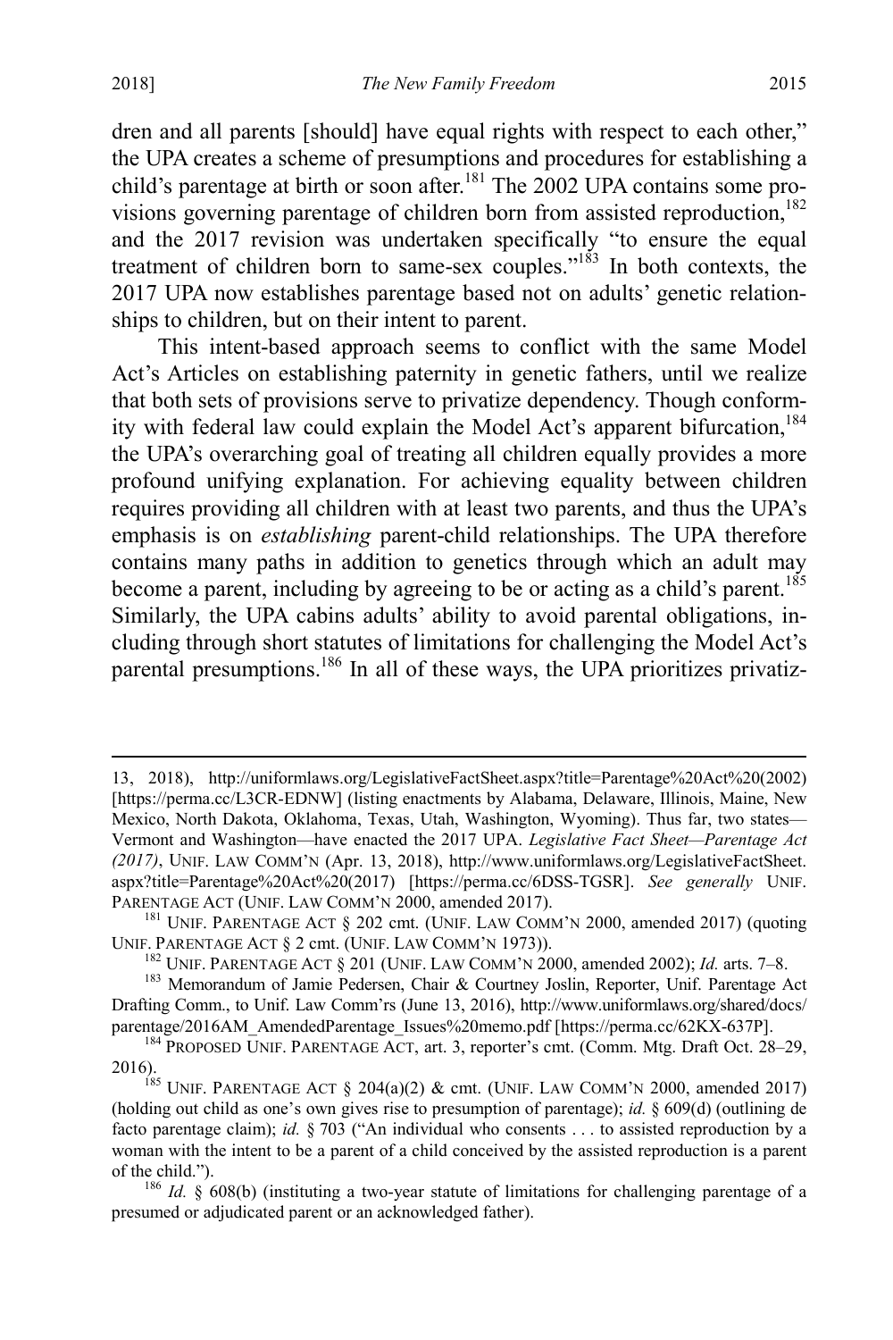dren and all parents [should] have equal rights with respect to each other," the UPA creates a scheme of presumptions and procedures for establishing a child's parentage at birth or soon after.[181] The 2002 UPA contains some provisions governing parentage of children born from assisted reproduction,[182] and the 2017 revision was undertaken specifically "to ensure the equal treatment of children born to same-sex couples."[183] In both contexts, the 2017 UPA now establishes parentage based not on adults' genetic relationships to children, but on their intent to parent.

This intent-based approach seems to conflict with the same Model Act's Articles on establishing paternity in genetic fathers, until we realize that both sets of provisions serve to privatize dependency. Though conformity with federal law could explain the Model Act's apparent bifurcation,[184] the UPA's overarching goal of treating all children equally provides a more profound unifying explanation. For achieving equality between children requires providing all children with at least two parents, and thus the UPA's emphasis is on *establishing* parent-child relationships. The UPA therefore contains many paths in addition to genetics through which an adult may become a parent, including by agreeing to be or acting as a child's parent.[185] Similarly, the UPA cabins adults' ability to avoid parental obligations, including through short statutes of limitations for challenging the Model Act's parental presumptions.[186] In all of these ways, the UPA prioritizes privatiz-

---

13, 2018), http://uniformlaws.org/LegislativeFactSheet.aspx?title=Parentage%20Act%20(2002) [https://perma.cc/L3CR-EDNW] (listing enactments by Alabama, Delaware, Illinois, Maine, New Mexico, North Dakota, Oklahoma, Texas, Utah, Washington, Wyoming). Thus far, two states—Vermont and Washington—have enacted the 2017 UPA. *Legislative Fact Sheet—Parentage Act (2017)*, UNIF. LAW COMM'N (Apr. 13, 2018), http://www.uniformlaws.org/LegislativeFactSheet.aspx?title=Parentage%20Act%20(2017) [https://perma.cc/6DSS-TGSR]. *See generally* UNIF. PARENTAGE ACT (UNIF. LAW COMM'N 2000, amended 2017).

[181] UNIF. PARENTAGE ACT § 202 cmt. (UNIF. LAW COMM'N 2000, amended 2017) (quoting UNIF. PARENTAGE ACT § 2 cmt. (UNIF. LAW COMM'N 1973)).

[182] UNIF. PARENTAGE ACT § 201 (UNIF. LAW COMM'N 2000, amended 2002); *Id.* arts. 7–8.

[183] Memorandum of Jamie Pedersen, Chair & Courtney Joslin, Reporter, Unif. Parentage Act Drafting Comm., to Unif. Law Comm'rs (June 13, 2016), http://www.uniformlaws.org/shared/docs/parentage/2016AM_AmendedParentage_Issues%20memo.pdf [https://perma.cc/62KX-637P].

[184] PROPOSED UNIF. PARENTAGE ACT, art. 3, reporter's cmt. (Comm. Mtg. Draft Oct. 28–29, 2016).

[185] UNIF. PARENTAGE ACT § 204(a)(2) & cmt. (UNIF. LAW COMM'N 2000, amended 2017) (holding out child as one's own gives rise to presumption of parentage); *id.* § 609(d) (outlining de facto parentage claim); *id.* § 703 ("An individual who consents . . . to assisted reproduction by a woman with the intent to be a parent of a child conceived by the assisted reproduction is a parent of the child.").

[186] *Id.* § 608(b) (instituting a two-year statute of limitations for challenging parentage of a presumed or adjudicated parent or an acknowledged father).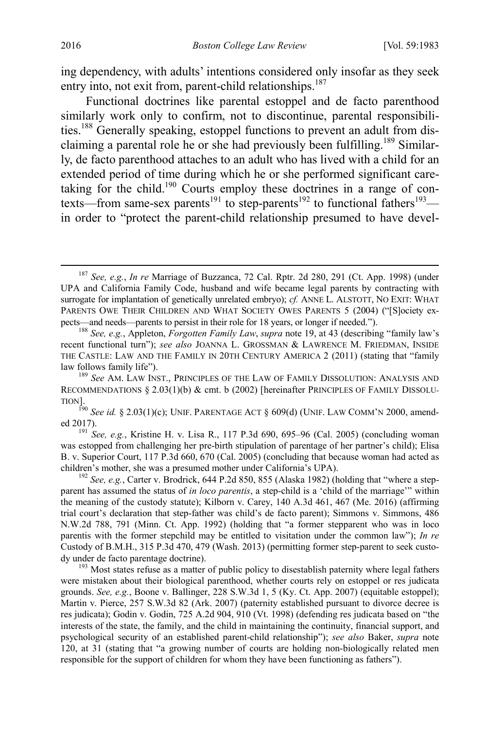ing dependency, with adults' intentions considered only insofar as they seek entry into, not exit from, parent-child relationships.[187]

Functional doctrines like parental estoppel and de facto parenthood similarly work only to confirm, not to discontinue, parental responsibilities.[188] Generally speaking, estoppel functions to prevent an adult from disclaiming a parental role he or she had previously been fulfilling.[189] Similarly, de facto parenthood attaches to an adult who has lived with a child for an extended period of time during which he or she performed significant caretaking for the child.[190] Courts employ these doctrines in a range of contexts—from same-sex parents[191] to step-parents[192] to functional fathers[193]—in order to "protect the parent-child relationship presumed to have devel-

---

[187] *See, e.g.*, *In re* Marriage of Buzzanca, 72 Cal. Rptr. 2d 280, 291 (Ct. App. 1998) (under UPA and California Family Code, husband and wife became legal parents by contracting with surrogate for implantation of genetically unrelated embryo); *cf.* ANNE L. ALSTOTT, NO EXIT: WHAT PARENTS OWE THEIR CHILDREN AND WHAT SOCIETY OWES PARENTS 5 (2004) ("[S]ociety expects—and needs—parents to persist in their role for 18 years, or longer if needed.").

[188] *See, e.g.*, Appleton, *Forgotten Family Law*, *supra* note 19, at 43 (describing "family law's recent functional turn"); *see also* JOANNA L. GROSSMAN & LAWRENCE M. FRIEDMAN, INSIDE THE CASTLE: LAW AND THE FAMILY IN 20TH CENTURY AMERICA 2 (2011) (stating that "family law follows family life").

[189] *See* AM. LAW INST., PRINCIPLES OF THE LAW OF FAMILY DISSOLUTION: ANALYSIS AND RECOMMENDATIONS § 2.03(1)(b) & cmt. b (2002) [hereinafter PRINCIPLES OF FAMILY DISSOLUTION].

[190] *See id.* § 2.03(1)(c); UNIF. PARENTAGE ACT § 609(d) (UNIF. LAW COMM'N 2000, amended 2017).

[191] *See, e.g.*, Kristine H. v. Lisa R., 117 P.3d 690, 695–96 (Cal. 2005) (concluding woman was estopped from challenging her pre-birth stipulation of parentage of her partner's child); Elisa B. v. Superior Court, 117 P.3d 660, 670 (Cal. 2005) (concluding that because woman had acted as children's mother, she was a presumed mother under California's UPA).

[192] *See, e.g.*, Carter v. Brodrick, 644 P.2d 850, 855 (Alaska 1982) (holding that "where a stepparent has assumed the status of *in loco parentis*, a step-child is a 'child of the marriage'" within the meaning of the custody statute); Kilborn v. Carey, 140 A.3d 461, 467 (Me. 2016) (affirming trial court's declaration that step-father was child's de facto parent); Simmons v. Simmons, 486 N.W.2d 788, 791 (Minn. Ct. App. 1992) (holding that "a former stepparent who was in loco parentis with the former stepchild may be entitled to visitation under the common law"); *In re* Custody of B.M.H., 315 P.3d 470, 479 (Wash. 2013) (permitting former step-parent to seek custody under de facto parentage doctrine).

[193] Most states refuse as a matter of public policy to disestablish paternity where legal fathers were mistaken about their biological parenthood, whether courts rely on estoppel or res judicata grounds. *See, e.g.*, Boone v. Ballinger, 228 S.W.3d 1, 5 (Ky. Ct. App. 2007) (equitable estoppel); Martin v. Pierce, 257 S.W.3d 82 (Ark. 2007) (paternity established pursuant to divorce decree is res judicata); Godin v. Godin, 725 A.2d 904, 910 (Vt. 1998) (defending res judicata based on "the interests of the state, the family, and the child in maintaining the continuity, financial support, and psychological security of an established parent-child relationship"); *see also* Baker, *supra* note 120, at 31 (stating that "a growing number of courts are holding non-biologically related men responsible for the support of children for whom they have been functioning as fathers").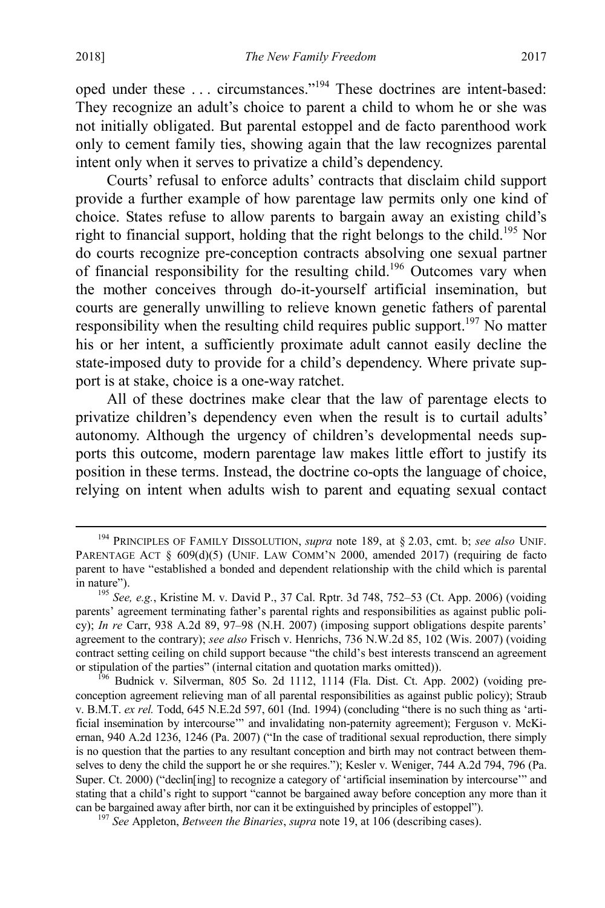oped under these . . . circumstances."[194] These doctrines are intent-based: They recognize an adult's choice to parent a child to whom he or she was not initially obligated. But parental estoppel and de facto parenthood work only to cement family ties, showing again that the law recognizes parental intent only when it serves to privatize a child's dependency.

Courts' refusal to enforce adults' contracts that disclaim child support provide a further example of how parentage law permits only one kind of choice. States refuse to allow parents to bargain away an existing child's right to financial support, holding that the right belongs to the child.[195] Nor do courts recognize pre-conception contracts absolving one sexual partner of financial responsibility for the resulting child.[196] Outcomes vary when the mother conceives through do-it-yourself artificial insemination, but courts are generally unwilling to relieve known genetic fathers of parental responsibility when the resulting child requires public support.[197] No matter his or her intent, a sufficiently proximate adult cannot easily decline the state-imposed duty to provide for a child's dependency. Where private support is at stake, choice is a one-way ratchet.

All of these doctrines make clear that the law of parentage elects to privatize children's dependency even when the result is to curtail adults' autonomy. Although the urgency of children's developmental needs supports this outcome, modern parentage law makes little effort to justify its position in these terms. Instead, the doctrine co-opts the language of choice, relying on intent when adults wish to parent and equating sexual contact

---

[194] PRINCIPLES OF FAMILY DISSOLUTION, *supra* note 189, at § 2.03, cmt. b; *see also* UNIF. PARENTAGE ACT § 609(d)(5) (UNIF. LAW COMM'N 2000, amended 2017) (requiring de facto parent to have "established a bonded and dependent relationship with the child which is parental in nature").

[195] *See, e.g.*, Kristine M. v. David P., 37 Cal. Rptr. 3d 748, 752–53 (Ct. App. 2006) (voiding parents' agreement terminating father's parental rights and responsibilities as against public policy); *In re* Carr, 938 A.2d 89, 97–98 (N.H. 2007) (imposing support obligations despite parents' agreement to the contrary); *see also* Frisch v. Henrichs, 736 N.W.2d 85, 102 (Wis. 2007) (voiding contract setting ceiling on child support because "the child's best interests transcend an agreement or stipulation of the parties" (internal citation and quotation marks omitted)).

[196] Budnick v. Silverman, 805 So. 2d 1112, 1114 (Fla. Dist. Ct. App. 2002) (voiding pre-conception agreement relieving man of all parental responsibilities as against public policy); Straub v. B.M.T. *ex rel.* Todd, 645 N.E.2d 597, 601 (Ind. 1994) (concluding "there is no such thing as 'artificial insemination by intercourse'" and invalidating non-paternity agreement); Ferguson v. McKiernan, 940 A.2d 1236, 1246 (Pa. 2007) ("In the case of traditional sexual reproduction, there simply is no question that the parties to any resultant conception and birth may not contract between themselves to deny the child the support he or she requires."); Kesler v. Weniger, 744 A.2d 794, 796 (Pa. Super. Ct. 2000) ("declin[ing] to recognize a category of 'artificial insemination by intercourse'" and stating that a child's right to support "cannot be bargained away before conception any more than it can be bargained away after birth, nor can it be extinguished by principles of estoppel").

[197] *See* Appleton, *Between the Binaries*, *supra* note 19, at 106 (describing cases).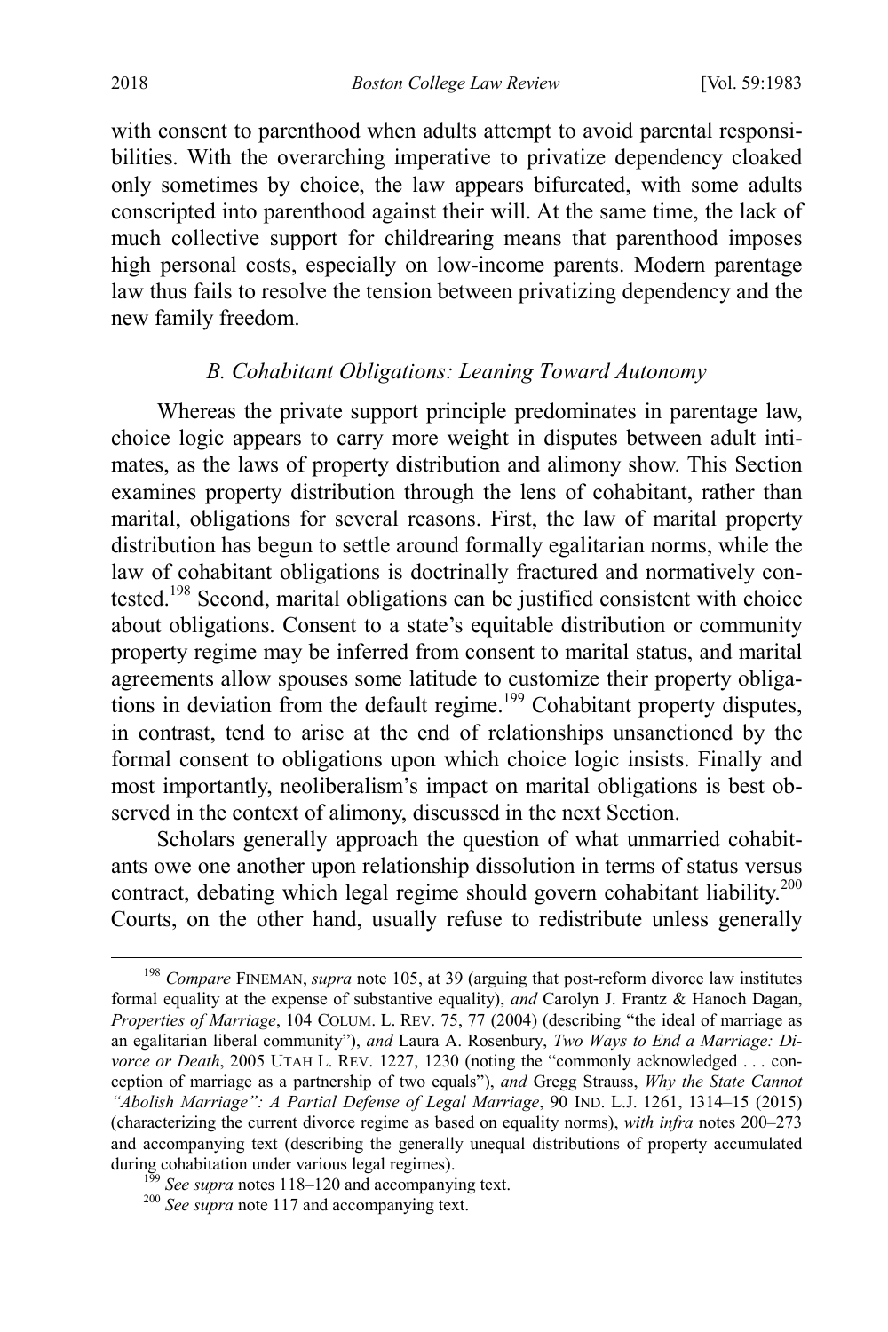with consent to parenthood when adults attempt to avoid parental responsibilities. With the overarching imperative to privatize dependency cloaked only sometimes by choice, the law appears bifurcated, with some adults conscripted into parenthood against their will. At the same time, the lack of much collective support for childrearing means that parenthood imposes high personal costs, especially on low-income parents. Modern parentage law thus fails to resolve the tension between privatizing dependency and the new family freedom.

### *B. Cohabitant Obligations: Leaning Toward Autonomy*

Whereas the private support principle predominates in parentage law, choice logic appears to carry more weight in disputes between adult intimates, as the laws of property distribution and alimony show. This Section examines property distribution through the lens of cohabitant, rather than marital, obligations for several reasons. First, the law of marital property distribution has begun to settle around formally egalitarian norms, while the law of cohabitant obligations is doctrinally fractured and normatively contested.[198] Second, marital obligations can be justified consistent with choice about obligations. Consent to a state's equitable distribution or community property regime may be inferred from consent to marital status, and marital agreements allow spouses some latitude to customize their property obligations in deviation from the default regime.[199] Cohabitant property disputes, in contrast, tend to arise at the end of relationships unsanctioned by the formal consent to obligations upon which choice logic insists. Finally and most importantly, neoliberalism's impact on marital obligations is best observed in the context of alimony, discussed in the next Section.

Scholars generally approach the question of what unmarried cohabitants owe one another upon relationship dissolution in terms of status versus contract, debating which legal regime should govern cohabitant liability.[200] Courts, on the other hand, usually refuse to redistribute unless generally

---

[198] *Compare* FINEMAN, *supra* note 105, at 39 (arguing that post-reform divorce law institutes formal equality at the expense of substantive equality), *and* Carolyn J. Frantz & Hanoch Dagan, *Properties of Marriage*, 104 COLUM. L. REV. 75, 77 (2004) (describing "the ideal of marriage as an egalitarian liberal community"), *and* Laura A. Rosenbury, *Two Ways to End a Marriage: Divorce or Death*, 2005 UTAH L. REV. 1227, 1230 (noting the "commonly acknowledged . . . conception of marriage as a partnership of two equals"), *and* Gregg Strauss, *Why the State Cannot "Abolish Marriage": A Partial Defense of Legal Marriage*, 90 IND. L.J. 1261, 1314–15 (2015) (characterizing the current divorce regime as based on equality norms), *with infra* notes 200–273 and accompanying text (describing the generally unequal distributions of property accumulated during cohabitation under various legal regimes).

[199] *See supra* notes 118–120 and accompanying text.

[200] *See supra* note 117 and accompanying text.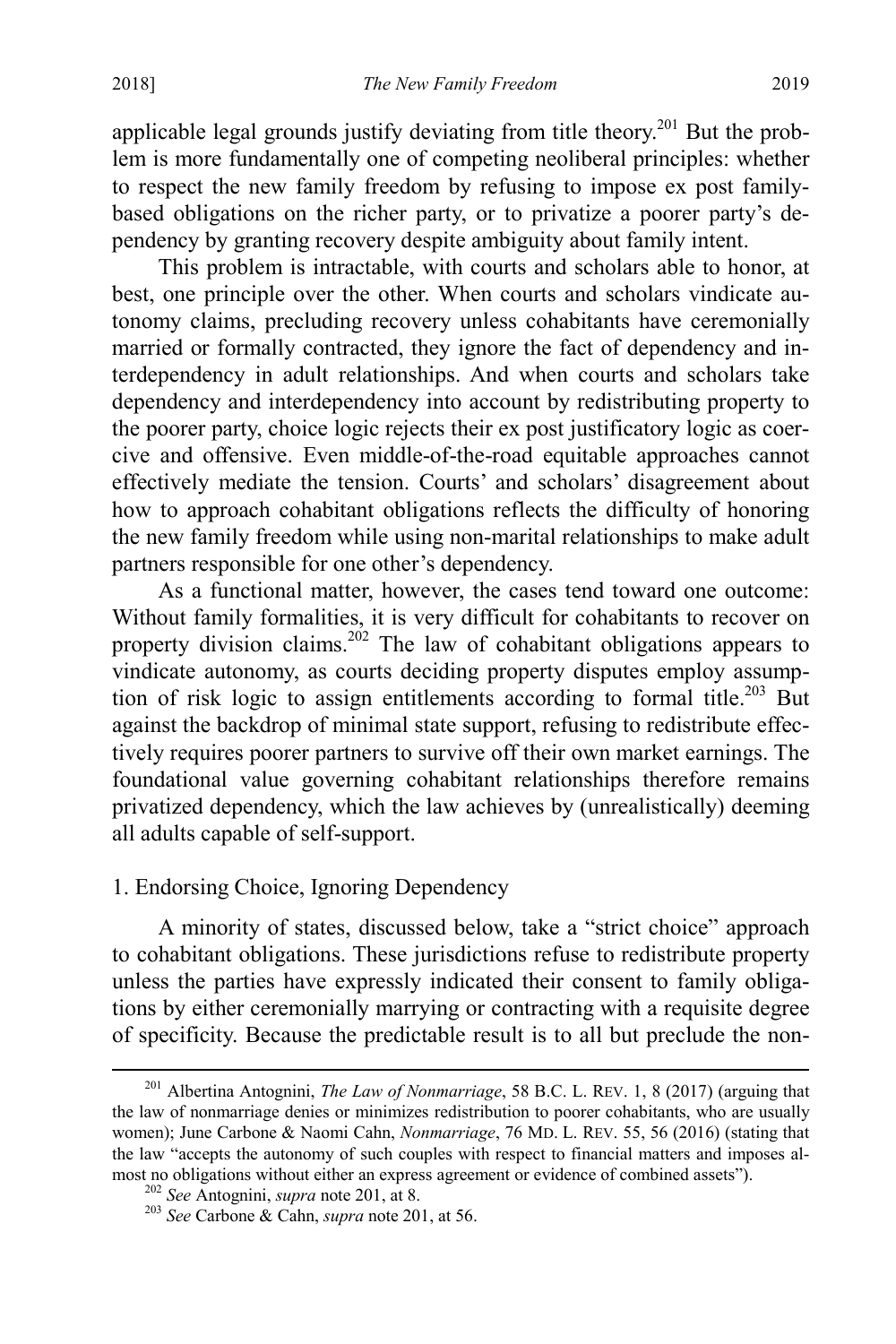applicable legal grounds justify deviating from title theory.[201] But the problem is more fundamentally one of competing neoliberal principles: whether to respect the new family freedom by refusing to impose ex post family-based obligations on the richer party, or to privatize a poorer party's dependency by granting recovery despite ambiguity about family intent.

This problem is intractable, with courts and scholars able to honor, at best, one principle over the other. When courts and scholars vindicate autonomy claims, precluding recovery unless cohabitants have ceremonially married or formally contracted, they ignore the fact of dependency and interdependency in adult relationships. And when courts and scholars take dependency and interdependency into account by redistributing property to the poorer party, choice logic rejects their ex post justificatory logic as coercive and offensive. Even middle-of-the-road equitable approaches cannot effectively mediate the tension. Courts' and scholars' disagreement about how to approach cohabitant obligations reflects the difficulty of honoring the new family freedom while using non-marital relationships to make adult partners responsible for one other's dependency.

As a functional matter, however, the cases tend toward one outcome: Without family formalities, it is very difficult for cohabitants to recover on property division claims.[202] The law of cohabitant obligations appears to vindicate autonomy, as courts deciding property disputes employ assumption of risk logic to assign entitlements according to formal title.[203] But against the backdrop of minimal state support, refusing to redistribute effectively requires poorer partners to survive off their own market earnings. The foundational value governing cohabitant relationships therefore remains privatized dependency, which the law achieves by (unrealistically) deeming all adults capable of self-support.

### 1. Endorsing Choice, Ignoring Dependency

A minority of states, discussed below, take a "strict choice" approach to cohabitant obligations. These jurisdictions refuse to redistribute property unless the parties have expressly indicated their consent to family obligations by either ceremonially marrying or contracting with a requisite degree of specificity. Because the predictable result is to all but preclude the non-

---

[201] Albertina Antognini, *The Law of Nonmarriage*, 58 B.C. L. REV. 1, 8 (2017) (arguing that the law of nonmarriage denies or minimizes redistribution to poorer cohabitants, who are usually women); June Carbone & Naomi Cahn, *Nonmarriage*, 76 MD. L. REV. 55, 56 (2016) (stating that the law "accepts the autonomy of such couples with respect to financial matters and imposes almost no obligations without either an express agreement or evidence of combined assets").

[202] *See* Antognini, *supra* note 201, at 8.

[203] *See* Carbone & Cahn, *supra* note 201, at 56.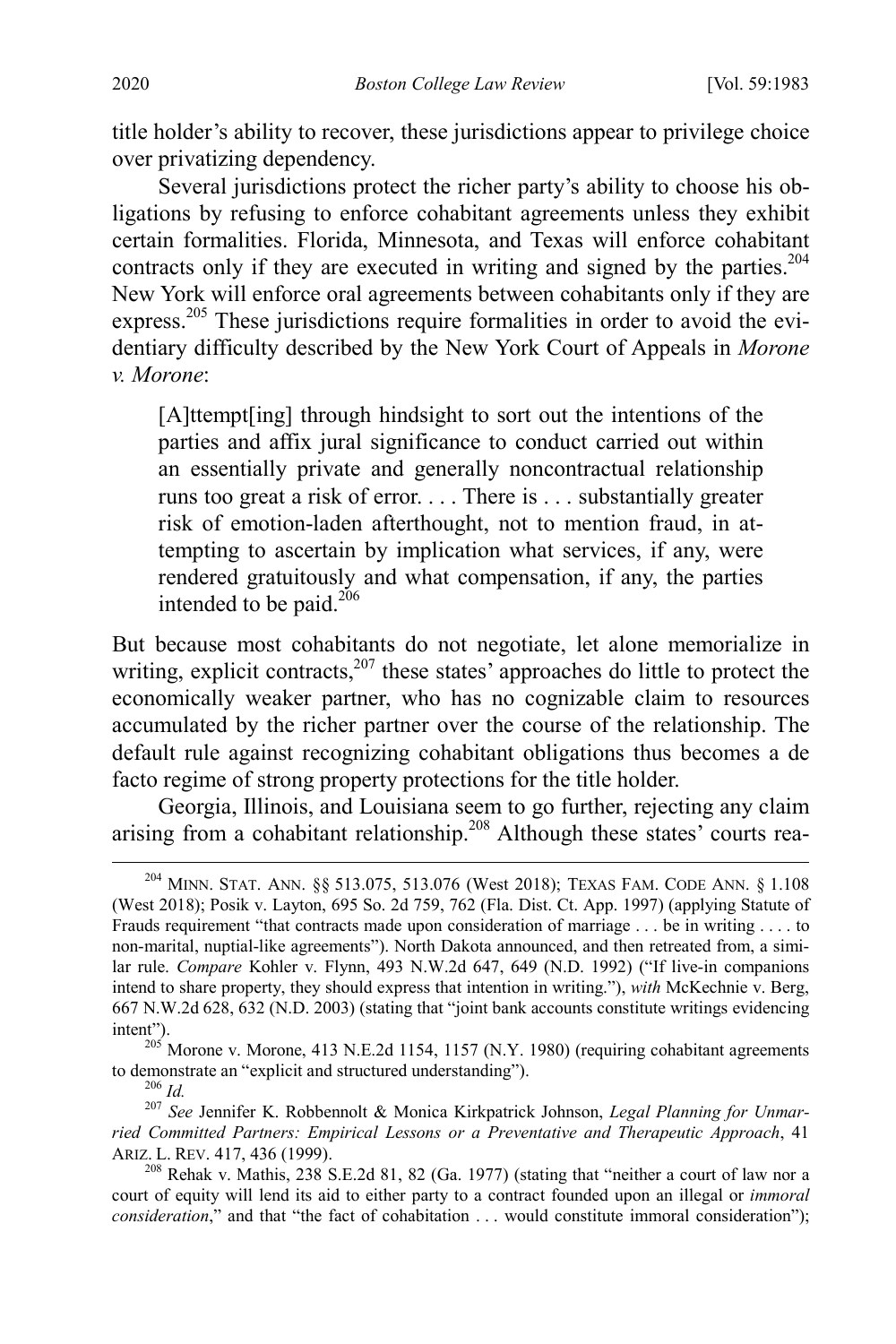title holder's ability to recover, these jurisdictions appear to privilege choice over privatizing dependency.

Several jurisdictions protect the richer party's ability to choose his obligations by refusing to enforce cohabitant agreements unless they exhibit certain formalities. Florida, Minnesota, and Texas will enforce cohabitant contracts only if they are executed in writing and signed by the parties.[204] New York will enforce oral agreements between cohabitants only if they are express.[205] These jurisdictions require formalities in order to avoid the evidentiary difficulty described by the New York Court of Appeals in *Morone v. Morone*:

> [A]ttempt[ing] through hindsight to sort out the intentions of the parties and affix jural significance to conduct carried out within an essentially private and generally noncontractual relationship runs too great a risk of error. . . . There is . . . substantially greater risk of emotion-laden afterthought, not to mention fraud, in attempting to ascertain by implication what services, if any, were rendered gratuitously and what compensation, if any, the parties intended to be paid.[206]

But because most cohabitants do not negotiate, let alone memorialize in writing, explicit contracts,[207] these states' approaches do little to protect the economically weaker partner, who has no cognizable claim to resources accumulated by the richer partner over the course of the relationship. The default rule against recognizing cohabitant obligations thus becomes a de facto regime of strong property protections for the title holder.

Georgia, Illinois, and Louisiana seem to go further, rejecting any claim arising from a cohabitant relationship.[208] Although these states' courts rea-

---

[204] MINN. STAT. ANN. §§ 513.075, 513.076 (West 2018); TEXAS FAM. CODE ANN. § 1.108 (West 2018); Posik v. Layton, 695 So. 2d 759, 762 (Fla. Dist. Ct. App. 1997) (applying Statute of Frauds requirement "that contracts made upon consideration of marriage . . . be in writing . . . . to non-marital, nuptial-like agreements"). North Dakota announced, and then retreated from, a similar rule. *Compare* Kohler v. Flynn, 493 N.W.2d 647, 649 (N.D. 1992) ("If live-in companions intend to share property, they should express that intention in writing."), *with* McKechnie v. Berg, 667 N.W.2d 628, 632 (N.D. 2003) (stating that "joint bank accounts constitute writings evidencing intent").

[205] Morone v. Morone, 413 N.E.2d 1154, 1157 (N.Y. 1980) (requiring cohabitant agreements to demonstrate an "explicit and structured understanding").

[206] *Id.*

[207] *See* Jennifer K. Robbennolt & Monica Kirkpatrick Johnson, *Legal Planning for Unmarried Committed Partners: Empirical Lessons or a Preventative and Therapeutic Approach*, 41 ARIZ. L. REV. 417, 436 (1999).

[208] Rehak v. Mathis, 238 S.E.2d 81, 82 (Ga. 1977) (stating that "neither a court of law nor a court of equity will lend its aid to either party to a contract founded upon an illegal or *immoral consideration*," and that "the fact of cohabitation . . . would constitute immoral consideration");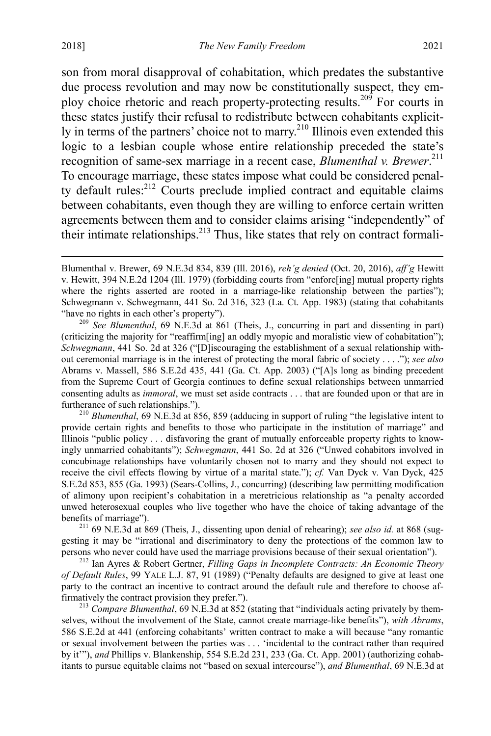son from moral disapproval of cohabitation, which predates the substantive due process revolution and may now be constitutionally suspect, they employ choice rhetoric and reach property-protecting results.[209] For courts in these states justify their refusal to redistribute between cohabitants explicitly in terms of the partners' choice not to marry.[210] Illinois even extended this logic to a lesbian couple whose entire relationship preceded the state's recognition of same-sex marriage in a recent case, *Blumenthal v. Brewer*.[211] To encourage marriage, these states impose what could be considered penalty default rules:[212] Courts preclude implied contract and equitable claims between cohabitants, even though they are willing to enforce certain written agreements between them and to consider claims arising "independently" of their intimate relationships.[213] Thus, like states that rely on contract formali-

---

Blumenthal v. Brewer, 69 N.E.3d 834, 839 (Ill. 2016), *reh'g denied* (Oct. 20, 2016), *aff'g* Hewitt v. Hewitt, 394 N.E.2d 1204 (Ill. 1979) (forbidding courts from "enforc[ing] mutual property rights where the rights asserted are rooted in a marriage-like relationship between the parties"); Schwegmann v. Schwegmann, 441 So. 2d 316, 323 (La. Ct. App. 1983) (stating that cohabitants "have no rights in each other's property").

[209] *See Blumenthal*, 69 N.E.3d at 861 (Theis, J., concurring in part and dissenting in part) (criticizing the majority for "reaffirm[ing] an oddly myopic and moralistic view of cohabitation"); *Schwegmann*, 441 So. 2d at 326 ("[D]iscouraging the establishment of a sexual relationship without ceremonial marriage is in the interest of protecting the moral fabric of society . . . ."); *see also* Abrams v. Massell, 586 S.E.2d 435, 441 (Ga. Ct. App. 2003) ("[A]s long as binding precedent from the Supreme Court of Georgia continues to define sexual relationships between unmarried consenting adults as *immoral*, we must set aside contracts . . . that are founded upon or that are in furtherance of such relationships.").

[210] *Blumenthal*, 69 N.E.3d at 856, 859 (adducing in support of ruling "the legislative intent to provide certain rights and benefits to those who participate in the institution of marriage" and Illinois "public policy . . . disfavoring the grant of mutually enforceable property rights to knowingly unmarried cohabitants"); *Schwegmann*, 441 So. 2d at 326 ("Unwed cohabitors involved in concubinage relationships have voluntarily chosen not to marry and they should not expect to receive the civil effects flowing by virtue of a marital state."); *cf.* Van Dyck v. Van Dyck, 425 S.E.2d 853, 855 (Ga. 1993) (Sears-Collins, J., concurring) (describing law permitting modification of alimony upon recipient's cohabitation in a meretricious relationship as "a penalty accorded unwed heterosexual couples who live together who have the choice of taking advantage of the benefits of marriage").

[211] 69 N.E.3d at 869 (Theis, J., dissenting upon denial of rehearing); *see also id.* at 868 (suggesting it may be "irrational and discriminatory to deny the protections of the common law to persons who never could have used the marriage provisions because of their sexual orientation").

[212] Ian Ayres & Robert Gertner, *Filling Gaps in Incomplete Contracts: An Economic Theory of Default Rules*, 99 YALE L.J. 87, 91 (1989) ("Penalty defaults are designed to give at least one party to the contract an incentive to contract around the default rule and therefore to choose affirmatively the contract provision they prefer.").

[213] *Compare Blumenthal*, 69 N.E.3d at 852 (stating that "individuals acting privately by themselves, without the involvement of the State, cannot create marriage-like benefits"), *with Abrams*, 586 S.E.2d at 441 (enforcing cohabitants' written contract to make a will because "any romantic or sexual involvement between the parties was . . . 'incidental to the contract rather than required by it'"), *and* Phillips v. Blankenship, 554 S.E.2d 231, 233 (Ga. Ct. App. 2001) (authorizing cohabitants to pursue equitable claims not "based on sexual intercourse"), *and Blumenthal*, 69 N.E.3d at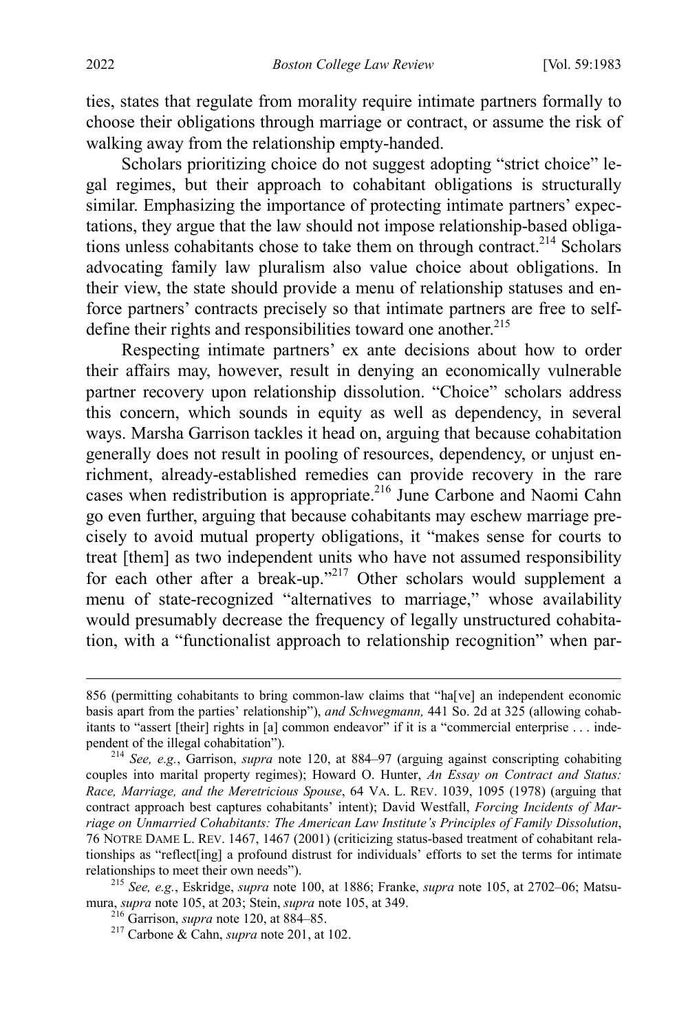ties, states that regulate from morality require intimate partners formally to choose their obligations through marriage or contract, or assume the risk of walking away from the relationship empty-handed.

Scholars prioritizing choice do not suggest adopting "strict choice" legal regimes, but their approach to cohabitant obligations is structurally similar. Emphasizing the importance of protecting intimate partners' expectations, they argue that the law should not impose relationship-based obligations unless cohabitants chose to take them on through contract.[214] Scholars advocating family law pluralism also value choice about obligations. In their view, the state should provide a menu of relationship statuses and enforce partners' contracts precisely so that intimate partners are free to self-define their rights and responsibilities toward one another.[215]

Respecting intimate partners' ex ante decisions about how to order their affairs may, however, result in denying an economically vulnerable partner recovery upon relationship dissolution. "Choice" scholars address this concern, which sounds in equity as well as dependency, in several ways. Marsha Garrison tackles it head on, arguing that because cohabitation generally does not result in pooling of resources, dependency, or unjust enrichment, already-established remedies can provide recovery in the rare cases when redistribution is appropriate.[216] June Carbone and Naomi Cahn go even further, arguing that because cohabitants may eschew marriage precisely to avoid mutual property obligations, it "makes sense for courts to treat [them] as two independent units who have not assumed responsibility for each other after a break-up."[217] Other scholars would supplement a menu of state-recognized "alternatives to marriage," whose availability would presumably decrease the frequency of legally unstructured cohabitation, with a "functionalist approach to relationship recognition" when par-

---

856 (permitting cohabitants to bring common-law claims that "ha[ve] an independent economic basis apart from the parties' relationship"), *and Schwegmann,* 441 So. 2d at 325 (allowing cohabitants to "assert [their] rights in [a] common endeavor" if it is a "commercial enterprise . . . independent of the illegal cohabitation").

[214] *See, e.g.*, Garrison, *supra* note 120, at 884–97 (arguing against conscripting cohabiting couples into marital property regimes); Howard O. Hunter, *An Essay on Contract and Status: Race, Marriage, and the Meretricious Spouse*, 64 VA. L. REV. 1039, 1095 (1978) (arguing that contract approach best captures cohabitants' intent); David Westfall, *Forcing Incidents of Marriage on Unmarried Cohabitants: The American Law Institute's Principles of Family Dissolution*, 76 NOTRE DAME L. REV. 1467, 1467 (2001) (criticizing status-based treatment of cohabitant relationships as "reflect[ing] a profound distrust for individuals' efforts to set the terms for intimate relationships to meet their own needs").

[215] *See, e.g.*, Eskridge, *supra* note 100, at 1886; Franke, *supra* note 105, at 2702–06; Matsumura, *supra* note 105, at 203; Stein, *supra* note 105, at 349.

[216] Garrison, *supra* note 120, at 884–85.

[217] Carbone & Cahn, *supra* note 201, at 102.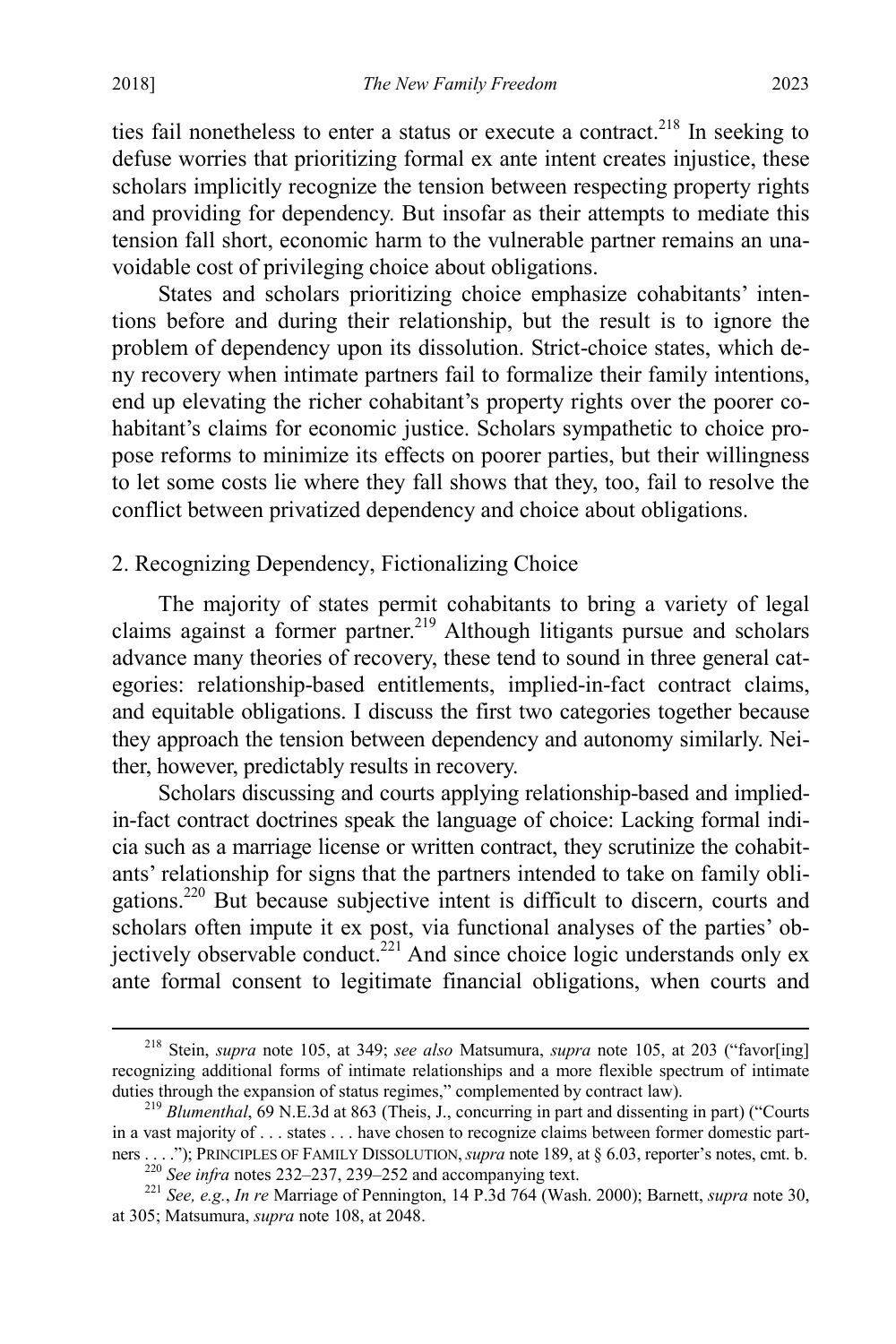ties fail nonetheless to enter a status or execute a contract.[218] In seeking to defuse worries that prioritizing formal ex ante intent creates injustice, these scholars implicitly recognize the tension between respecting property rights and providing for dependency. But insofar as their attempts to mediate this tension fall short, economic harm to the vulnerable partner remains an unavoidable cost of privileging choice about obligations.

States and scholars prioritizing choice emphasize cohabitants' intentions before and during their relationship, but the result is to ignore the problem of dependency upon its dissolution. Strict-choice states, which deny recovery when intimate partners fail to formalize their family intentions, end up elevating the richer cohabitant's property rights over the poorer cohabitant's claims for economic justice. Scholars sympathetic to choice propose reforms to minimize its effects on poorer parties, but their willingness to let some costs lie where they fall shows that they, too, fail to resolve the conflict between privatized dependency and choice about obligations.

## 2. Recognizing Dependency, Fictionalizing Choice

The majority of states permit cohabitants to bring a variety of legal claims against a former partner.[219] Although litigants pursue and scholars advance many theories of recovery, these tend to sound in three general categories: relationship-based entitlements, implied-in-fact contract claims, and equitable obligations. I discuss the first two categories together because they approach the tension between dependency and autonomy similarly. Neither, however, predictably results in recovery.

Scholars discussing and courts applying relationship-based and implied-in-fact contract doctrines speak the language of choice: Lacking formal indicia such as a marriage license or written contract, they scrutinize the cohabitants' relationship for signs that the partners intended to take on family obligations.[220] But because subjective intent is difficult to discern, courts and scholars often impute it ex post, via functional analyses of the parties' objectively observable conduct.[221] And since choice logic understands only ex ante formal consent to legitimate financial obligations, when courts and

---

[218] Stein, *supra* note 105, at 349; *see also* Matsumura, *supra* note 105, at 203 ("favor[ing] recognizing additional forms of intimate relationships and a more flexible spectrum of intimate duties through the expansion of status regimes," complemented by contract law).

[219] *Blumenthal*, 69 N.E.3d at 863 (Theis, J., concurring in part and dissenting in part) ("Courts in a vast majority of . . . states . . . have chosen to recognize claims between former domestic partners . . . ."); PRINCIPLES OF FAMILY DISSOLUTION, *supra* note 189, at § 6.03, reporter's notes, cmt. b.

[220] *See infra* notes 232–237, 239–252 and accompanying text.

[221] *See, e.g.*, *In re* Marriage of Pennington, 14 P.3d 764 (Wash. 2000); Barnett, *supra* note 30, at 305; Matsumura, *supra* note 108, at 2048.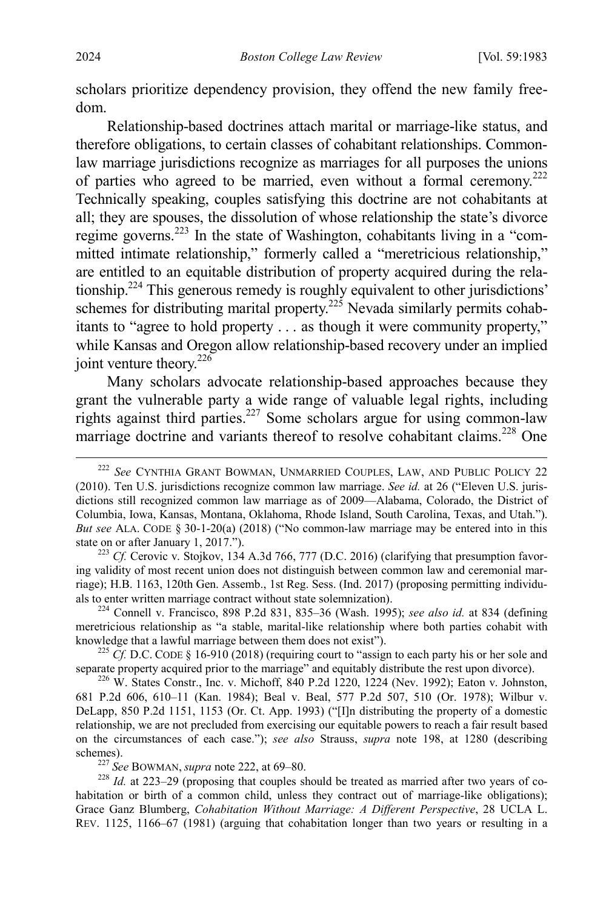scholars prioritize dependency provision, they offend the new family freedom.

Relationship-based doctrines attach marital or marriage-like status, and therefore obligations, to certain classes of cohabitant relationships. Common-law marriage jurisdictions recognize as marriages for all purposes the unions of parties who agreed to be married, even without a formal ceremony.[222] Technically speaking, couples satisfying this doctrine are not cohabitants at all; they are spouses, the dissolution of whose relationship the state's divorce regime governs.[223] In the state of Washington, cohabitants living in a "committed intimate relationship," formerly called a "meretricious relationship," are entitled to an equitable distribution of property acquired during the relationship.[224] This generous remedy is roughly equivalent to other jurisdictions' schemes for distributing marital property.[225] Nevada similarly permits cohabitants to "agree to hold property . . . as though it were community property," while Kansas and Oregon allow relationship-based recovery under an implied joint venture theory.[226]

Many scholars advocate relationship-based approaches because they grant the vulnerable party a wide range of valuable legal rights, including rights against third parties.[227] Some scholars argue for using common-law marriage doctrine and variants thereof to resolve cohabitant claims.[228] One

---

[222] *See* CYNTHIA GRANT BOWMAN, UNMARRIED COUPLES, LAW, AND PUBLIC POLICY 22 (2010). Ten U.S. jurisdictions recognize common law marriage. *See id.* at 26 ("Eleven U.S. jurisdictions still recognized common law marriage as of 2009—Alabama, Colorado, the District of Columbia, Iowa, Kansas, Montana, Oklahoma, Rhode Island, South Carolina, Texas, and Utah."). *But see* ALA. CODE § 30-1-20(a) (2018) ("No common-law marriage may be entered into in this state on or after January 1, 2017.").

[223] *Cf.* Cerovic v. Stojkov, 134 A.3d 766, 777 (D.C. 2016) (clarifying that presumption favoring validity of most recent union does not distinguish between common law and ceremonial marriage); H.B. 1163, 120th Gen. Assemb., 1st Reg. Sess. (Ind. 2017) (proposing permitting individuals to enter written marriage contract without state solemnization).

[224] Connell v. Francisco, 898 P.2d 831, 835–36 (Wash. 1995); *see also id.* at 834 (defining meretricious relationship as "a stable, marital-like relationship where both parties cohabit with knowledge that a lawful marriage between them does not exist").

[225] *Cf.* D.C. CODE § 16-910 (2018) (requiring court to "assign to each party his or her sole and separate property acquired prior to the marriage" and equitably distribute the rest upon divorce).

[226] W. States Constr., Inc. v. Michoff, 840 P.2d 1220, 1224 (Nev. 1992); Eaton v. Johnston, 681 P.2d 606, 610–11 (Kan. 1984); Beal v. Beal, 577 P.2d 507, 510 (Or. 1978); Wilbur v. DeLapp, 850 P.2d 1151, 1153 (Or. Ct. App. 1993) ("[I]n distributing the property of a domestic relationship, we are not precluded from exercising our equitable powers to reach a fair result based on the circumstances of each case."); *see also* Strauss, *supra* note 198, at 1280 (describing schemes).

[227] *See* BOWMAN, *supra* note 222, at 69–80.

[228] *Id.* at 223–29 (proposing that couples should be treated as married after two years of cohabitation or birth of a common child, unless they contract out of marriage-like obligations); Grace Ganz Blumberg, *Cohabitation Without Marriage: A Different Perspective*, 28 UCLA L. REV. 1125, 1166–67 (1981) (arguing that cohabitation longer than two years or resulting in a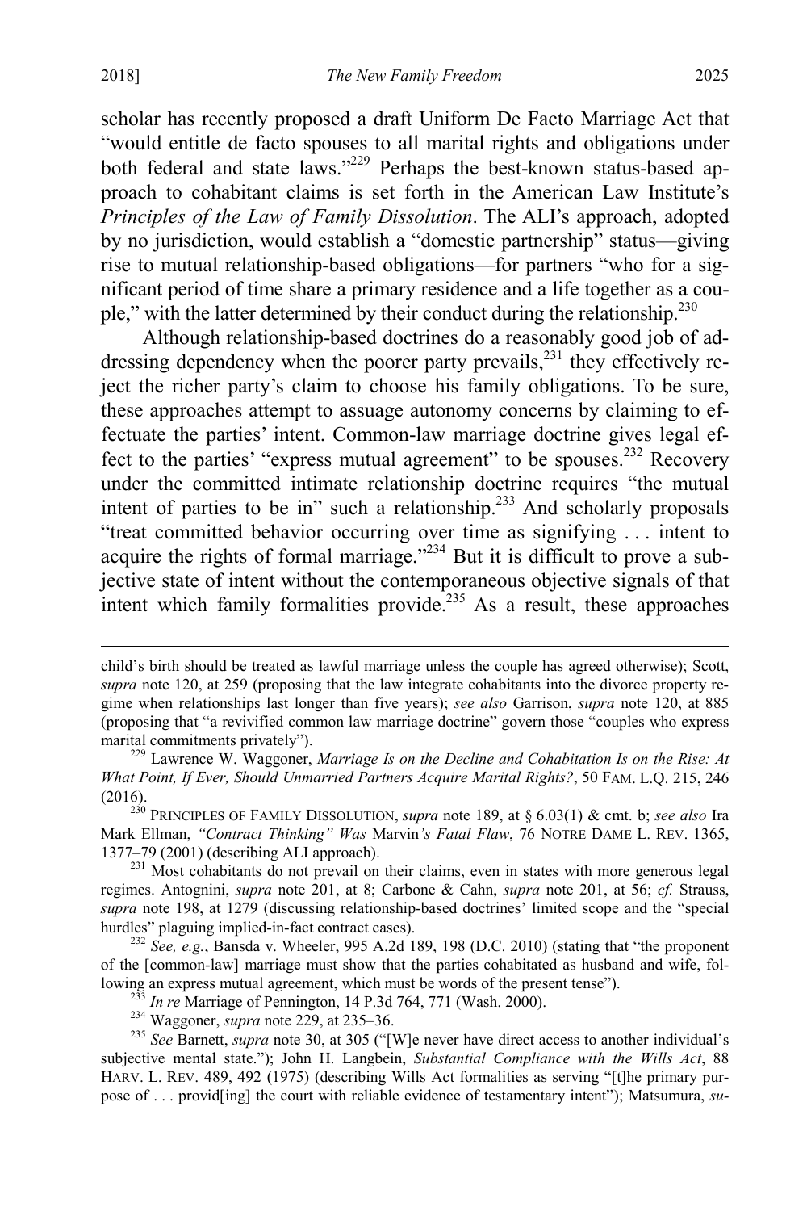scholar has recently proposed a draft Uniform De Facto Marriage Act that "would entitle de facto spouses to all marital rights and obligations under both federal and state laws."[229] Perhaps the best-known status-based approach to cohabitant claims is set forth in the American Law Institute's *Principles of the Law of Family Dissolution*. The ALI's approach, adopted by no jurisdiction, would establish a "domestic partnership" status—giving rise to mutual relationship-based obligations—for partners "who for a significant period of time share a primary residence and a life together as a couple," with the latter determined by their conduct during the relationship.[230]

Although relationship-based doctrines do a reasonably good job of addressing dependency when the poorer party prevails,[231] they effectively reject the richer party's claim to choose his family obligations. To be sure, these approaches attempt to assuage autonomy concerns by claiming to effectuate the parties' intent. Common-law marriage doctrine gives legal effect to the parties' "express mutual agreement" to be spouses.[232] Recovery under the committed intimate relationship doctrine requires "the mutual intent of parties to be in" such a relationship.[233] And scholarly proposals "treat committed behavior occurring over time as signifying . . . intent to acquire the rights of formal marriage."[234] But it is difficult to prove a subjective state of intent without the contemporaneous objective signals of that intent which family formalities provide.[235] As a result, these approaches

---

child's birth should be treated as lawful marriage unless the couple has agreed otherwise); Scott, *supra* note 120, at 259 (proposing that the law integrate cohabitants into the divorce property regime when relationships last longer than five years); *see also* Garrison, *supra* note 120, at 885 (proposing that "a revivified common law marriage doctrine" govern those "couples who express marital commitments privately").

[229] Lawrence W. Waggoner, *Marriage Is on the Decline and Cohabitation Is on the Rise: At What Point, If Ever, Should Unmarried Partners Acquire Marital Rights?*, 50 FAM. L.Q. 215, 246 (2016).

[230] PRINCIPLES OF FAMILY DISSOLUTION, *supra* note 189, at § 6.03(1) & cmt. b; *see also* Ira Mark Ellman, *"Contract Thinking" Was* Marvin*'s Fatal Flaw*, 76 NOTRE DAME L. REV. 1365, 1377–79 (2001) (describing ALI approach).

[231] Most cohabitants do not prevail on their claims, even in states with more generous legal regimes. Antognini, *supra* note 201, at 8; Carbone & Cahn, *supra* note 201, at 56; *cf.* Strauss, *supra* note 198, at 1279 (discussing relationship-based doctrines' limited scope and the "special hurdles" plaguing implied-in-fact contract cases).

[232] *See, e.g.*, Bansda v. Wheeler, 995 A.2d 189, 198 (D.C. 2010) (stating that "the proponent of the [common-law] marriage must show that the parties cohabitated as husband and wife, following an express mutual agreement, which must be words of the present tense").

[233] *In re* Marriage of Pennington, 14 P.3d 764, 771 (Wash. 2000).

[234] Waggoner, *supra* note 229, at 235–36.

[235] *See* Barnett, *supra* note 30, at 305 ("[W]e never have direct access to another individual's subjective mental state."); John H. Langbein, *Substantial Compliance with the Wills Act*, 88 HARV. L. REV. 489, 492 (1975) (describing Wills Act formalities as serving "[t]he primary purpose of . . . provid[ing] the court with reliable evidence of testamentary intent"); Matsumura, *su-*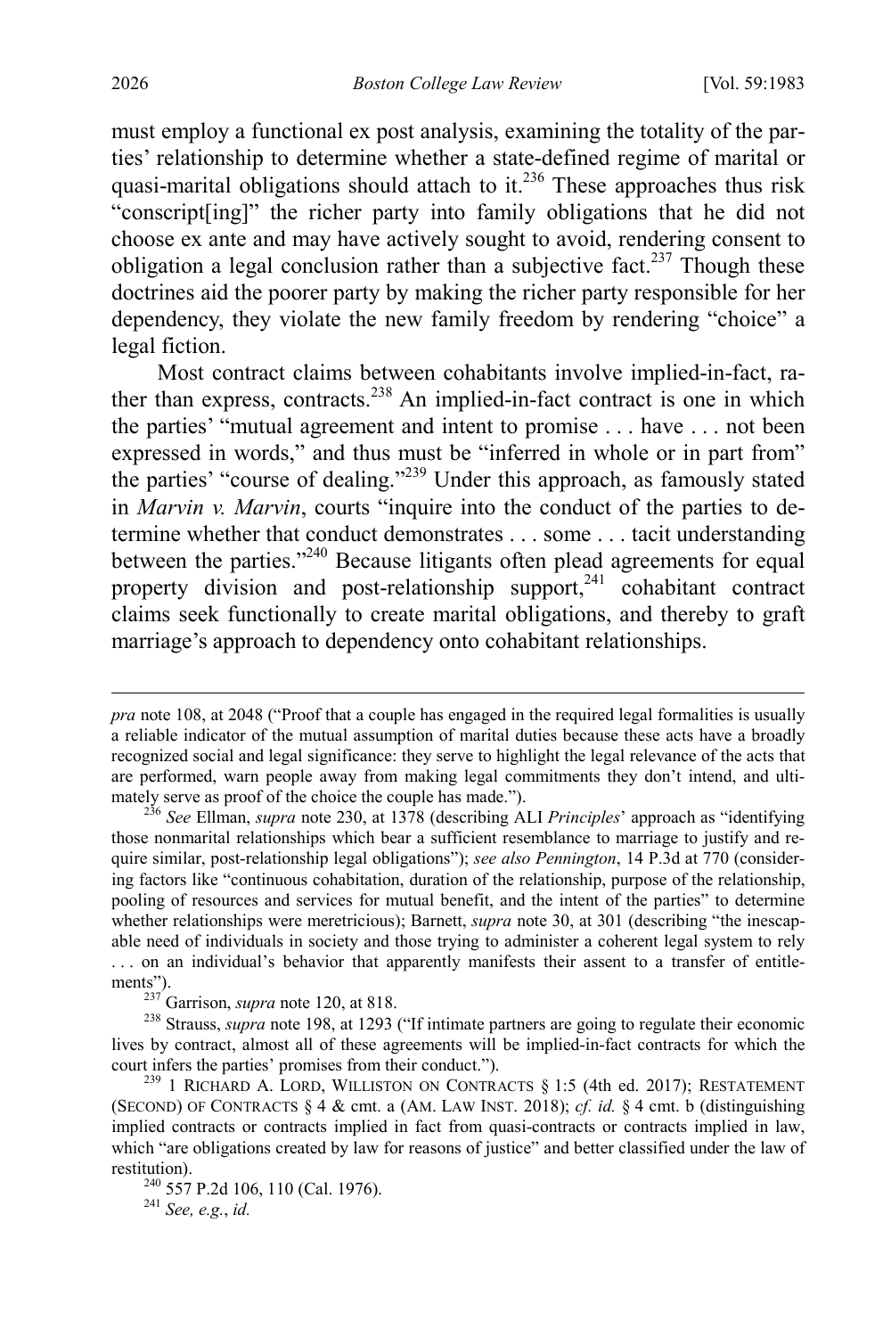must employ a functional ex post analysis, examining the totality of the parties' relationship to determine whether a state-defined regime of marital or quasi-marital obligations should attach to it.[236] These approaches thus risk "conscript[ing]" the richer party into family obligations that he did not choose ex ante and may have actively sought to avoid, rendering consent to obligation a legal conclusion rather than a subjective fact.[237] Though these doctrines aid the poorer party by making the richer party responsible for her dependency, they violate the new family freedom by rendering "choice" a legal fiction.

Most contract claims between cohabitants involve implied-in-fact, rather than express, contracts.[238] An implied-in-fact contract is one in which the parties' "mutual agreement and intent to promise . . . have . . . not been expressed in words," and thus must be "inferred in whole or in part from" the parties' "course of dealing."[239] Under this approach, as famously stated in *Marvin v. Marvin*, courts "inquire into the conduct of the parties to determine whether that conduct demonstrates . . . some . . . tacit understanding between the parties."[240] Because litigants often plead agreements for equal property division and post-relationship support,[241] cohabitant contract claims seek functionally to create marital obligations, and thereby to graft marriage's approach to dependency onto cohabitant relationships.

---

*pra* note 108, at 2048 ("Proof that a couple has engaged in the required legal formalities is usually a reliable indicator of the mutual assumption of marital duties because these acts have a broadly recognized social and legal significance: they serve to highlight the legal relevance of the acts that are performed, warn people away from making legal commitments they don't intend, and ultimately serve as proof of the choice the couple has made.").

[236] *See* Ellman, *supra* note 230, at 1378 (describing ALI *Principles*' approach as "identifying those nonmarital relationships which bear a sufficient resemblance to marriage to justify and require similar, post-relationship legal obligations"); *see also Pennington*, 14 P.3d at 770 (considering factors like "continuous cohabitation, duration of the relationship, purpose of the relationship, pooling of resources and services for mutual benefit, and the intent of the parties" to determine whether relationships were meretricious); Barnett, *supra* note 30, at 301 (describing "the inescapable need of individuals in society and those trying to administer a coherent legal system to rely . . . on an individual's behavior that apparently manifests their assent to a transfer of entitlements").

[237] Garrison, *supra* note 120, at 818.

[238] Strauss, *supra* note 198, at 1293 ("If intimate partners are going to regulate their economic lives by contract, almost all of these agreements will be implied-in-fact contracts for which the court infers the parties' promises from their conduct.").

[239] 1 RICHARD A. LORD, WILLISTON ON CONTRACTS § 1:5 (4th ed. 2017); RESTATEMENT (SECOND) OF CONTRACTS § 4 & cmt. a (AM. LAW INST. 2018); *cf. id.* § 4 cmt. b (distinguishing implied contracts or contracts implied in fact from quasi-contracts or contracts implied in law, which "are obligations created by law for reasons of justice" and better classified under the law of restitution).

[240] 557 P.2d 106, 110 (Cal. 1976).

[241] *See, e.g.*, *id.*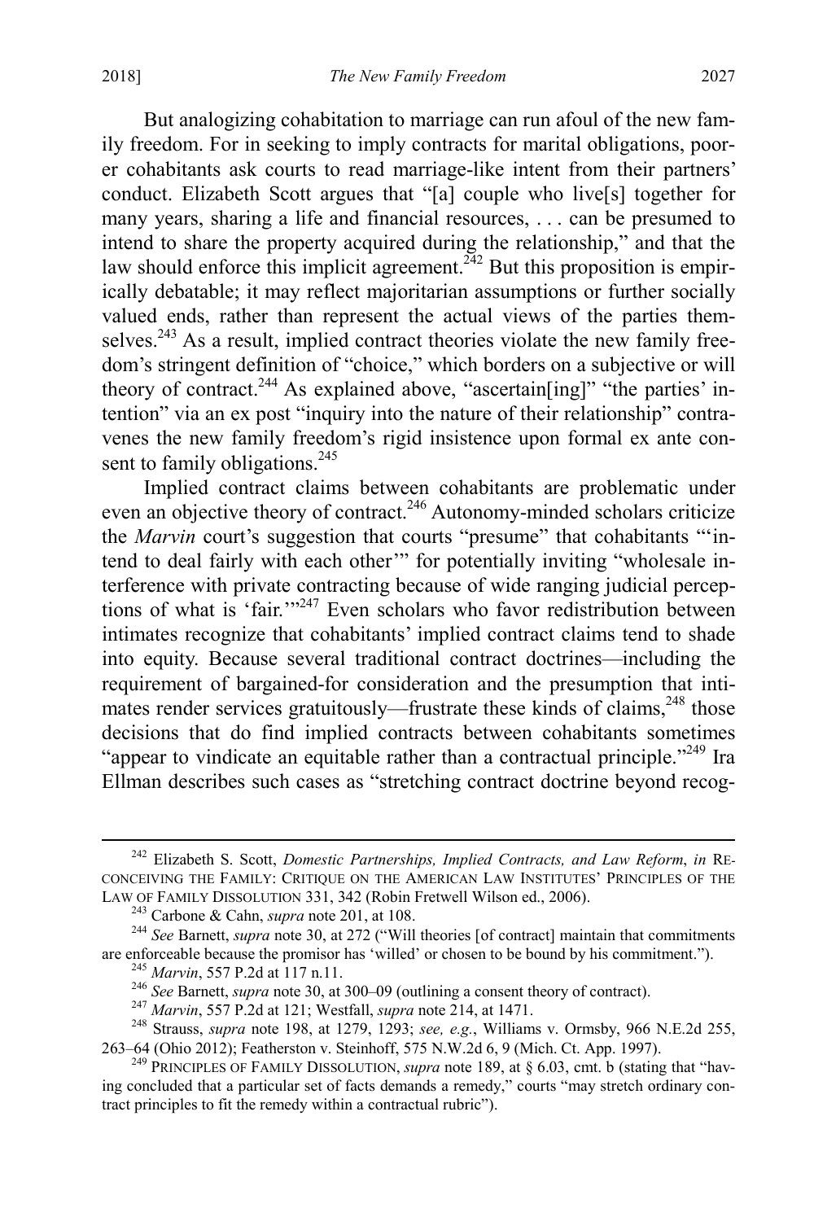But analogizing cohabitation to marriage can run afoul of the new family freedom. For in seeking to imply contracts for marital obligations, poorer cohabitants ask courts to read marriage-like intent from their partners' conduct. Elizabeth Scott argues that "[a] couple who live[s] together for many years, sharing a life and financial resources, . . . can be presumed to intend to share the property acquired during the relationship," and that the law should enforce this implicit agreement.[242] But this proposition is empirically debatable; it may reflect majoritarian assumptions or further socially valued ends, rather than represent the actual views of the parties themselves.[243] As a result, implied contract theories violate the new family freedom's stringent definition of "choice," which borders on a subjective or will theory of contract.[244] As explained above, "ascertain[ing]" "the parties' intention" via an ex post "inquiry into the nature of their relationship" contravenes the new family freedom's rigid insistence upon formal ex ante consent to family obligations.[245]

Implied contract claims between cohabitants are problematic under even an objective theory of contract.[246] Autonomy-minded scholars criticize the *Marvin* court's suggestion that courts "presume" that cohabitants "'intend to deal fairly with each other'" for potentially inviting "wholesale interference with private contracting because of wide ranging judicial perceptions of what is 'fair.'"[247] Even scholars who favor redistribution between intimates recognize that cohabitants' implied contract claims tend to shade into equity. Because several traditional contract doctrines—including the requirement of bargained-for consideration and the presumption that intimates render services gratuitously—frustrate these kinds of claims,[248] those decisions that do find implied contracts between cohabitants sometimes "appear to vindicate an equitable rather than a contractual principle."[249] Ira Ellman describes such cases as "stretching contract doctrine beyond recog-

---

[242] Elizabeth S. Scott, *Domestic Partnerships, Implied Contracts, and Law Reform*, *in* RECONCEIVING THE FAMILY: CRITIQUE ON THE AMERICAN LAW INSTITUTES' PRINCIPLES OF THE LAW OF FAMILY DISSOLUTION 331, 342 (Robin Fretwell Wilson ed., 2006).

[243] Carbone & Cahn, *supra* note 201, at 108.

[244] *See* Barnett, *supra* note 30, at 272 ("Will theories [of contract] maintain that commitments are enforceable because the promisor has 'willed' or chosen to be bound by his commitment.").

[245] *Marvin*, 557 P.2d at 117 n.11.

[246] *See* Barnett, *supra* note 30, at 300–09 (outlining a consent theory of contract).

[247] *Marvin*, 557 P.2d at 121; Westfall, *supra* note 214, at 1471.

[248] Strauss, *supra* note 198, at 1279, 1293; *see, e.g.*, Williams v. Ormsby, 966 N.E.2d 255, 263–64 (Ohio 2012); Featherston v. Steinhoff, 575 N.W.2d 6, 9 (Mich. Ct. App. 1997).

[249] PRINCIPLES OF FAMILY DISSOLUTION, *supra* note 189, at § 6.03, cmt. b (stating that "having concluded that a particular set of facts demands a remedy," courts "may stretch ordinary contract principles to fit the remedy within a contractual rubric").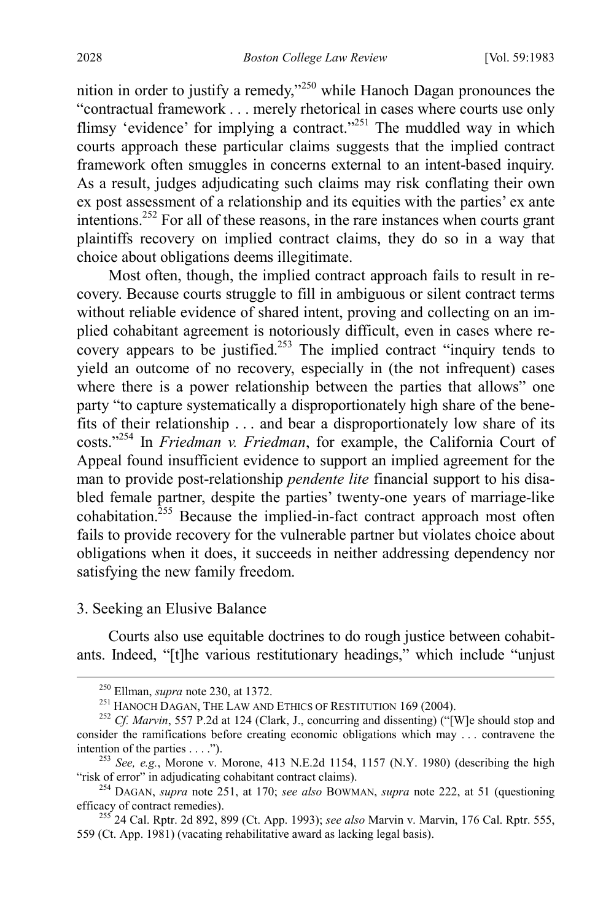nition in order to justify a remedy,"[250] while Hanoch Dagan pronounces the "contractual framework . . . merely rhetorical in cases where courts use only flimsy 'evidence' for implying a contract."[251] The muddled way in which courts approach these particular claims suggests that the implied contract framework often smuggles in concerns external to an intent-based inquiry. As a result, judges adjudicating such claims may risk conflating their own ex post assessment of a relationship and its equities with the parties' ex ante intentions.[252] For all of these reasons, in the rare instances when courts grant plaintiffs recovery on implied contract claims, they do so in a way that choice about obligations deems illegitimate.

Most often, though, the implied contract approach fails to result in recovery. Because courts struggle to fill in ambiguous or silent contract terms without reliable evidence of shared intent, proving and collecting on an implied cohabitant agreement is notoriously difficult, even in cases where recovery appears to be justified.[253] The implied contract "inquiry tends to yield an outcome of no recovery, especially in (the not infrequent) cases where there is a power relationship between the parties that allows" one party "to capture systematically a disproportionately high share of the benefits of their relationship . . . and bear a disproportionately low share of its costs."[254] In *Friedman v. Friedman*, for example, the California Court of Appeal found insufficient evidence to support an implied agreement for the man to provide post-relationship *pendente lite* financial support to his disabled female partner, despite the parties' twenty-one years of marriage-like cohabitation.[255] Because the implied-in-fact contract approach most often fails to provide recovery for the vulnerable partner but violates choice about obligations when it does, it succeeds in neither addressing dependency nor satisfying the new family freedom.

### 3. Seeking an Elusive Balance

Courts also use equitable doctrines to do rough justice between cohabitants. Indeed, "[t]he various restitutionary headings," which include "unjust

---

[250] Ellman, *supra* note 230, at 1372.

[251] HANOCH DAGAN, THE LAW AND ETHICS OF RESTITUTION 169 (2004).

[252] *Cf. Marvin*, 557 P.2d at 124 (Clark, J., concurring and dissenting) ("[W]e should stop and consider the ramifications before creating economic obligations which may . . . contravene the intention of the parties . . . .").

[253] *See, e.g.*, Morone v. Morone, 413 N.E.2d 1154, 1157 (N.Y. 1980) (describing the high "risk of error" in adjudicating cohabitant contract claims).

[254] DAGAN, *supra* note 251, at 170; *see also* BOWMAN, *supra* note 222, at 51 (questioning efficacy of contract remedies).

[255] 24 Cal. Rptr. 2d 892, 899 (Ct. App. 1993); *see also* Marvin v. Marvin, 176 Cal. Rptr. 555, 559 (Ct. App. 1981) (vacating rehabilitative award as lacking legal basis).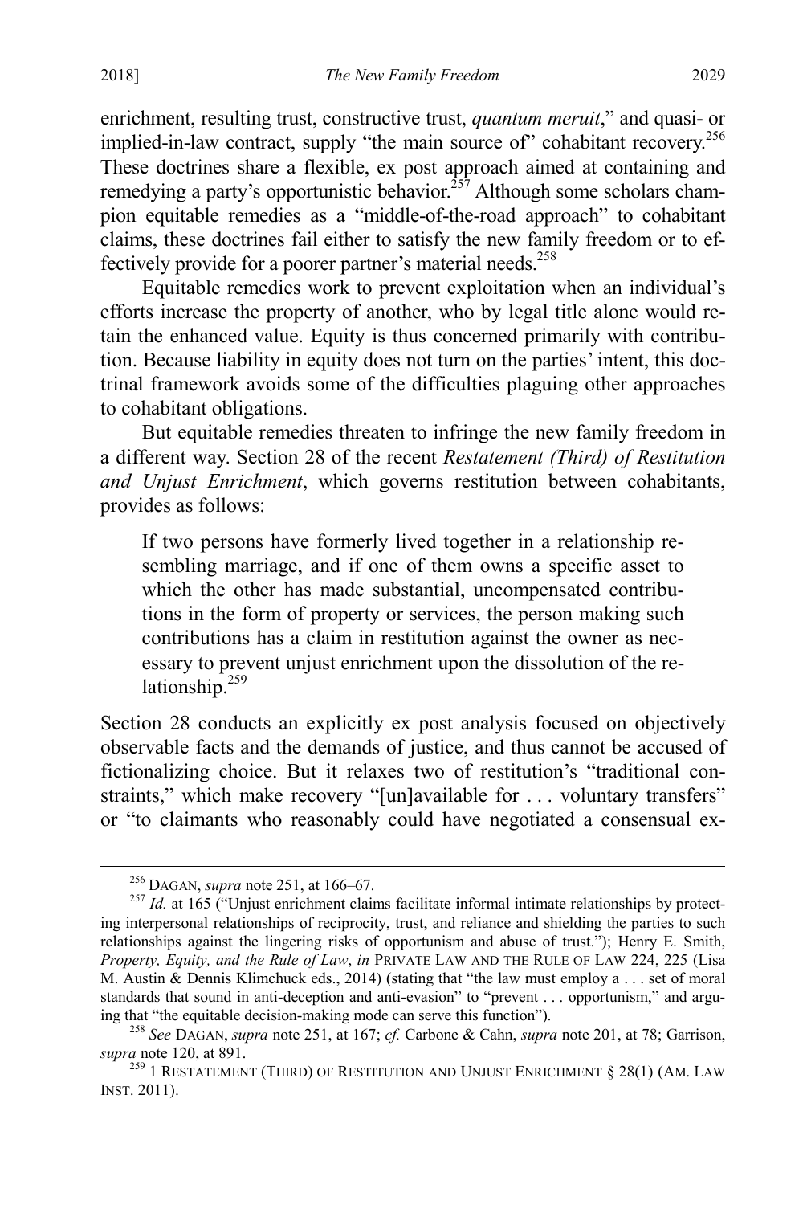enrichment, resulting trust, constructive trust, *quantum meruit*," and quasi- or implied-in-law contract, supply "the main source of" cohabitant recovery.[256] These doctrines share a flexible, ex post approach aimed at containing and remedying a party's opportunistic behavior.[257] Although some scholars champion equitable remedies as a "middle-of-the-road approach" to cohabitant claims, these doctrines fail either to satisfy the new family freedom or to effectively provide for a poorer partner's material needs.[258]

Equitable remedies work to prevent exploitation when an individual's efforts increase the property of another, who by legal title alone would retain the enhanced value. Equity is thus concerned primarily with contribution. Because liability in equity does not turn on the parties' intent, this doctrinal framework avoids some of the difficulties plaguing other approaches to cohabitant obligations.

But equitable remedies threaten to infringe the new family freedom in a different way. Section 28 of the recent *Restatement (Third) of Restitution and Unjust Enrichment*, which governs restitution between cohabitants, provides as follows:

> If two persons have formerly lived together in a relationship resembling marriage, and if one of them owns a specific asset to which the other has made substantial, uncompensated contributions in the form of property or services, the person making such contributions has a claim in restitution against the owner as necessary to prevent unjust enrichment upon the dissolution of the relationship.[259]

Section 28 conducts an explicitly ex post analysis focused on objectively observable facts and the demands of justice, and thus cannot be accused of fictionalizing choice. But it relaxes two of restitution's "traditional constraints," which make recovery "[un]available for . . . voluntary transfers" or "to claimants who reasonably could have negotiated a consensual ex-

---

[256] DAGAN, *supra* note 251, at 166–67.

[257] *Id.* at 165 ("Unjust enrichment claims facilitate informal intimate relationships by protecting interpersonal relationships of reciprocity, trust, and reliance and shielding the parties to such relationships against the lingering risks of opportunism and abuse of trust."); Henry E. Smith, *Property, Equity, and the Rule of Law*, *in* PRIVATE LAW AND THE RULE OF LAW 224, 225 (Lisa M. Austin & Dennis Klimchuck eds., 2014) (stating that "the law must employ a . . . set of moral standards that sound in anti-deception and anti-evasion" to "prevent . . . opportunism," and arguing that "the equitable decision-making mode can serve this function").

[258] *See* DAGAN, *supra* note 251, at 167; *cf.* Carbone & Cahn, *supra* note 201, at 78; Garrison, *supra* note 120, at 891.

[259] 1 RESTATEMENT (THIRD) OF RESTITUTION AND UNJUST ENRICHMENT § 28(1) (AM. LAW INST. 2011).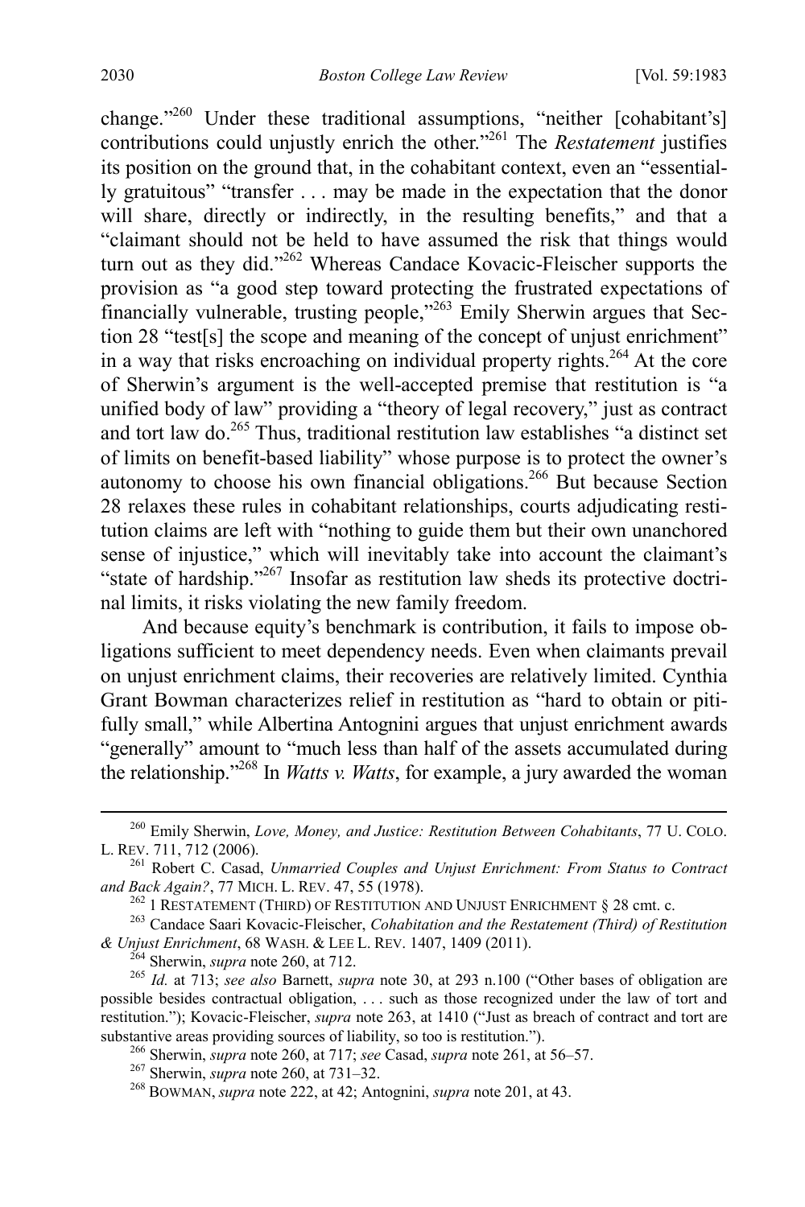change."[260] Under these traditional assumptions, "neither [cohabitant's] contributions could unjustly enrich the other."[261] The *Restatement* justifies its position on the ground that, in the cohabitant context, even an "essentially gratuitous" "transfer . . . may be made in the expectation that the donor will share, directly or indirectly, in the resulting benefits," and that a "claimant should not be held to have assumed the risk that things would turn out as they did."[262] Whereas Candace Kovacic-Fleischer supports the provision as "a good step toward protecting the frustrated expectations of financially vulnerable, trusting people,"[263] Emily Sherwin argues that Section 28 "test[s] the scope and meaning of the concept of unjust enrichment" in a way that risks encroaching on individual property rights.[264] At the core of Sherwin's argument is the well-accepted premise that restitution is "a unified body of law" providing a "theory of legal recovery," just as contract and tort law do.[265] Thus, traditional restitution law establishes "a distinct set of limits on benefit-based liability" whose purpose is to protect the owner's autonomy to choose his own financial obligations.[266] But because Section 28 relaxes these rules in cohabitant relationships, courts adjudicating restitution claims are left with "nothing to guide them but their own unanchored sense of injustice," which will inevitably take into account the claimant's "state of hardship."[267] Insofar as restitution law sheds its protective doctrinal limits, it risks violating the new family freedom.

And because equity's benchmark is contribution, it fails to impose obligations sufficient to meet dependency needs. Even when claimants prevail on unjust enrichment claims, their recoveries are relatively limited. Cynthia Grant Bowman characterizes relief in restitution as "hard to obtain or pitifully small," while Albertina Antognini argues that unjust enrichment awards "generally" amount to "much less than half of the assets accumulated during the relationship."[268] In *Watts v. Watts*, for example, a jury awarded the woman

---

[260] Emily Sherwin, *Love, Money, and Justice: Restitution Between Cohabitants*, 77 U. COLO. L. REV. 711, 712 (2006).

[261] Robert C. Casad, *Unmarried Couples and Unjust Enrichment: From Status to Contract and Back Again?*, 77 MICH. L. REV. 47, 55 (1978).

[262] 1 RESTATEMENT (THIRD) OF RESTITUTION AND UNJUST ENRICHMENT § 28 cmt. c.

[263] Candace Saari Kovacic-Fleischer, *Cohabitation and the Restatement (Third) of Restitution & Unjust Enrichment*, 68 WASH. & LEE L. REV. 1407, 1409 (2011).

[264] Sherwin, *supra* note 260, at 712.

[265] *Id.* at 713; *see also* Barnett, *supra* note 30, at 293 n.100 ("Other bases of obligation are possible besides contractual obligation, . . . such as those recognized under the law of tort and restitution."); Kovacic-Fleischer, *supra* note 263, at 1410 ("Just as breach of contract and tort are substantive areas providing sources of liability, so too is restitution.").

[266] Sherwin, *supra* note 260, at 717; *see* Casad, *supra* note 261, at 56–57.

[267] Sherwin, *supra* note 260, at 731–32.

[268] BOWMAN, *supra* note 222, at 42; Antognini, *supra* note 201, at 43.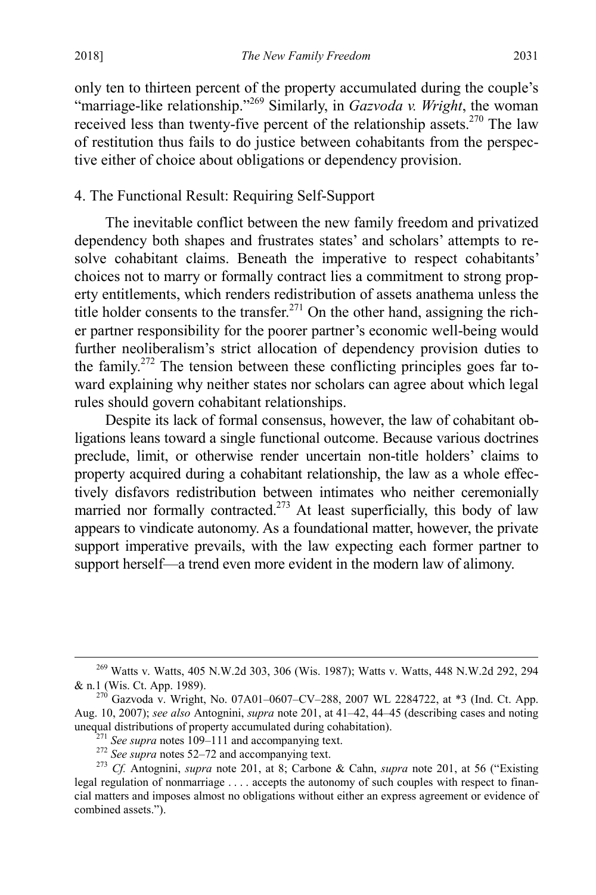only ten to thirteen percent of the property accumulated during the couple's "marriage-like relationship."[269] Similarly, in *Gazvoda v. Wright*, the woman received less than twenty-five percent of the relationship assets.[270] The law of restitution thus fails to do justice between cohabitants from the perspective either of choice about obligations or dependency provision.

#### 4. The Functional Result: Requiring Self-Support

The inevitable conflict between the new family freedom and privatized dependency both shapes and frustrates states' and scholars' attempts to resolve cohabitant claims. Beneath the imperative to respect cohabitants' choices not to marry or formally contract lies a commitment to strong property entitlements, which renders redistribution of assets anathema unless the title holder consents to the transfer.[271] On the other hand, assigning the richer partner responsibility for the poorer partner's economic well-being would further neoliberalism's strict allocation of dependency provision duties to the family.[272] The tension between these conflicting principles goes far toward explaining why neither states nor scholars can agree about which legal rules should govern cohabitant relationships.

Despite its lack of formal consensus, however, the law of cohabitant obligations leans toward a single functional outcome. Because various doctrines preclude, limit, or otherwise render uncertain non-title holders' claims to property acquired during a cohabitant relationship, the law as a whole effectively disfavors redistribution between intimates who neither ceremonially married nor formally contracted.[273] At least superficially, this body of law appears to vindicate autonomy. As a foundational matter, however, the private support imperative prevails, with the law expecting each former partner to support herself—a trend even more evident in the modern law of alimony.

---

[269] Watts v. Watts, 405 N.W.2d 303, 306 (Wis. 1987); Watts v. Watts, 448 N.W.2d 292, 294 & n.1 (Wis. Ct. App. 1989).

[270] Gazvoda v. Wright, No. 07A01–0607–CV–288, 2007 WL 2284722, at *3 (Ind. Ct. App. Aug. 10, 2007); *see also* Antognini, *supra* note 201, at 41–42, 44–45 (describing cases and noting unequal distributions of property accumulated during cohabitation).

[271] *See supra* notes 109–111 and accompanying text.

[272] *See supra* notes 52–72 and accompanying text.

[273] *Cf.* Antognini, *supra* note 201, at 8; Carbone & Cahn, *supra* note 201, at 56 ("Existing legal regulation of nonmarriage . . . . accepts the autonomy of such couples with respect to financial matters and imposes almost no obligations without either an express agreement or evidence of combined assets.").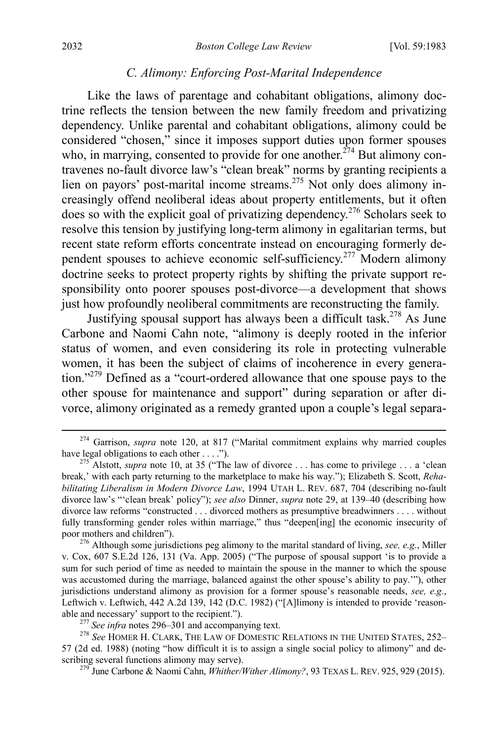### *C. Alimony: Enforcing Post-Marital Independence*

Like the laws of parentage and cohabitant obligations, alimony doctrine reflects the tension between the new family freedom and privatizing dependency. Unlike parental and cohabitant obligations, alimony could be considered "chosen," since it imposes support duties upon former spouses who, in marrying, consented to provide for one another.[274] But alimony contravenes no-fault divorce law's "clean break" norms by granting recipients a lien on payors' post-marital income streams.[275] Not only does alimony increasingly offend neoliberal ideas about property entitlements, but it often does so with the explicit goal of privatizing dependency.[276] Scholars seek to resolve this tension by justifying long-term alimony in egalitarian terms, but recent state reform efforts concentrate instead on encouraging formerly dependent spouses to achieve economic self-sufficiency.[277] Modern alimony doctrine seeks to protect property rights by shifting the private support responsibility onto poorer spouses post-divorce—a development that shows just how profoundly neoliberal commitments are reconstructing the family.

Justifying spousal support has always been a difficult task.[278] As June Carbone and Naomi Cahn note, "alimony is deeply rooted in the inferior status of women, and even considering its role in protecting vulnerable women, it has been the subject of claims of incoherence in every generation."[279] Defined as a "court-ordered allowance that one spouse pays to the other spouse for maintenance and support" during separation or after divorce, alimony originated as a remedy granted upon a couple's legal separa-

---

[274] Garrison, *supra* note 120, at 817 ("Marital commitment explains why married couples have legal obligations to each other . . . .").

[275] Alstott, *supra* note 10, at 35 ("The law of divorce . . . has come to privilege . . . a 'clean break,' with each party returning to the marketplace to make his way."); Elizabeth S. Scott, *Rehabilitating Liberalism in Modern Divorce Law*, 1994 UTAH L. REV. 687, 704 (describing no-fault divorce law's "'clean break' policy"); *see also* Dinner, *supra* note 29, at 139–40 (describing how divorce law reforms "constructed . . . divorced mothers as presumptive breadwinners . . . . without fully transforming gender roles within marriage," thus "deepen[ing] the economic insecurity of poor mothers and children").

[276] Although some jurisdictions peg alimony to the marital standard of living, *see, e.g.*, Miller v. Cox, 607 S.E.2d 126, 131 (Va. App. 2005) ("The purpose of spousal support 'is to provide a sum for such period of time as needed to maintain the spouse in the manner to which the spouse was accustomed during the marriage, balanced against the other spouse's ability to pay.'"), other jurisdictions understand alimony as provision for a former spouse's reasonable needs, *see, e.g.*, Leftwich v. Leftwich, 442 A.2d 139, 142 (D.C. 1982) ("[A]limony is intended to provide 'reasonable and necessary' support to the recipient.").

[277] *See infra* notes 296–301 and accompanying text.

[278] *See* HOMER H. CLARK, THE LAW OF DOMESTIC RELATIONS IN THE UNITED STATES, 252–57 (2d ed. 1988) (noting "how difficult it is to assign a single social policy to alimony" and describing several functions alimony may serve).

[279] June Carbone & Naomi Cahn, *Whither/Wither Alimony?*, 93 TEXAS L. REV. 925, 929 (2015).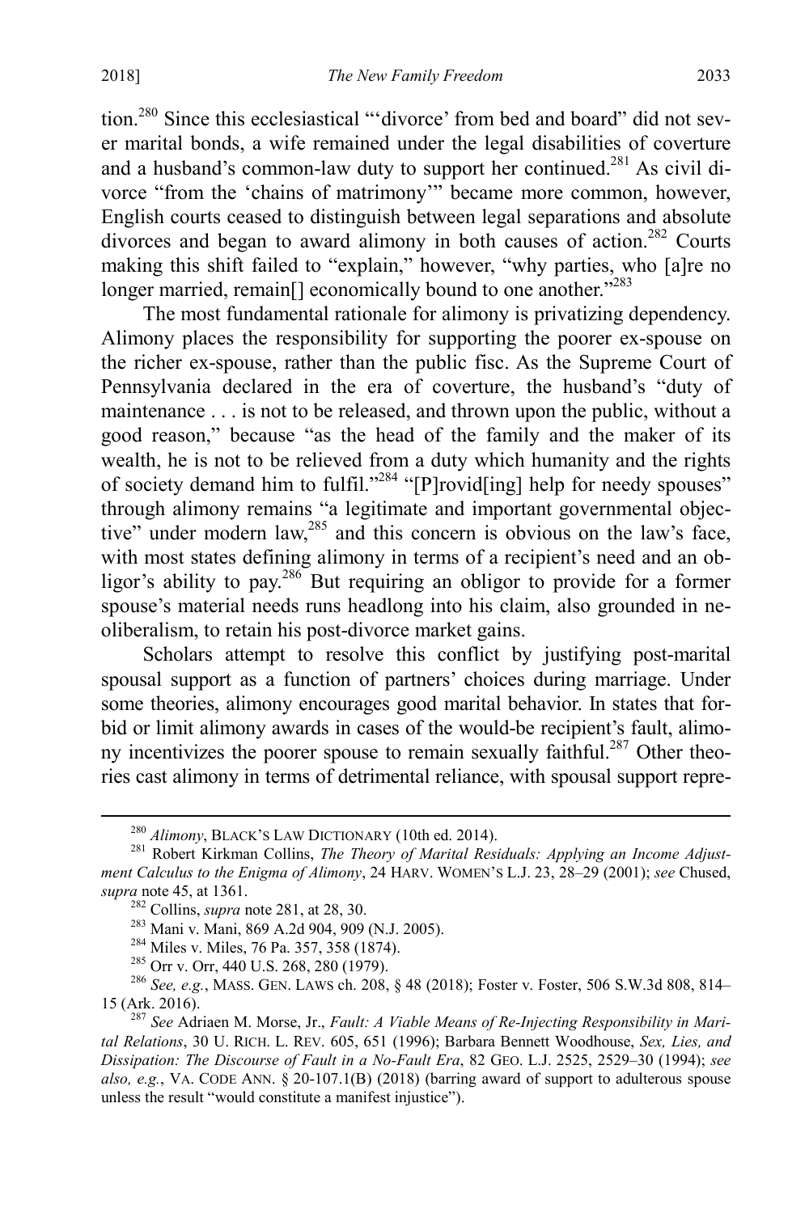tion.[280] Since this ecclesiastical "'divorce' from bed and board" did not sever marital bonds, a wife remained under the legal disabilities of coverture and a husband's common-law duty to support her continued.[281] As civil divorce "from the 'chains of matrimony'" became more common, however, English courts ceased to distinguish between legal separations and absolute divorces and began to award alimony in both causes of action.[282] Courts making this shift failed to "explain," however, "why parties, who [a]re no longer married, remain[] economically bound to one another."[283]

The most fundamental rationale for alimony is privatizing dependency. Alimony places the responsibility for supporting the poorer ex-spouse on the richer ex-spouse, rather than the public fisc. As the Supreme Court of Pennsylvania declared in the era of coverture, the husband's "duty of maintenance . . . is not to be released, and thrown upon the public, without a good reason," because "as the head of the family and the maker of its wealth, he is not to be relieved from a duty which humanity and the rights of society demand him to fulfil."[284] "[P]rovid[ing] help for needy spouses" through alimony remains "a legitimate and important governmental objective" under modern law,[285] and this concern is obvious on the law's face, with most states defining alimony in terms of a recipient's need and an obligor's ability to pay.[286] But requiring an obligor to provide for a former spouse's material needs runs headlong into his claim, also grounded in neoliberalism, to retain his post-divorce market gains.

Scholars attempt to resolve this conflict by justifying post-marital spousal support as a function of partners' choices during marriage. Under some theories, alimony encourages good marital behavior. In states that forbid or limit alimony awards in cases of the would-be recipient's fault, alimony incentivizes the poorer spouse to remain sexually faithful.[287] Other theories cast alimony in terms of detrimental reliance, with spousal support repre-

---

[280] *Alimony*, BLACK'S LAW DICTIONARY (10th ed. 2014).

[281] Robert Kirkman Collins, *The Theory of Marital Residuals: Applying an Income Adjustment Calculus to the Enigma of Alimony*, 24 HARV. WOMEN'S L.J. 23, 28–29 (2001); *see* Chused, *supra* note 45, at 1361.

[282] Collins, *supra* note 281, at 28, 30.

[283] Mani v. Mani, 869 A.2d 904, 909 (N.J. 2005).

[284] Miles v. Miles, 76 Pa. 357, 358 (1874).

[285] Orr v. Orr, 440 U.S. 268, 280 (1979).

[286] *See, e.g.*, MASS. GEN. LAWS ch. 208, § 48 (2018); Foster v. Foster, 506 S.W.3d 808, 814–15 (Ark. 2016).

[287] *See* Adriaen M. Morse, Jr., *Fault: A Viable Means of Re-Injecting Responsibility in Marital Relations*, 30 U. RICH. L. REV. 605, 651 (1996); Barbara Bennett Woodhouse, *Sex, Lies, and Dissipation: The Discourse of Fault in a No-Fault Era*, 82 GEO. L.J. 2525, 2529–30 (1994); *see also, e.g.*, VA. CODE ANN. § 20-107.1(B) (2018) (barring award of support to adulterous spouse unless the result "would constitute a manifest injustice").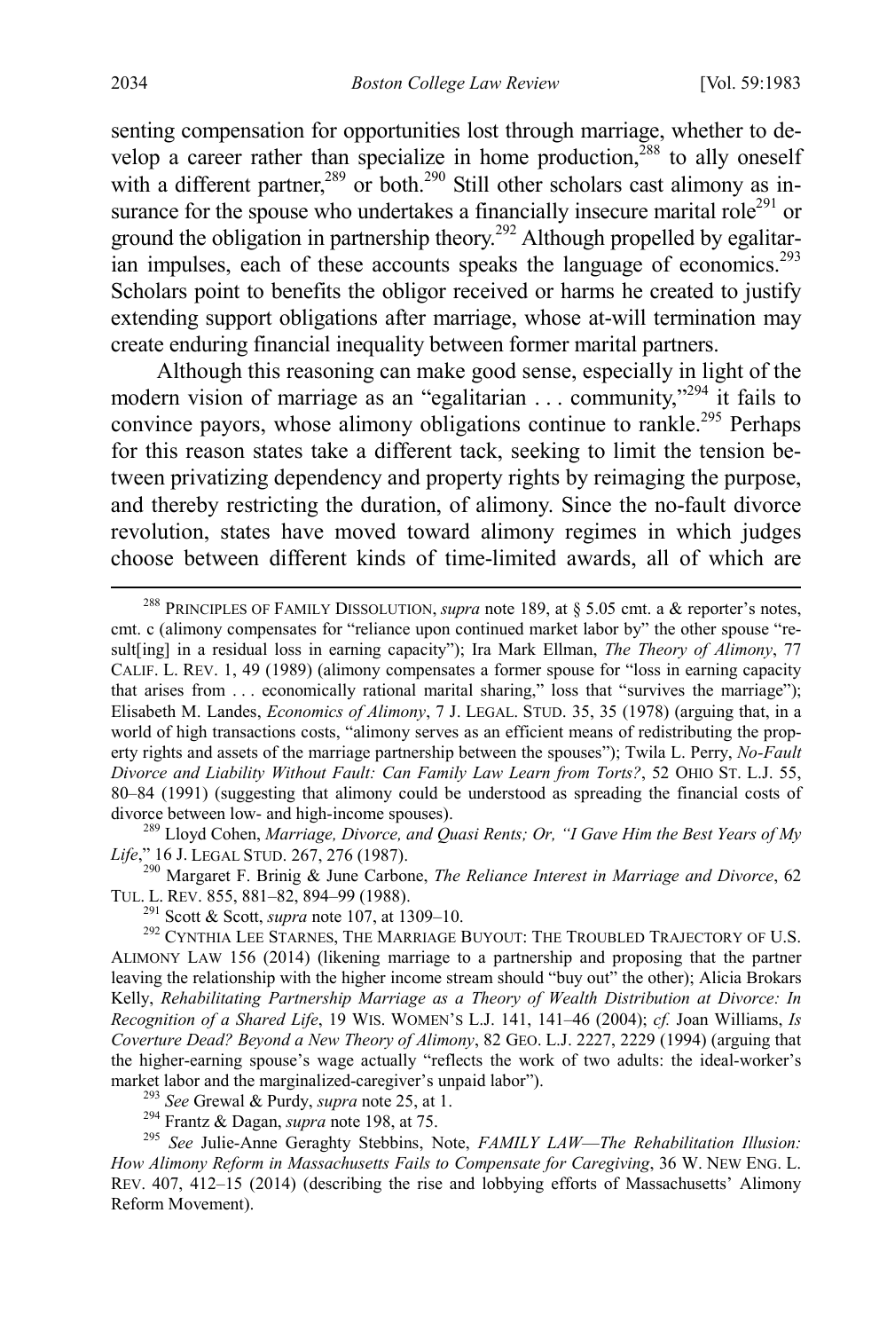senting compensation for opportunities lost through marriage, whether to develop a career rather than specialize in home production,[288] to ally oneself with a different partner,[289] or both.[290] Still other scholars cast alimony as insurance for the spouse who undertakes a financially insecure marital role[291] or ground the obligation in partnership theory.[292] Although propelled by egalitarian impulses, each of these accounts speaks the language of economics.[293] Scholars point to benefits the obligor received or harms he created to justify extending support obligations after marriage, whose at-will termination may create enduring financial inequality between former marital partners.

Although this reasoning can make good sense, especially in light of the modern vision of marriage as an "egalitarian . . . community,"[294] it fails to convince payors, whose alimony obligations continue to rankle.[295] Perhaps for this reason states take a different tack, seeking to limit the tension between privatizing dependency and property rights by reimaging the purpose, and thereby restricting the duration, of alimony. Since the no-fault divorce revolution, states have moved toward alimony regimes in which judges choose between different kinds of time-limited awards, all of which are

---

[288] PRINCIPLES OF FAMILY DISSOLUTION, *supra* note 189, at § 5.05 cmt. a & reporter's notes, cmt. c (alimony compensates for "reliance upon continued market labor by" the other spouse "result[ing] in a residual loss in earning capacity"); Ira Mark Ellman, *The Theory of Alimony*, 77 CALIF. L. REV. 1, 49 (1989) (alimony compensates a former spouse for "loss in earning capacity that arises from . . . economically rational marital sharing," loss that "survives the marriage"); Elisabeth M. Landes, *Economics of Alimony*, 7 J. LEGAL. STUD. 35, 35 (1978) (arguing that, in a world of high transactions costs, "alimony serves as an efficient means of redistributing the property rights and assets of the marriage partnership between the spouses"); Twila L. Perry, *No-Fault Divorce and Liability Without Fault: Can Family Law Learn from Torts?*, 52 OHIO ST. L.J. 55, 80–84 (1991) (suggesting that alimony could be understood as spreading the financial costs of divorce between low- and high-income spouses).

[289] Lloyd Cohen, *Marriage, Divorce, and Quasi Rents; Or, "I Gave Him the Best Years of My Life*," 16 J. LEGAL STUD. 267, 276 (1987).

[290] Margaret F. Brinig & June Carbone, *The Reliance Interest in Marriage and Divorce*, 62 TUL. L. REV. 855, 881–82, 894–99 (1988).

[291] Scott & Scott, *supra* note 107, at 1309–10.

[292] CYNTHIA LEE STARNES, THE MARRIAGE BUYOUT: THE TROUBLED TRAJECTORY OF U.S. ALIMONY LAW 156 (2014) (likening marriage to a partnership and proposing that the partner leaving the relationship with the higher income stream should "buy out" the other); Alicia Brokars Kelly, *Rehabilitating Partnership Marriage as a Theory of Wealth Distribution at Divorce: In Recognition of a Shared Life*, 19 WIS. WOMEN'S L.J. 141, 141–46 (2004); *cf.* Joan Williams, *Is Coverture Dead? Beyond a New Theory of Alimony*, 82 GEO. L.J. 2227, 2229 (1994) (arguing that the higher-earning spouse's wage actually "reflects the work of two adults: the ideal-worker's market labor and the marginalized-caregiver's unpaid labor").

[293] *See* Grewal & Purdy, *supra* note 25, at 1.

[294] Frantz & Dagan, *supra* note 198, at 75.

[295] *See* Julie-Anne Geraghty Stebbins, Note, *FAMILY LAW—The Rehabilitation Illusion: How Alimony Reform in Massachusetts Fails to Compensate for Caregiving*, 36 W. NEW ENG. L. REV. 407, 412–15 (2014) (describing the rise and lobbying efforts of Massachusetts' Alimony Reform Movement).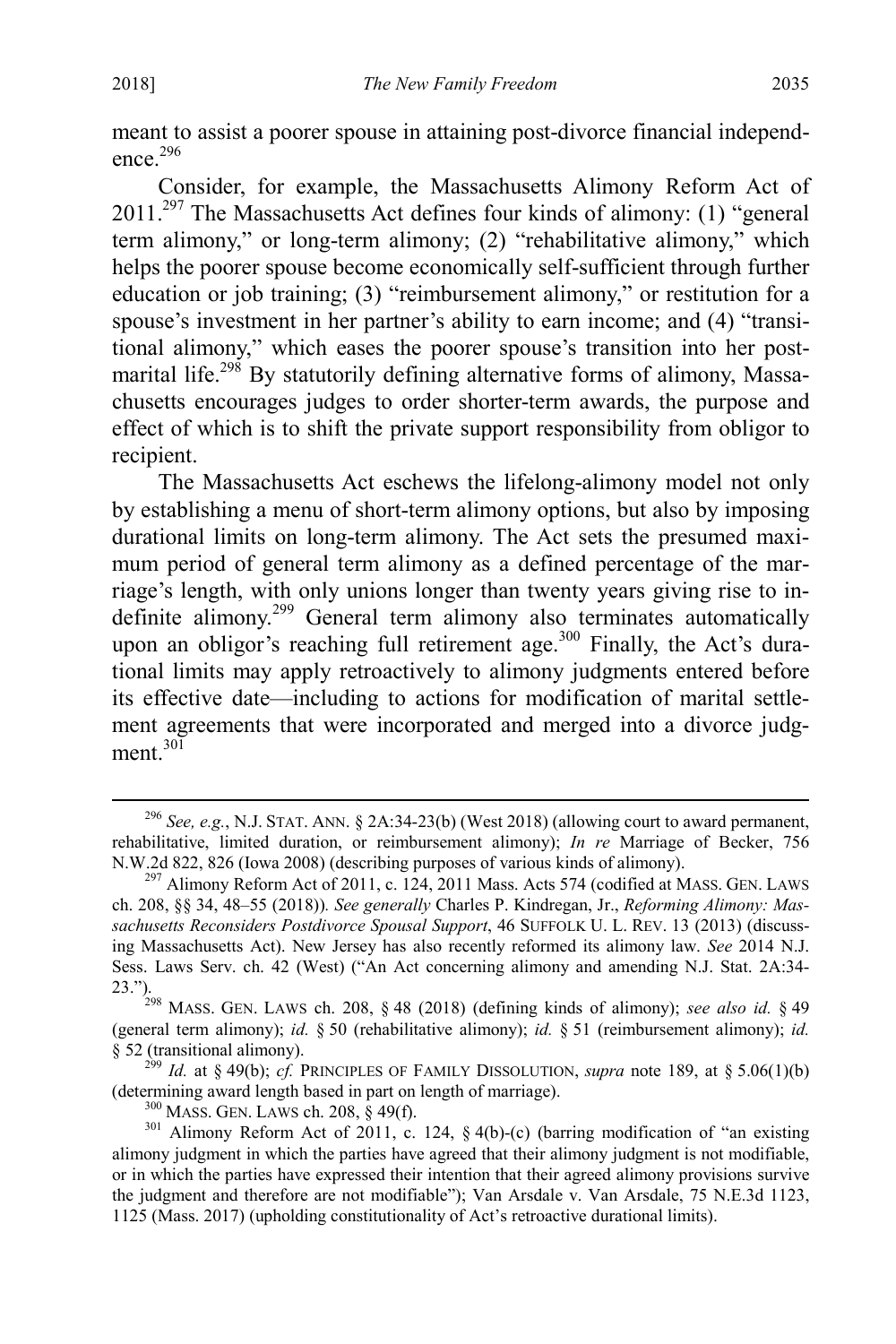meant to assist a poorer spouse in attaining post-divorce financial independence.[296]

Consider, for example, the Massachusetts Alimony Reform Act of 2011.[297] The Massachusetts Act defines four kinds of alimony: (1) "general term alimony," or long-term alimony; (2) "rehabilitative alimony," which helps the poorer spouse become economically self-sufficient through further education or job training; (3) "reimbursement alimony," or restitution for a spouse's investment in her partner's ability to earn income; and (4) "transitional alimony," which eases the poorer spouse's transition into her post-marital life.[298] By statutorily defining alternative forms of alimony, Massachusetts encourages judges to order shorter-term awards, the purpose and effect of which is to shift the private support responsibility from obligor to recipient.

The Massachusetts Act eschews the lifelong-alimony model not only by establishing a menu of short-term alimony options, but also by imposing durational limits on long-term alimony. The Act sets the presumed maximum period of general term alimony as a defined percentage of the marriage's length, with only unions longer than twenty years giving rise to indefinite alimony.[299] General term alimony also terminates automatically upon an obligor's reaching full retirement age.[300] Finally, the Act's durational limits may apply retroactively to alimony judgments entered before its effective date—including to actions for modification of marital settlement agreements that were incorporated and merged into a divorce judgment.[301]

---

[296] *See, e.g.*, N.J. STAT. ANN. § 2A:34-23(b) (West 2018) (allowing court to award permanent, rehabilitative, limited duration, or reimbursement alimony); *In re* Marriage of Becker, 756 N.W.2d 822, 826 (Iowa 2008) (describing purposes of various kinds of alimony).

[297] Alimony Reform Act of 2011, c. 124, 2011 Mass. Acts 574 (codified at MASS. GEN. LAWS ch. 208, §§ 34, 48–55 (2018)). *See generally* Charles P. Kindregan, Jr., *Reforming Alimony: Massachusetts Reconsiders Postdivorce Spousal Support*, 46 SUFFOLK U. L. REV. 13 (2013) (discussing Massachusetts Act). New Jersey has also recently reformed its alimony law. *See* 2014 N.J. Sess. Laws Serv. ch. 42 (West) ("An Act concerning alimony and amending N.J. Stat. 2A:34-23.").

[298] MASS. GEN. LAWS ch. 208, § 48 (2018) (defining kinds of alimony); *see also id.* § 49 (general term alimony); *id.* § 50 (rehabilitative alimony); *id.* § 51 (reimbursement alimony); *id.* § 52 (transitional alimony).

[299] *Id.* at § 49(b); *cf.* PRINCIPLES OF FAMILY DISSOLUTION, *supra* note 189, at § 5.06(1)(b) (determining award length based in part on length of marriage).

[300] MASS. GEN. LAWS ch. 208, § 49(f).

[301] Alimony Reform Act of 2011, c. 124, § 4(b)-(c) (barring modification of "an existing alimony judgment in which the parties have agreed that their alimony judgment is not modifiable, or in which the parties have expressed their intention that their agreed alimony provisions survive the judgment and therefore are not modifiable"); Van Arsdale v. Van Arsdale, 75 N.E.3d 1123, 1125 (Mass. 2017) (upholding constitutionality of Act's retroactive durational limits).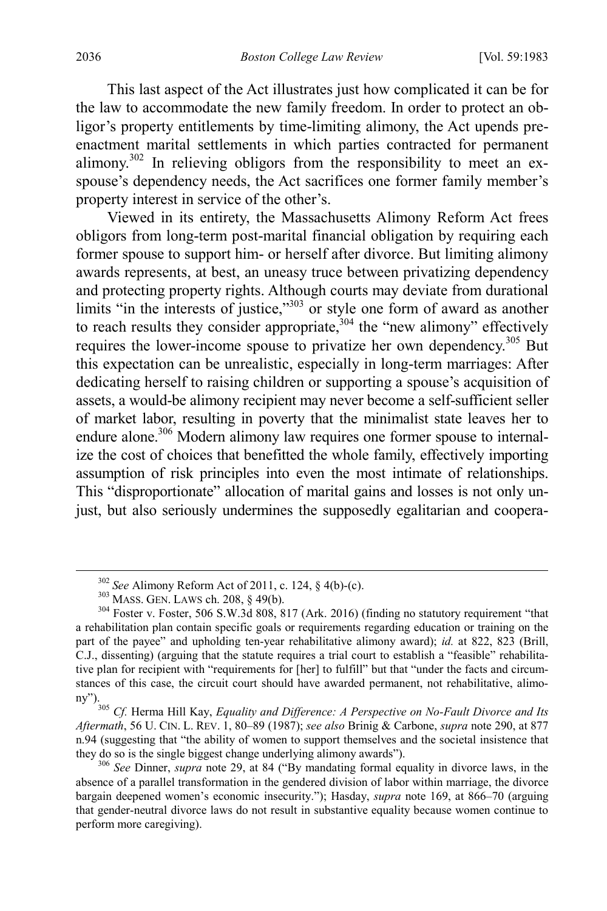This last aspect of the Act illustrates just how complicated it can be for the law to accommodate the new family freedom. In order to protect an obligor's property entitlements by time-limiting alimony, the Act upends pre-enactment marital settlements in which parties contracted for permanent alimony.[302] In relieving obligors from the responsibility to meet an ex-spouse's dependency needs, the Act sacrifices one former family member's property interest in service of the other's.

Viewed in its entirety, the Massachusetts Alimony Reform Act frees obligors from long-term post-marital financial obligation by requiring each former spouse to support him- or herself after divorce. But limiting alimony awards represents, at best, an uneasy truce between privatizing dependency and protecting property rights. Although courts may deviate from durational limits "in the interests of justice,"[303] or style one form of award as another to reach results they consider appropriate,[304] the "new alimony" effectively requires the lower-income spouse to privatize her own dependency.[305] But this expectation can be unrealistic, especially in long-term marriages: After dedicating herself to raising children or supporting a spouse's acquisition of assets, a would-be alimony recipient may never become a self-sufficient seller of market labor, resulting in poverty that the minimalist state leaves her to endure alone.[306] Modern alimony law requires one former spouse to internalize the cost of choices that benefitted the whole family, effectively importing assumption of risk principles into even the most intimate of relationships. This "disproportionate" allocation of marital gains and losses is not only unjust, but also seriously undermines the supposedly egalitarian and coopera-

---

[302] *See* Alimony Reform Act of 2011, c. 124, § 4(b)-(c).

[303] MASS. GEN. LAWS ch. 208, § 49(b).

[304] Foster v. Foster, 506 S.W.3d 808, 817 (Ark. 2016) (finding no statutory requirement "that a rehabilitation plan contain specific goals or requirements regarding education or training on the part of the payee" and upholding ten-year rehabilitative alimony award); *id.* at 822, 823 (Brill, C.J., dissenting) (arguing that the statute requires a trial court to establish a "feasible" rehabilitative plan for recipient with "requirements for [her] to fulfill" but that "under the facts and circumstances of this case, the circuit court should have awarded permanent, not rehabilitative, alimony").

[305] *Cf.* Herma Hill Kay, *Equality and Difference: A Perspective on No-Fault Divorce and Its Aftermath*, 56 U. CIN. L. REV. 1, 80–89 (1987); *see also* Brinig & Carbone, *supra* note 290, at 877 n.94 (suggesting that "the ability of women to support themselves and the societal insistence that they do so is the single biggest change underlying alimony awards").

[306] *See* Dinner, *supra* note 29, at 84 ("By mandating formal equality in divorce laws, in the absence of a parallel transformation in the gendered division of labor within marriage, the divorce bargain deepened women's economic insecurity."); Hasday, *supra* note 169, at 866–70 (arguing that gender-neutral divorce laws do not result in substantive equality because women continue to perform more caregiving).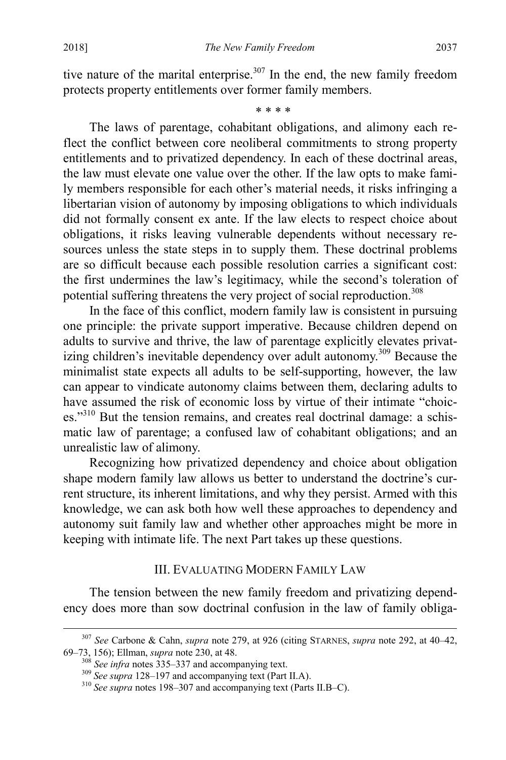tive nature of the marital enterprise.[307] In the end, the new family freedom protects property entitlements over former family members.

\* \* \* \*

The laws of parentage, cohabitant obligations, and alimony each reflect the conflict between core neoliberal commitments to strong property entitlements and to privatized dependency. In each of these doctrinal areas, the law must elevate one value over the other. If the law opts to make family members responsible for each other's material needs, it risks infringing a libertarian vision of autonomy by imposing obligations to which individuals did not formally consent ex ante. If the law elects to respect choice about obligations, it risks leaving vulnerable dependents without necessary resources unless the state steps in to supply them. These doctrinal problems are so difficult because each possible resolution carries a significant cost: the first undermines the law's legitimacy, while the second's toleration of potential suffering threatens the very project of social reproduction.[308]

In the face of this conflict, modern family law is consistent in pursuing one principle: the private support imperative. Because children depend on adults to survive and thrive, the law of parentage explicitly elevates privatizing children's inevitable dependency over adult autonomy.[309] Because the minimalist state expects all adults to be self-supporting, however, the law can appear to vindicate autonomy claims between them, declaring adults to have assumed the risk of economic loss by virtue of their intimate "choices."[310] But the tension remains, and creates real doctrinal damage: a schismatic law of parentage; a confused law of cohabitant obligations; and an unrealistic law of alimony.

Recognizing how privatized dependency and choice about obligation shape modern family law allows us better to understand the doctrine's current structure, its inherent limitations, and why they persist. Armed with this knowledge, we can ask both how well these approaches to dependency and autonomy suit family law and whether other approaches might be more in keeping with intimate life. The next Part takes up these questions.

## III. Evaluating Modern Family Law

The tension between the new family freedom and privatizing dependency does more than sow doctrinal confusion in the law of family obliga-

---

[307] *See* Carbone & Cahn, *supra* note 279, at 926 (citing Starnes, *supra* note 292, at 40–42, 69–73, 156); Ellman, *supra* note 230, at 48.

[308] *See infra* notes 335–337 and accompanying text.

[309] *See supra* 128–197 and accompanying text (Part II.A).

[310] *See supra* notes 198–307 and accompanying text (Parts II.B–C).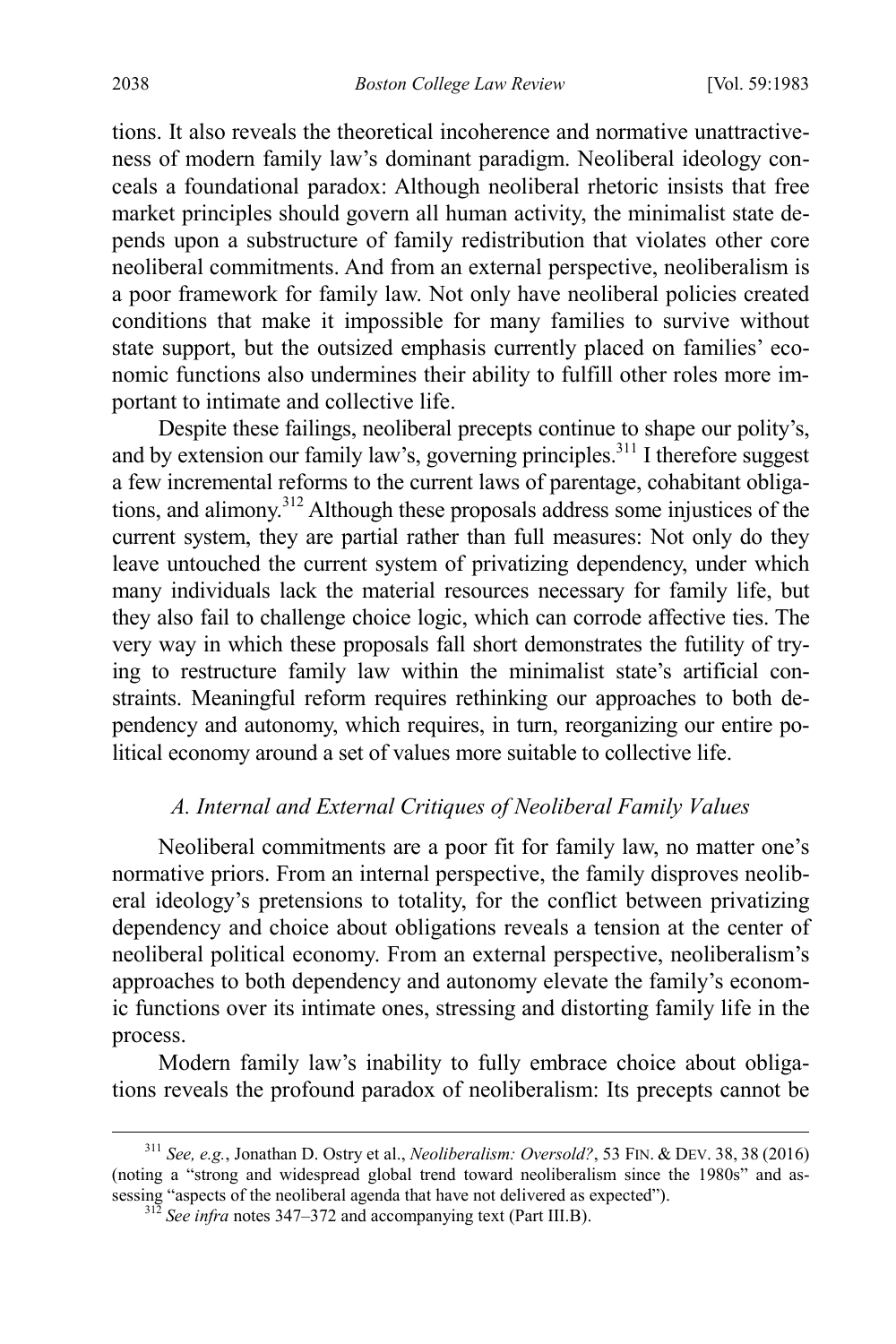tions. It also reveals the theoretical incoherence and normative unattractiveness of modern family law's dominant paradigm. Neoliberal ideology conceals a foundational paradox: Although neoliberal rhetoric insists that free market principles should govern all human activity, the minimalist state depends upon a substructure of family redistribution that violates other core neoliberal commitments. And from an external perspective, neoliberalism is a poor framework for family law. Not only have neoliberal policies created conditions that make it impossible for many families to survive without state support, but the outsized emphasis currently placed on families' economic functions also undermines their ability to fulfill other roles more important to intimate and collective life.

Despite these failings, neoliberal precepts continue to shape our polity's, and by extension our family law's, governing principles.[311] I therefore suggest a few incremental reforms to the current laws of parentage, cohabitant obligations, and alimony.[312] Although these proposals address some injustices of the current system, they are partial rather than full measures: Not only do they leave untouched the current system of privatizing dependency, under which many individuals lack the material resources necessary for family life, but they also fail to challenge choice logic, which can corrode affective ties. The very way in which these proposals fall short demonstrates the futility of trying to restructure family law within the minimalist state's artificial constraints. Meaningful reform requires rethinking our approaches to both dependency and autonomy, which requires, in turn, reorganizing our entire political economy around a set of values more suitable to collective life.

### *A. Internal and External Critiques of Neoliberal Family Values*

Neoliberal commitments are a poor fit for family law, no matter one's normative priors. From an internal perspective, the family disproves neoliberal ideology's pretensions to totality, for the conflict between privatizing dependency and choice about obligations reveals a tension at the center of neoliberal political economy. From an external perspective, neoliberalism's approaches to both dependency and autonomy elevate the family's economic functions over its intimate ones, stressing and distorting family life in the process.

Modern family law's inability to fully embrace choice about obligations reveals the profound paradox of neoliberalism: Its precepts cannot be

---

[311] *See, e.g.*, Jonathan D. Ostry et al., *Neoliberalism: Oversold?*, 53 FIN. & DEV. 38, 38 (2016) (noting a "strong and widespread global trend toward neoliberalism since the 1980s" and assessing "aspects of the neoliberal agenda that have not delivered as expected").

[312] *See infra* notes 347–372 and accompanying text (Part III.B).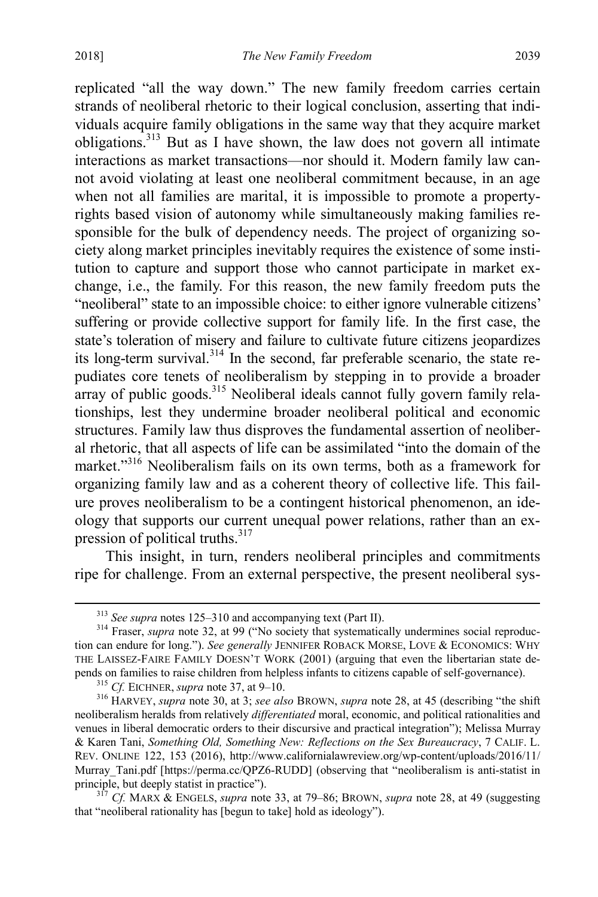replicated "all the way down." The new family freedom carries certain strands of neoliberal rhetoric to their logical conclusion, asserting that individuals acquire family obligations in the same way that they acquire market obligations.[313] But as I have shown, the law does not govern all intimate interactions as market transactions—nor should it. Modern family law cannot avoid violating at least one neoliberal commitment because, in an age when not all families are marital, it is impossible to promote a property-rights based vision of autonomy while simultaneously making families responsible for the bulk of dependency needs. The project of organizing society along market principles inevitably requires the existence of some institution to capture and support those who cannot participate in market exchange, i.e., the family. For this reason, the new family freedom puts the "neoliberal" state to an impossible choice: to either ignore vulnerable citizens' suffering or provide collective support for family life. In the first case, the state's toleration of misery and failure to cultivate future citizens jeopardizes its long-term survival.[314] In the second, far preferable scenario, the state repudiates core tenets of neoliberalism by stepping in to provide a broader array of public goods.[315] Neoliberal ideals cannot fully govern family relationships, lest they undermine broader neoliberal political and economic structures. Family law thus disproves the fundamental assertion of neoliberal rhetoric, that all aspects of life can be assimilated "into the domain of the market."[316] Neoliberalism fails on its own terms, both as a framework for organizing family law and as a coherent theory of collective life. This failure proves neoliberalism to be a contingent historical phenomenon, an ideology that supports our current unequal power relations, rather than an expression of political truths.[317]

This insight, in turn, renders neoliberal principles and commitments ripe for challenge. From an external perspective, the present neoliberal sys-

---

[313] *See supra* notes 125–310 and accompanying text (Part II).

[314] Fraser, *supra* note 32, at 99 ("No society that systematically undermines social reproduction can endure for long."). *See generally* JENNIFER ROBACK MORSE, LOVE & ECONOMICS: WHY THE LAISSEZ-FAIRE FAMILY DOESN'T WORK (2001) (arguing that even the libertarian state depends on families to raise children from helpless infants to citizens capable of self-governance).

[315] *Cf.* EICHNER, *supra* note 37, at 9–10.

[316] HARVEY, *supra* note 30, at 3; *see also* BROWN, *supra* note 28, at 45 (describing "the shift neoliberalism heralds from relatively *differentiated* moral, economic, and political rationalities and venues in liberal democratic orders to their discursive and practical integration"); Melissa Murray & Karen Tani, *Something Old, Something New: Reflections on the Sex Bureaucracy*, 7 CALIF. L. REV. ONLINE 122, 153 (2016), http://www.californialawreview.org/wp-content/uploads/2016/11/Murray_Tani.pdf [https://perma.cc/QPZ6-RUDD] (observing that "neoliberalism is anti-statist in principle, but deeply statist in practice").

[317] *Cf.* MARX & ENGELS, *supra* note 33, at 79–86; BROWN, *supra* note 28, at 49 (suggesting that "neoliberal rationality has [begun to take] hold as ideology").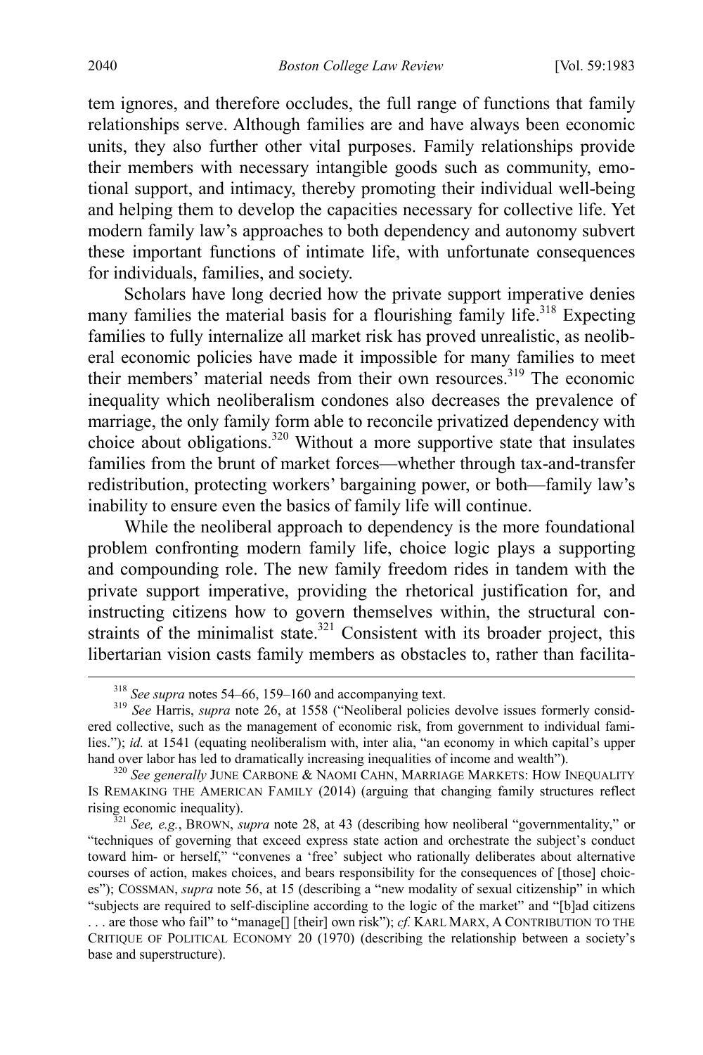tem ignores, and therefore occludes, the full range of functions that family relationships serve. Although families are and have always been economic units, they also further other vital purposes. Family relationships provide their members with necessary intangible goods such as community, emotional support, and intimacy, thereby promoting their individual well-being and helping them to develop the capacities necessary for collective life. Yet modern family law's approaches to both dependency and autonomy subvert these important functions of intimate life, with unfortunate consequences for individuals, families, and society.

Scholars have long decried how the private support imperative denies many families the material basis for a flourishing family life.[318] Expecting families to fully internalize all market risk has proved unrealistic, as neoliberal economic policies have made it impossible for many families to meet their members' material needs from their own resources.[319] The economic inequality which neoliberalism condones also decreases the prevalence of marriage, the only family form able to reconcile privatized dependency with choice about obligations.[320] Without a more supportive state that insulates families from the brunt of market forces—whether through tax-and-transfer redistribution, protecting workers' bargaining power, or both—family law's inability to ensure even the basics of family life will continue.

While the neoliberal approach to dependency is the more foundational problem confronting modern family life, choice logic plays a supporting and compounding role. The new family freedom rides in tandem with the private support imperative, providing the rhetorical justification for, and instructing citizens how to govern themselves within, the structural constraints of the minimalist state.[321] Consistent with its broader project, this libertarian vision casts family members as obstacles to, rather than facilita-

---

[318] *See supra* notes 54–66, 159–160 and accompanying text.

[319] *See* Harris, *supra* note 26, at 1558 ("Neoliberal policies devolve issues formerly considered collective, such as the management of economic risk, from government to individual families."); *id.* at 1541 (equating neoliberalism with, inter alia, "an economy in which capital's upper hand over labor has led to dramatically increasing inequalities of income and wealth").

[320] *See generally* JUNE CARBONE & NAOMI CAHN, MARRIAGE MARKETS: HOW INEQUALITY IS REMAKING THE AMERICAN FAMILY (2014) (arguing that changing family structures reflect rising economic inequality).

[321] *See, e.g.*, BROWN, *supra* note 28, at 43 (describing how neoliberal "governmentality," or "techniques of governing that exceed express state action and orchestrate the subject's conduct toward him- or herself," "convenes a 'free' subject who rationally deliberates about alternative courses of action, makes choices, and bears responsibility for the consequences of [those] choices"); COSSMAN, *supra* note 56, at 15 (describing a "new modality of sexual citizenship" in which "subjects are required to self-discipline according to the logic of the market" and "[b]ad citizens . . . are those who fail" to "manage[] [their] own risk"); *cf.* KARL MARX, A CONTRIBUTION TO THE CRITIQUE OF POLITICAL ECONOMY 20 (1970) (describing the relationship between a society's base and superstructure).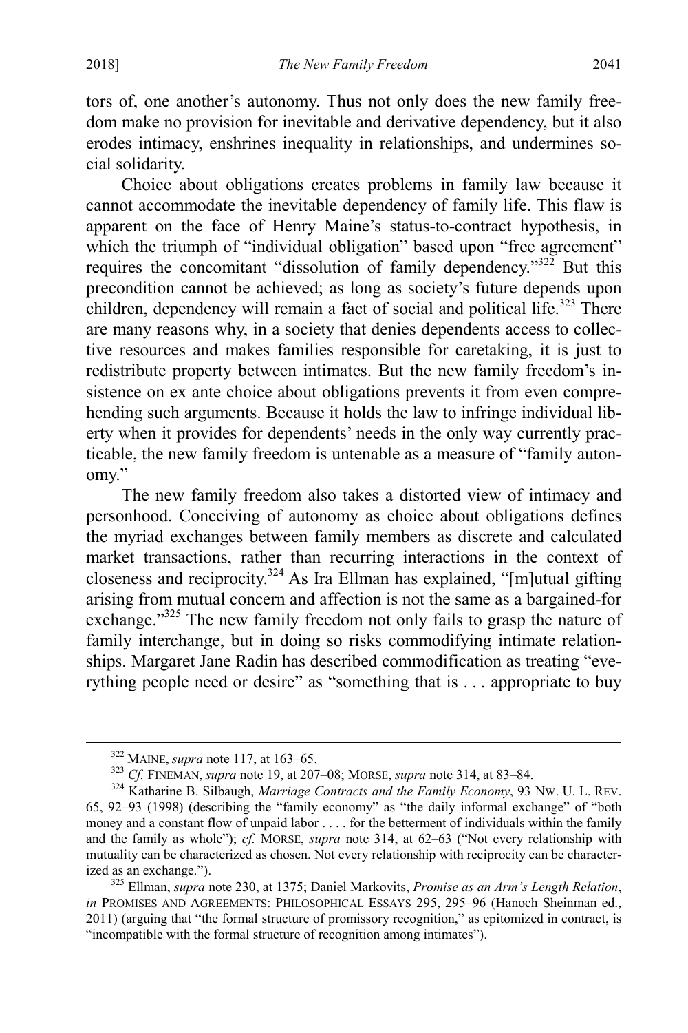tors of, one another's autonomy. Thus not only does the new family freedom make no provision for inevitable and derivative dependency, but it also erodes intimacy, enshrines inequality in relationships, and undermines social solidarity.

Choice about obligations creates problems in family law because it cannot accommodate the inevitable dependency of family life. This flaw is apparent on the face of Henry Maine's status-to-contract hypothesis, in which the triumph of "individual obligation" based upon "free agreement" requires the concomitant "dissolution of family dependency."[322] But this precondition cannot be achieved; as long as society's future depends upon children, dependency will remain a fact of social and political life.[323] There are many reasons why, in a society that denies dependents access to collective resources and makes families responsible for caretaking, it is just to redistribute property between intimates. But the new family freedom's insistence on ex ante choice about obligations prevents it from even comprehending such arguments. Because it holds the law to infringe individual liberty when it provides for dependents' needs in the only way currently practicable, the new family freedom is untenable as a measure of "family autonomy."

The new family freedom also takes a distorted view of intimacy and personhood. Conceiving of autonomy as choice about obligations defines the myriad exchanges between family members as discrete and calculated market transactions, rather than recurring interactions in the context of closeness and reciprocity.[324] As Ira Ellman has explained, "[m]utual gifting arising from mutual concern and affection is not the same as a bargained-for exchange."[325] The new family freedom not only fails to grasp the nature of family interchange, but in doing so risks commodifying intimate relationships. Margaret Jane Radin has described commodification as treating "everything people need or desire" as "something that is . . . appropriate to buy

---

[322] MAINE, *supra* note 117, at 163–65.

[323] *Cf.* FINEMAN, *supra* note 19, at 207–08; MORSE, *supra* note 314, at 83–84.

[324] Katharine B. Silbaugh, *Marriage Contracts and the Family Economy*, 93 NW. U. L. REV. 65, 92–93 (1998) (describing the "family economy" as "the daily informal exchange" of "both money and a constant flow of unpaid labor . . . . for the betterment of individuals within the family and the family as whole"); *cf.* MORSE, *supra* note 314, at 62–63 ("Not every relationship with mutuality can be characterized as chosen. Not every relationship with reciprocity can be characterized as an exchange.").

[325] Ellman, *supra* note 230, at 1375; Daniel Markovits, *Promise as an Arm's Length Relation*, *in* PROMISES AND AGREEMENTS: PHILOSOPHICAL ESSAYS 295, 295–96 (Hanoch Sheinman ed., 2011) (arguing that "the formal structure of promissory recognition," as epitomized in contract, is "incompatible with the formal structure of recognition among intimates").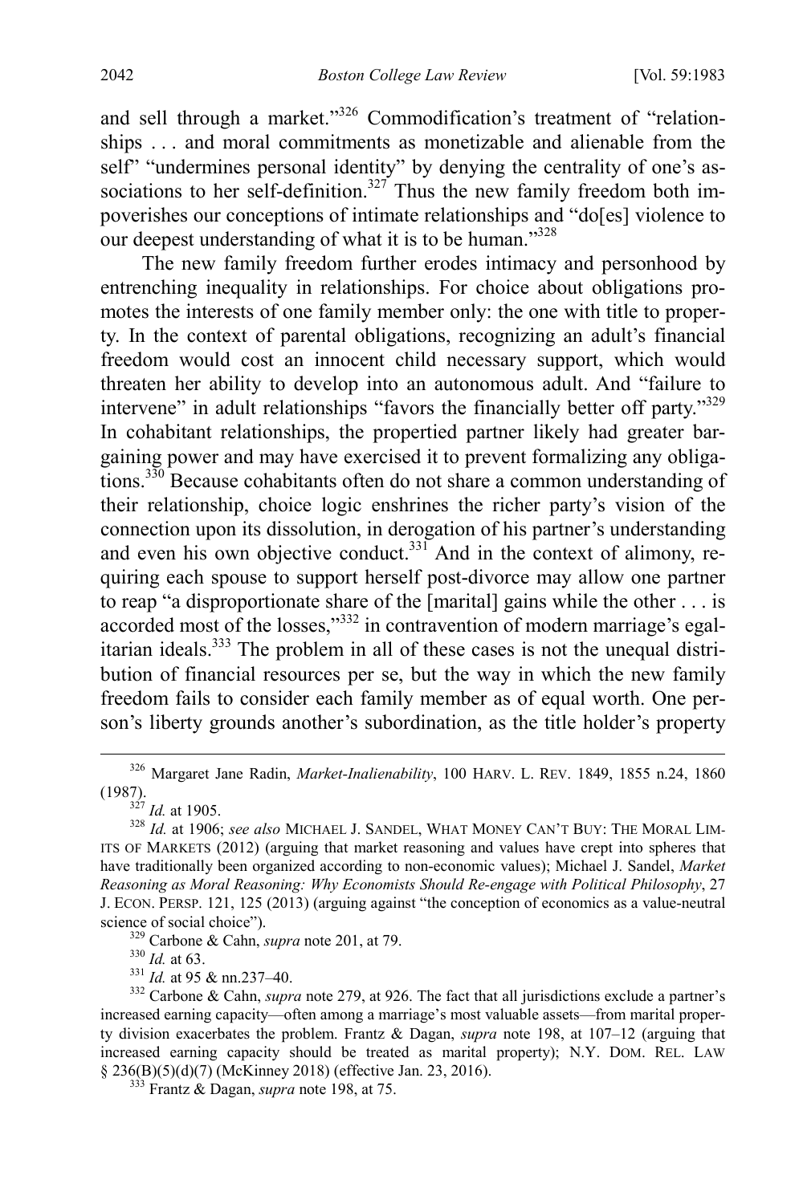and sell through a market."[326] Commodification's treatment of "relationships . . . and moral commitments as monetizable and alienable from the self" "undermines personal identity" by denying the centrality of one's associations to her self-definition.[327] Thus the new family freedom both impoverishes our conceptions of intimate relationships and "do[es] violence to our deepest understanding of what it is to be human."[328]

The new family freedom further erodes intimacy and personhood by entrenching inequality in relationships. For choice about obligations promotes the interests of one family member only: the one with title to property. In the context of parental obligations, recognizing an adult's financial freedom would cost an innocent child necessary support, which would threaten her ability to develop into an autonomous adult. And "failure to intervene" in adult relationships "favors the financially better off party."[329] In cohabitant relationships, the propertied partner likely had greater bargaining power and may have exercised it to prevent formalizing any obligations.[330] Because cohabitants often do not share a common understanding of their relationship, choice logic enshrines the richer party's vision of the connection upon its dissolution, in derogation of his partner's understanding and even his own objective conduct.[331] And in the context of alimony, requiring each spouse to support herself post-divorce may allow one partner to reap "a disproportionate share of the [marital] gains while the other . . . is accorded most of the losses,"[332] in contravention of modern marriage's egalitarian ideals.[333] The problem in all of these cases is not the unequal distribution of financial resources per se, but the way in which the new family freedom fails to consider each family member as of equal worth. One person's liberty grounds another's subordination, as the title holder's property

---

[326] Margaret Jane Radin, *Market-Inalienability*, 100 HARV. L. REV. 1849, 1855 n.24, 1860 (1987).

[327] *Id.* at 1905.

[328] *Id.* at 1906; *see also* MICHAEL J. SANDEL, WHAT MONEY CAN'T BUY: THE MORAL LIMITS OF MARKETS (2012) (arguing that market reasoning and values have crept into spheres that have traditionally been organized according to non-economic values); Michael J. Sandel, *Market Reasoning as Moral Reasoning: Why Economists Should Re-engage with Political Philosophy*, 27 J. ECON. PERSP. 121, 125 (2013) (arguing against "the conception of economics as a value-neutral science of social choice").

[329] Carbone & Cahn, *supra* note 201, at 79.

[330] *Id.* at 63.

[331] *Id.* at 95 & nn.237–40.

[332] Carbone & Cahn, *supra* note 279, at 926. The fact that all jurisdictions exclude a partner's increased earning capacity—often among a marriage's most valuable assets—from marital property division exacerbates the problem. Frantz & Dagan, *supra* note 198, at 107–12 (arguing that increased earning capacity should be treated as marital property); N.Y. DOM. REL. LAW § 236(B)(5)(d)(7) (McKinney 2018) (effective Jan. 23, 2016).

[333] Frantz & Dagan, *supra* note 198, at 75.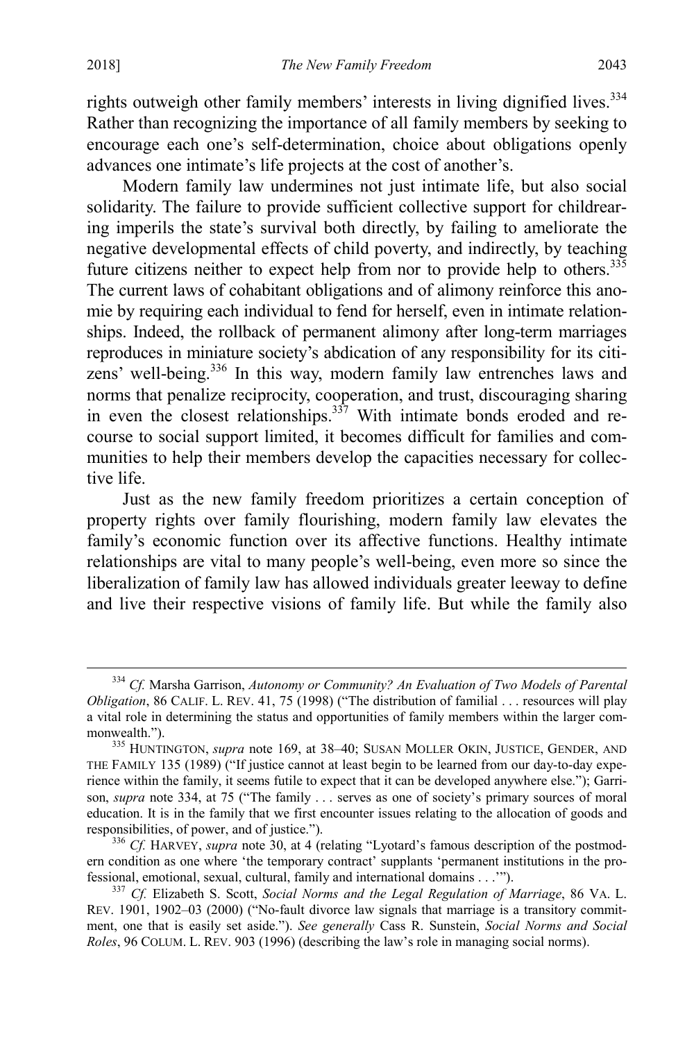rights outweigh other family members' interests in living dignified lives.[334] Rather than recognizing the importance of all family members by seeking to encourage each one's self-determination, choice about obligations openly advances one intimate's life projects at the cost of another's.

Modern family law undermines not just intimate life, but also social solidarity. The failure to provide sufficient collective support for childrearing imperils the state's survival both directly, by failing to ameliorate the negative developmental effects of child poverty, and indirectly, by teaching future citizens neither to expect help from nor to provide help to others.[335] The current laws of cohabitant obligations and of alimony reinforce this anomie by requiring each individual to fend for herself, even in intimate relationships. Indeed, the rollback of permanent alimony after long-term marriages reproduces in miniature society's abdication of any responsibility for its citizens' well-being.[336] In this way, modern family law entrenches laws and norms that penalize reciprocity, cooperation, and trust, discouraging sharing in even the closest relationships.[337] With intimate bonds eroded and recourse to social support limited, it becomes difficult for families and communities to help their members develop the capacities necessary for collective life.

Just as the new family freedom prioritizes a certain conception of property rights over family flourishing, modern family law elevates the family's economic function over its affective functions. Healthy intimate relationships are vital to many people's well-being, even more so since the liberalization of family law has allowed individuals greater leeway to define and live their respective visions of family life. But while the family also

---

[334] *Cf.* Marsha Garrison, *Autonomy or Community? An Evaluation of Two Models of Parental Obligation*, 86 CALIF. L. REV. 41, 75 (1998) ("The distribution of familial . . . resources will play a vital role in determining the status and opportunities of family members within the larger commonwealth.").

[335] HUNTINGTON, *supra* note 169, at 38–40; SUSAN MOLLER OKIN, JUSTICE, GENDER, AND THE FAMILY 135 (1989) ("If justice cannot at least begin to be learned from our day-to-day experience within the family, it seems futile to expect that it can be developed anywhere else."); Garrison, *supra* note 334, at 75 ("The family . . . serves as one of society's primary sources of moral education. It is in the family that we first encounter issues relating to the allocation of goods and responsibilities, of power, and of justice.").

[336] *Cf.* HARVEY, *supra* note 30, at 4 (relating "Lyotard's famous description of the postmodern condition as one where 'the temporary contract' supplants 'permanent institutions in the professional, emotional, sexual, cultural, family and international domains . . .'").

[337] *Cf.* Elizabeth S. Scott, *Social Norms and the Legal Regulation of Marriage*, 86 VA. L. REV. 1901, 1902–03 (2000) ("No-fault divorce law signals that marriage is a transitory commitment, one that is easily set aside."). *See generally* Cass R. Sunstein, *Social Norms and Social Roles*, 96 COLUM. L. REV. 903 (1996) (describing the law's role in managing social norms).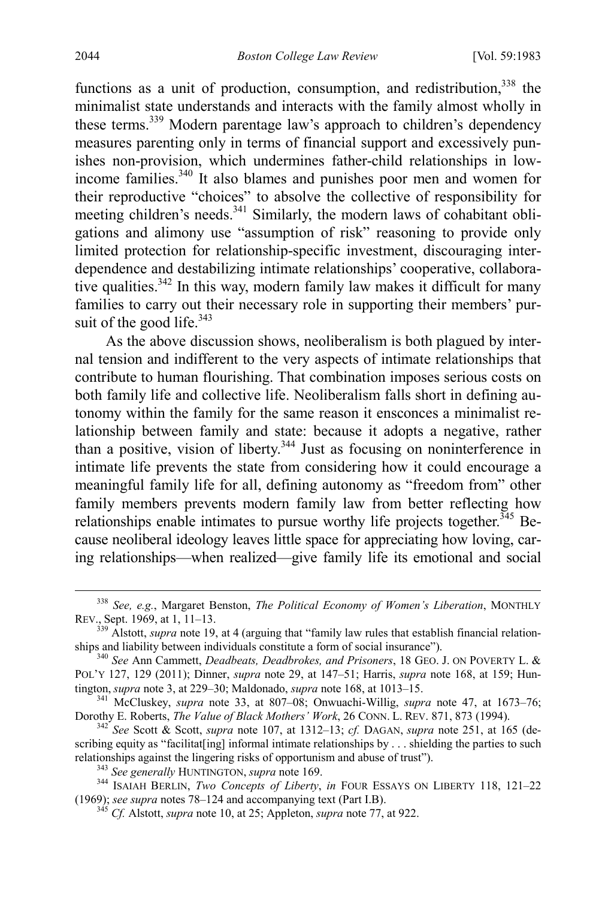functions as a unit of production, consumption, and redistribution,[338] the minimalist state understands and interacts with the family almost wholly in these terms.[339] Modern parentage law's approach to children's dependency measures parenting only in terms of financial support and excessively punishes non-provision, which undermines father-child relationships in low-income families.[340] It also blames and punishes poor men and women for their reproductive "choices" to absolve the collective of responsibility for meeting children's needs.[341] Similarly, the modern laws of cohabitant obligations and alimony use "assumption of risk" reasoning to provide only limited protection for relationship-specific investment, discouraging interdependence and destabilizing intimate relationships' cooperative, collaborative qualities.[342] In this way, modern family law makes it difficult for many families to carry out their necessary role in supporting their members' pursuit of the good life.[343]

As the above discussion shows, neoliberalism is both plagued by internal tension and indifferent to the very aspects of intimate relationships that contribute to human flourishing. That combination imposes serious costs on both family life and collective life. Neoliberalism falls short in defining autonomy within the family for the same reason it ensconces a minimalist relationship between family and state: because it adopts a negative, rather than a positive, vision of liberty.[344] Just as focusing on noninterference in intimate life prevents the state from considering how it could encourage a meaningful family life for all, defining autonomy as "freedom from" other family members prevents modern family law from better reflecting how relationships enable intimates to pursue worthy life projects together.[345] Because neoliberal ideology leaves little space for appreciating how loving, caring relationships—when realized—give family life its emotional and social

---

[338] *See, e.g.*, Margaret Benston, *The Political Economy of Women's Liberation*, MONTHLY REV., Sept. 1969, at 1, 11–13.

[339] Alstott, *supra* note 19, at 4 (arguing that "family law rules that establish financial relationships and liability between individuals constitute a form of social insurance").

[340] *See* Ann Cammett, *Deadbeats, Deadbrokes, and Prisoners*, 18 GEO. J. ON POVERTY L. & POL'Y 127, 129 (2011); Dinner, *supra* note 29, at 147–51; Harris, *supra* note 168, at 159; Huntington, *supra* note 3, at 229–30; Maldonado, *supra* note 168, at 1013–15.

[341] McCluskey, *supra* note 33, at 807–08; Onwuachi-Willig, *supra* note 47, at 1673–76; Dorothy E. Roberts, *The Value of Black Mothers' Work*, 26 CONN. L. REV. 871, 873 (1994).

[342] *See* Scott & Scott, *supra* note 107, at 1312–13; *cf.* DAGAN, *supra* note 251, at 165 (describing equity as "facilitat[ing] informal intimate relationships by . . . shielding the parties to such relationships against the lingering risks of opportunism and abuse of trust").

[343] *See generally* HUNTINGTON, *supra* note 169.

[344] ISAIAH BERLIN, *Two Concepts of Liberty*, *in* FOUR ESSAYS ON LIBERTY 118, 121–22 (1969); *see supra* notes 78–124 and accompanying text (Part I.B).

[345] *Cf.* Alstott, *supra* note 10, at 25; Appleton, *supra* note 77, at 922.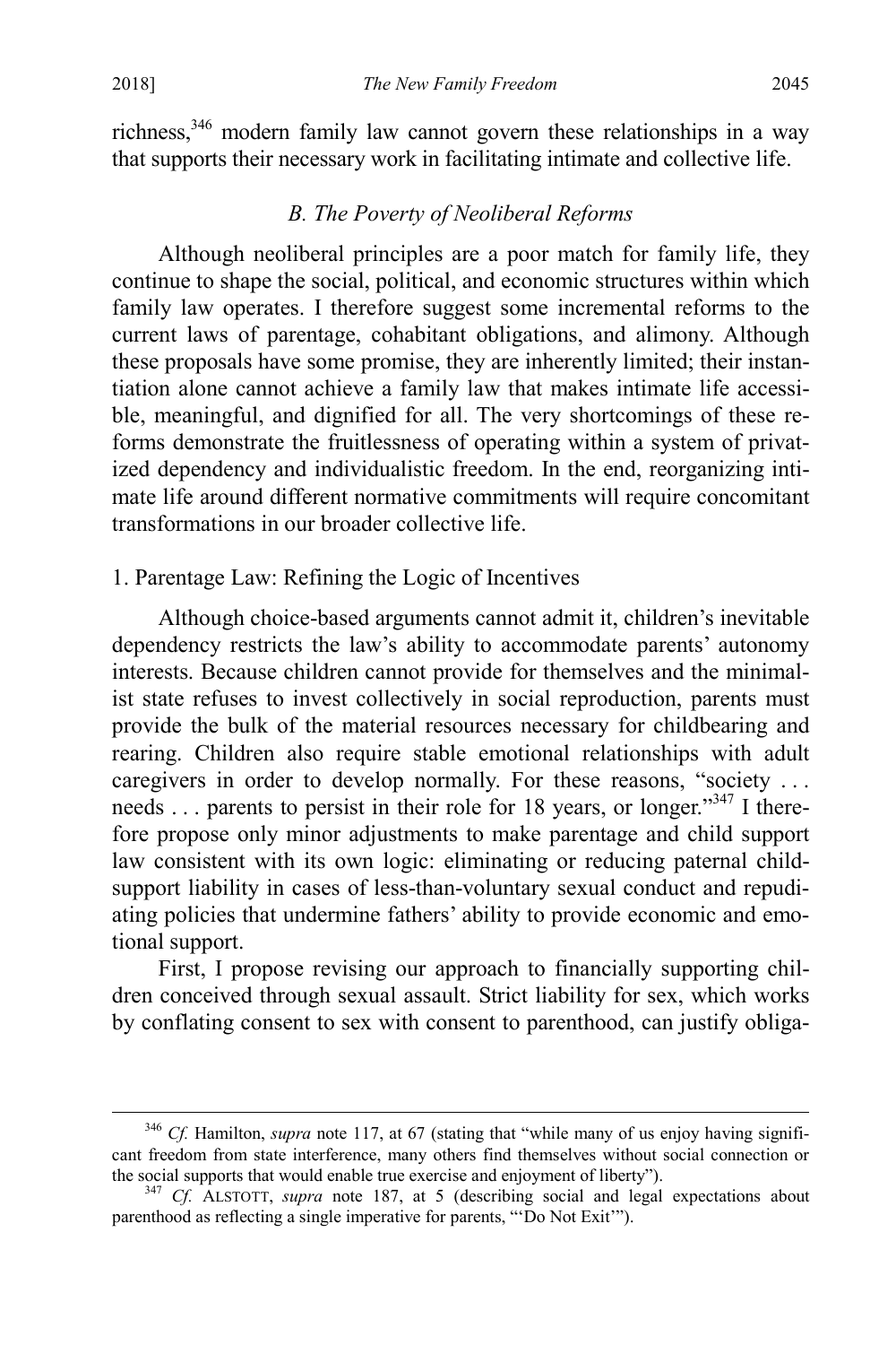richness,[346] modern family law cannot govern these relationships in a way that supports their necessary work in facilitating intimate and collective life.

### *B. The Poverty of Neoliberal Reforms*

Although neoliberal principles are a poor match for family life, they continue to shape the social, political, and economic structures within which family law operates. I therefore suggest some incremental reforms to the current laws of parentage, cohabitant obligations, and alimony. Although these proposals have some promise, they are inherently limited; their instantiation alone cannot achieve a family law that makes intimate life accessible, meaningful, and dignified for all. The very shortcomings of these reforms demonstrate the fruitlessness of operating within a system of privatized dependency and individualistic freedom. In the end, reorganizing intimate life around different normative commitments will require concomitant transformations in our broader collective life.

#### 1. Parentage Law: Refining the Logic of Incentives

Although choice-based arguments cannot admit it, children's inevitable dependency restricts the law's ability to accommodate parents' autonomy interests. Because children cannot provide for themselves and the minimalist state refuses to invest collectively in social reproduction, parents must provide the bulk of the material resources necessary for childbearing and rearing. Children also require stable emotional relationships with adult caregivers in order to develop normally. For these reasons, "society . . . needs . . . parents to persist in their role for 18 years, or longer."[347] I therefore propose only minor adjustments to make parentage and child support law consistent with its own logic: eliminating or reducing paternal child-support liability in cases of less-than-voluntary sexual conduct and repudiating policies that undermine fathers' ability to provide economic and emotional support.

First, I propose revising our approach to financially supporting children conceived through sexual assault. Strict liability for sex, which works by conflating consent to sex with consent to parenthood, can justify obliga-

---

[346] *Cf.* Hamilton, *supra* note 117, at 67 (stating that "while many of us enjoy having significant freedom from state interference, many others find themselves without social connection or the social supports that would enable true exercise and enjoyment of liberty").

[347] *Cf.* ALSTOTT, *supra* note 187, at 5 (describing social and legal expectations about parenthood as reflecting a single imperative for parents, "'Do Not Exit'").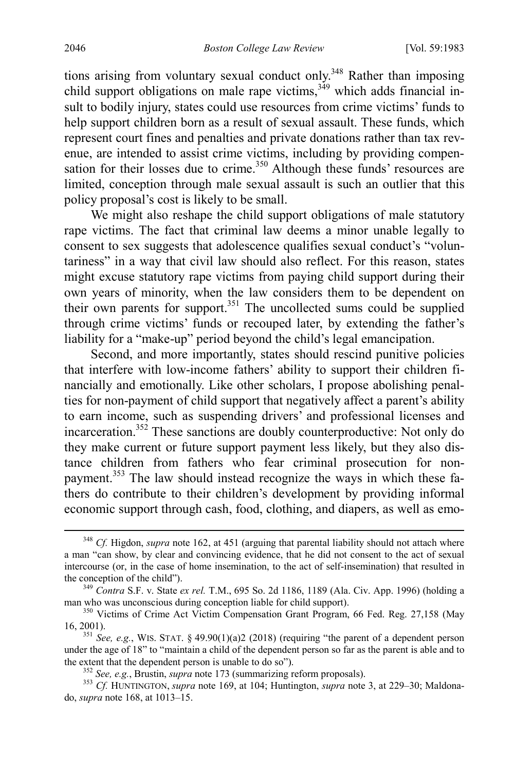tions arising from voluntary sexual conduct only.[348] Rather than imposing child support obligations on male rape victims,[349] which adds financial insult to bodily injury, states could use resources from crime victims' funds to help support children born as a result of sexual assault. These funds, which represent court fines and penalties and private donations rather than tax revenue, are intended to assist crime victims, including by providing compensation for their losses due to crime.[350] Although these funds' resources are limited, conception through male sexual assault is such an outlier that this policy proposal's cost is likely to be small.

We might also reshape the child support obligations of male statutory rape victims. The fact that criminal law deems a minor unable legally to consent to sex suggests that adolescence qualifies sexual conduct's "voluntariness" in a way that civil law should also reflect. For this reason, states might excuse statutory rape victims from paying child support during their own years of minority, when the law considers them to be dependent on their own parents for support.[351] The uncollected sums could be supplied through crime victims' funds or recouped later, by extending the father's liability for a "make-up" period beyond the child's legal emancipation.

Second, and more importantly, states should rescind punitive policies that interfere with low-income fathers' ability to support their children financially and emotionally. Like other scholars, I propose abolishing penalties for non-payment of child support that negatively affect a parent's ability to earn income, such as suspending drivers' and professional licenses and incarceration.[352] These sanctions are doubly counterproductive: Not only do they make current or future support payment less likely, but they also distance children from fathers who fear criminal prosecution for non-payment.[353] The law should instead recognize the ways in which these fathers do contribute to their children's development by providing informal economic support through cash, food, clothing, and diapers, as well as emo-

---

[348] *Cf.* Higdon, *supra* note 162, at 451 (arguing that parental liability should not attach where a man "can show, by clear and convincing evidence, that he did not consent to the act of sexual intercourse (or, in the case of home insemination, to the act of self-insemination) that resulted in the conception of the child").

[349] *Contra* S.F. v. State *ex rel.* T.M., 695 So. 2d 1186, 1189 (Ala. Civ. App. 1996) (holding a man who was unconscious during conception liable for child support).

[350] Victims of Crime Act Victim Compensation Grant Program, 66 Fed. Reg. 27,158 (May 16, 2001).

[351] *See, e.g.*, WIS. STAT. § 49.90(1)(a)2 (2018) (requiring "the parent of a dependent person under the age of 18" to "maintain a child of the dependent person so far as the parent is able and to the extent that the dependent person is unable to do so").

[352] *See, e.g.*, Brustin, *supra* note 173 (summarizing reform proposals).

[353] *Cf.* HUNTINGTON, *supra* note 169, at 104; Huntington, *supra* note 3, at 229–30; Maldonado, *supra* note 168, at 1013–15.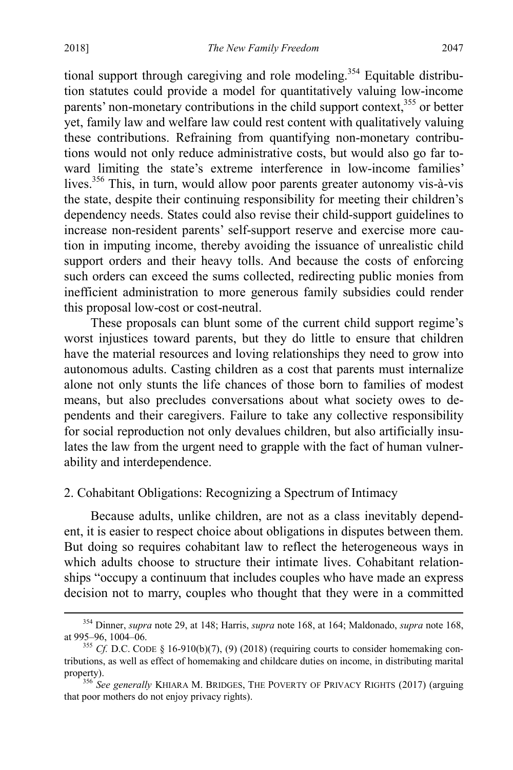tional support through caregiving and role modeling.[354] Equitable distribution statutes could provide a model for quantitatively valuing low-income parents' non-monetary contributions in the child support context,[355] or better yet, family law and welfare law could rest content with qualitatively valuing these contributions. Refraining from quantifying non-monetary contributions would not only reduce administrative costs, but would also go far toward limiting the state's extreme interference in low-income families' lives.[356] This, in turn, would allow poor parents greater autonomy vis-à-vis the state, despite their continuing responsibility for meeting their children's dependency needs. States could also revise their child-support guidelines to increase non-resident parents' self-support reserve and exercise more caution in imputing income, thereby avoiding the issuance of unrealistic child support orders and their heavy tolls. And because the costs of enforcing such orders can exceed the sums collected, redirecting public monies from inefficient administration to more generous family subsidies could render this proposal low-cost or cost-neutral.

These proposals can blunt some of the current child support regime's worst injustices toward parents, but they do little to ensure that children have the material resources and loving relationships they need to grow into autonomous adults. Casting children as a cost that parents must internalize alone not only stunts the life chances of those born to families of modest means, but also precludes conversations about what society owes to dependents and their caregivers. Failure to take any collective responsibility for social reproduction not only devalues children, but also artificially insulates the law from the urgent need to grapple with the fact of human vulnerability and interdependence.

### 2. Cohabitant Obligations: Recognizing a Spectrum of Intimacy

Because adults, unlike children, are not as a class inevitably dependent, it is easier to respect choice about obligations in disputes between them. But doing so requires cohabitant law to reflect the heterogeneous ways in which adults choose to structure their intimate lives. Cohabitant relationships "occupy a continuum that includes couples who have made an express decision not to marry, couples who thought that they were in a committed

---

[354] Dinner, *supra* note 29, at 148; Harris, *supra* note 168, at 164; Maldonado, *supra* note 168, at 995–96, 1004–06.

[355] *Cf.* D.C. CODE § 16-910(b)(7), (9) (2018) (requiring courts to consider homemaking contributions, as well as effect of homemaking and childcare duties on income, in distributing marital property).

[356] *See generally* KHIARA M. BRIDGES, THE POVERTY OF PRIVACY RIGHTS (2017) (arguing that poor mothers do not enjoy privacy rights).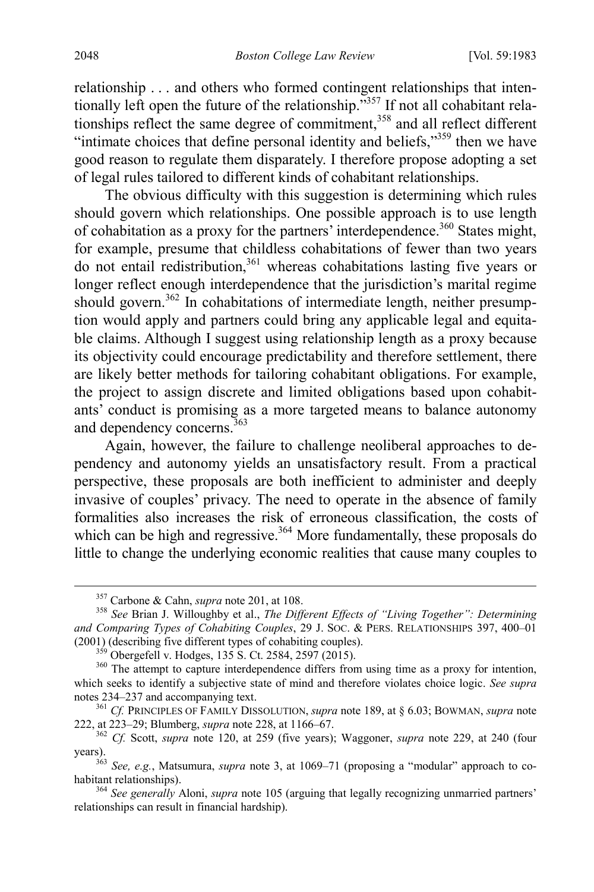relationship . . . and others who formed contingent relationships that intentionally left open the future of the relationship."[357] If not all cohabitant relationships reflect the same degree of commitment,[358] and all reflect different "intimate choices that define personal identity and beliefs,"[359] then we have good reason to regulate them disparately. I therefore propose adopting a set of legal rules tailored to different kinds of cohabitant relationships.

The obvious difficulty with this suggestion is determining which rules should govern which relationships. One possible approach is to use length of cohabitation as a proxy for the partners' interdependence.[360] States might, for example, presume that childless cohabitations of fewer than two years do not entail redistribution,[361] whereas cohabitations lasting five years or longer reflect enough interdependence that the jurisdiction's marital regime should govern.[362] In cohabitations of intermediate length, neither presumption would apply and partners could bring any applicable legal and equitable claims. Although I suggest using relationship length as a proxy because its objectivity could encourage predictability and therefore settlement, there are likely better methods for tailoring cohabitant obligations. For example, the project to assign discrete and limited obligations based upon cohabitants' conduct is promising as a more targeted means to balance autonomy and dependency concerns.[363]

Again, however, the failure to challenge neoliberal approaches to dependency and autonomy yields an unsatisfactory result. From a practical perspective, these proposals are both inefficient to administer and deeply invasive of couples' privacy. The need to operate in the absence of family formalities also increases the risk of erroneous classification, the costs of which can be high and regressive.[364] More fundamentally, these proposals do little to change the underlying economic realities that cause many couples to

---

[357] Carbone & Cahn, *supra* note 201, at 108.

[358] *See* Brian J. Willoughby et al., *The Different Effects of "Living Together": Determining and Comparing Types of Cohabiting Couples*, 29 J. SOC. & PERS. RELATIONSHIPS 397, 400–01 (2001) (describing five different types of cohabiting couples).

[359] Obergefell v. Hodges, 135 S. Ct. 2584, 2597 (2015).

[360] The attempt to capture interdependence differs from using time as a proxy for intention, which seeks to identify a subjective state of mind and therefore violates choice logic. *See supra* notes 234–237 and accompanying text.

[361] *Cf.* PRINCIPLES OF FAMILY DISSOLUTION, *supra* note 189, at § 6.03; BOWMAN, *supra* note 222, at 223–29; Blumberg, *supra* note 228, at 1166–67.

[362] *Cf.* Scott, *supra* note 120, at 259 (five years); Waggoner, *supra* note 229, at 240 (four years).

[363] *See, e.g.*, Matsumura, *supra* note 3, at 1069–71 (proposing a "modular" approach to cohabitant relationships).

[364] *See generally* Aloni, *supra* note 105 (arguing that legally recognizing unmarried partners' relationships can result in financial hardship).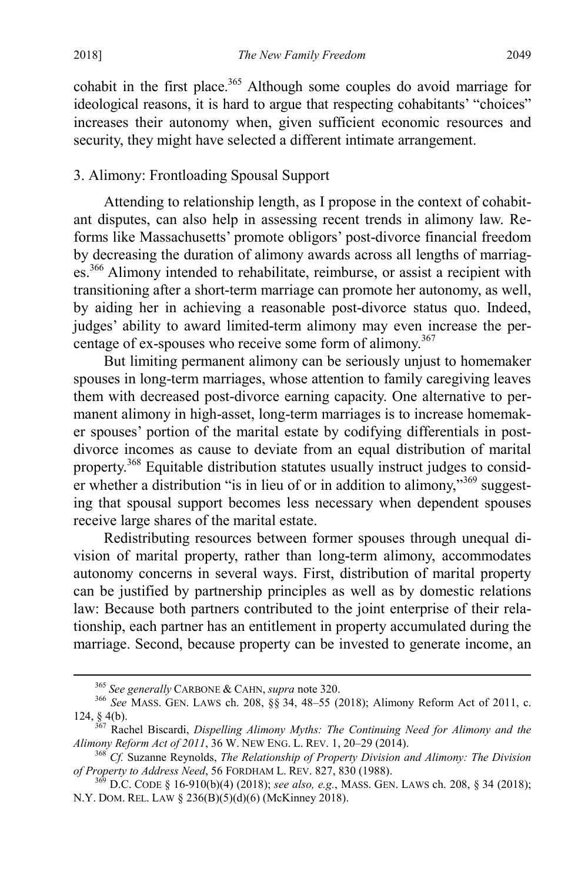cohabit in the first place.[365] Although some couples do avoid marriage for ideological reasons, it is hard to argue that respecting cohabitants' "choices" increases their autonomy when, given sufficient economic resources and security, they might have selected a different intimate arrangement.

### 3. Alimony: Frontloading Spousal Support

Attending to relationship length, as I propose in the context of cohabitant disputes, can also help in assessing recent trends in alimony law. Reforms like Massachusetts' promote obligors' post-divorce financial freedom by decreasing the duration of alimony awards across all lengths of marriages.[366] Alimony intended to rehabilitate, reimburse, or assist a recipient with transitioning after a short-term marriage can promote her autonomy, as well, by aiding her in achieving a reasonable post-divorce status quo. Indeed, judges' ability to award limited-term alimony may even increase the percentage of ex-spouses who receive some form of alimony.[367]

But limiting permanent alimony can be seriously unjust to homemaker spouses in long-term marriages, whose attention to family caregiving leaves them with decreased post-divorce earning capacity. One alternative to permanent alimony in high-asset, long-term marriages is to increase homemaker spouses' portion of the marital estate by codifying differentials in post-divorce incomes as cause to deviate from an equal distribution of marital property.[368] Equitable distribution statutes usually instruct judges to consider whether a distribution "is in lieu of or in addition to alimony,"[369] suggesting that spousal support becomes less necessary when dependent spouses receive large shares of the marital estate.

Redistributing resources between former spouses through unequal division of marital property, rather than long-term alimony, accommodates autonomy concerns in several ways. First, distribution of marital property can be justified by partnership principles as well as by domestic relations law: Because both partners contributed to the joint enterprise of their relationship, each partner has an entitlement in property accumulated during the marriage. Second, because property can be invested to generate income, an

---

[365] *See generally* CARBONE & CAHN, *supra* note 320.

[366] *See* MASS. GEN. LAWS ch. 208, §§ 34, 48–55 (2018); Alimony Reform Act of 2011, c. 124, § 4(b).

[367] Rachel Biscardi, *Dispelling Alimony Myths: The Continuing Need for Alimony and the Alimony Reform Act of 2011*, 36 W. NEW ENG. L. REV. 1, 20–29 (2014).

[368] *Cf.* Suzanne Reynolds, *The Relationship of Property Division and Alimony: The Division of Property to Address Need*, 56 FORDHAM L. REV. 827, 830 (1988).

[369] D.C. CODE § 16-910(b)(4) (2018); *see also, e.g.*, MASS. GEN. LAWS ch. 208, § 34 (2018); N.Y. DOM. REL. LAW § 236(B)(5)(d)(6) (McKinney 2018).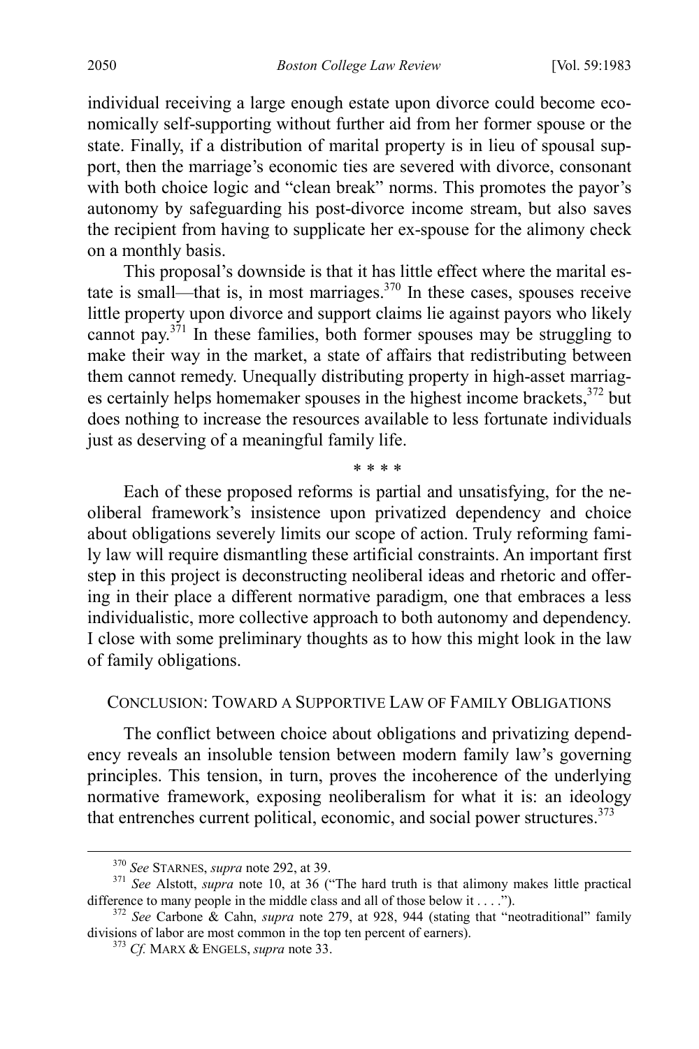individual receiving a large enough estate upon divorce could become economically self-supporting without further aid from her former spouse or the state. Finally, if a distribution of marital property is in lieu of spousal support, then the marriage's economic ties are severed with divorce, consonant with both choice logic and "clean break" norms. This promotes the payor's autonomy by safeguarding his post-divorce income stream, but also saves the recipient from having to supplicate her ex-spouse for the alimony check on a monthly basis.

This proposal's downside is that it has little effect where the marital estate is small—that is, in most marriages.[370] In these cases, spouses receive little property upon divorce and support claims lie against payors who likely cannot pay.[371] In these families, both former spouses may be struggling to make their way in the market, a state of affairs that redistributing between them cannot remedy. Unequally distributing property in high-asset marriages certainly helps homemaker spouses in the highest income brackets,[372] but does nothing to increase the resources available to less fortunate individuals just as deserving of a meaningful family life.

\* \* \* \*

Each of these proposed reforms is partial and unsatisfying, for the neoliberal framework's insistence upon privatized dependency and choice about obligations severely limits our scope of action. Truly reforming family law will require dismantling these artificial constraints. An important first step in this project is deconstructing neoliberal ideas and rhetoric and offering in their place a different normative paradigm, one that embraces a less individualistic, more collective approach to both autonomy and dependency. I close with some preliminary thoughts as to how this might look in the law of family obligations.

## CONCLUSION: TOWARD A SUPPORTIVE LAW OF FAMILY OBLIGATIONS

The conflict between choice about obligations and privatizing dependency reveals an insoluble tension between modern family law's governing principles. This tension, in turn, proves the incoherence of the underlying normative framework, exposing neoliberalism for what it is: an ideology that entrenches current political, economic, and social power structures.[373]

---

[370] *See* STARNES, *supra* note 292, at 39.

[371] *See* Alstott, *supra* note 10, at 36 ("The hard truth is that alimony makes little practical difference to many people in the middle class and all of those below it . . . .").

[372] *See* Carbone & Cahn, *supra* note 279, at 928, 944 (stating that "neotraditional" family divisions of labor are most common in the top ten percent of earners).

[373] *Cf.* MARX & ENGELS, *supra* note 33.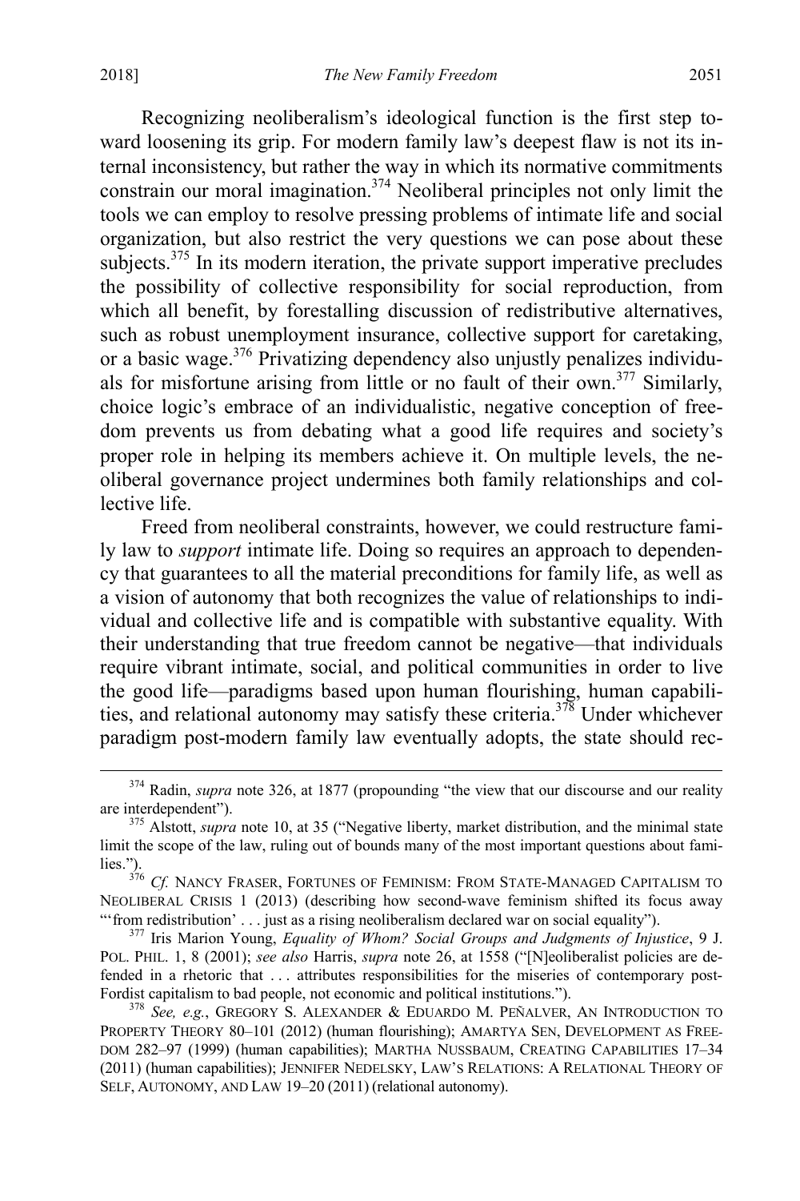Recognizing neoliberalism's ideological function is the first step toward loosening its grip. For modern family law's deepest flaw is not its internal inconsistency, but rather the way in which its normative commitments constrain our moral imagination.[374] Neoliberal principles not only limit the tools we can employ to resolve pressing problems of intimate life and social organization, but also restrict the very questions we can pose about these subjects.[375] In its modern iteration, the private support imperative precludes the possibility of collective responsibility for social reproduction, from which all benefit, by forestalling discussion of redistributive alternatives, such as robust unemployment insurance, collective support for caretaking, or a basic wage.[376] Privatizing dependency also unjustly penalizes individuals for misfortune arising from little or no fault of their own.[377] Similarly, choice logic's embrace of an individualistic, negative conception of freedom prevents us from debating what a good life requires and society's proper role in helping its members achieve it. On multiple levels, the neoliberal governance project undermines both family relationships and collective life.

Freed from neoliberal constraints, however, we could restructure family law to *support* intimate life. Doing so requires an approach to dependency that guarantees to all the material preconditions for family life, as well as a vision of autonomy that both recognizes the value of relationships to individual and collective life and is compatible with substantive equality. With their understanding that true freedom cannot be negative—that individuals require vibrant intimate, social, and political communities in order to live the good life—paradigms based upon human flourishing, human capabilities, and relational autonomy may satisfy these criteria.[378] Under whichever paradigm post-modern family law eventually adopts, the state should rec-

---

[374] Radin, *supra* note 326, at 1877 (propounding "the view that our discourse and our reality are interdependent").

[375] Alstott, *supra* note 10, at 35 ("Negative liberty, market distribution, and the minimal state limit the scope of the law, ruling out of bounds many of the most important questions about families.").

[376] *Cf.* NANCY FRASER, FORTUNES OF FEMINISM: FROM STATE-MANAGED CAPITALISM TO NEOLIBERAL CRISIS 1 (2013) (describing how second-wave feminism shifted its focus away "'from redistribution' . . . just as a rising neoliberalism declared war on social equality").

[377] Iris Marion Young, *Equality of Whom? Social Groups and Judgments of Injustice*, 9 J. POL. PHIL. 1, 8 (2001); *see also* Harris, *supra* note 26, at 1558 ("[N]eoliberalist policies are defended in a rhetoric that . . . attributes responsibilities for the miseries of contemporary post-Fordist capitalism to bad people, not economic and political institutions.").

[378] *See, e.g.*, GREGORY S. ALEXANDER & EDUARDO M. PEÑALVER, AN INTRODUCTION TO PROPERTY THEORY 80–101 (2012) (human flourishing); AMARTYA SEN, DEVELOPMENT AS FREEDOM 282–97 (1999) (human capabilities); MARTHA NUSSBAUM, CREATING CAPABILITIES 17–34 (2011) (human capabilities); JENNIFER NEDELSKY, LAW'S RELATIONS: A RELATIONAL THEORY OF SELF, AUTONOMY, AND LAW 19–20 (2011) (relational autonomy).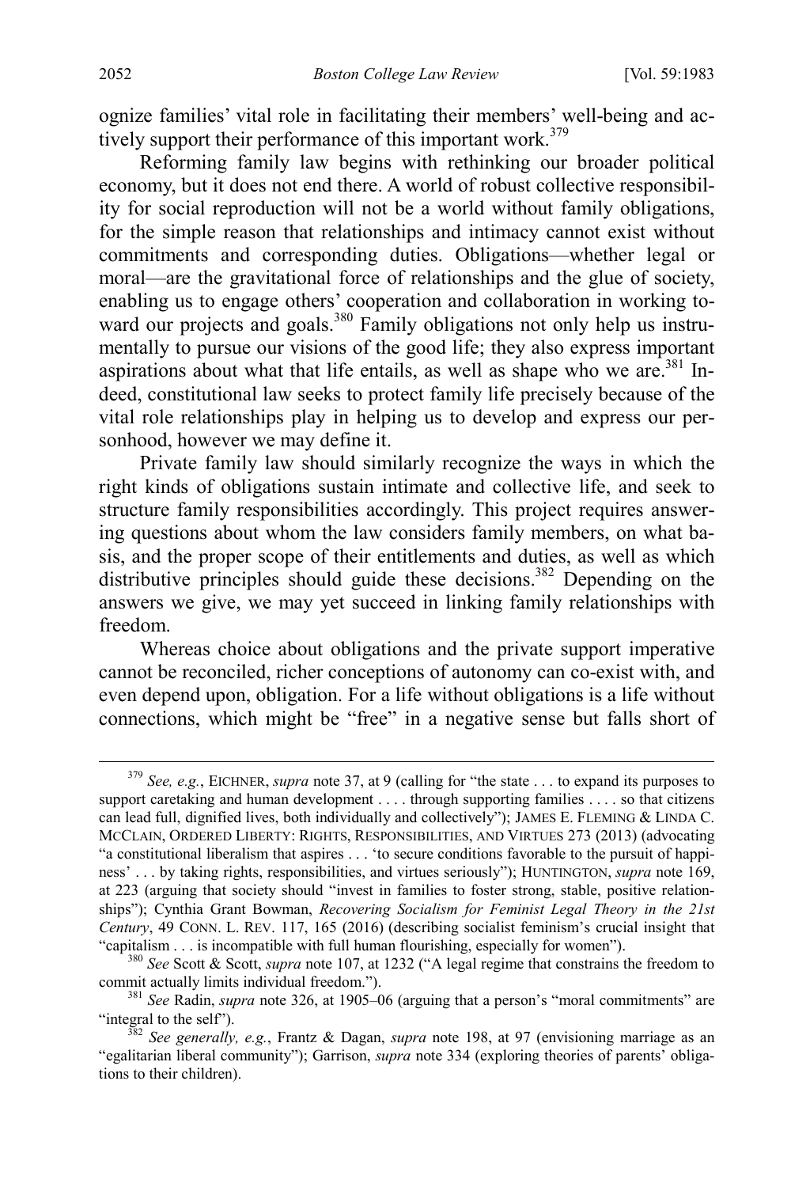ognize families' vital role in facilitating their members' well-being and actively support their performance of this important work.[379]

Reforming family law begins with rethinking our broader political economy, but it does not end there. A world of robust collective responsibility for social reproduction will not be a world without family obligations, for the simple reason that relationships and intimacy cannot exist without commitments and corresponding duties. Obligations—whether legal or moral—are the gravitational force of relationships and the glue of society, enabling us to engage others' cooperation and collaboration in working toward our projects and goals.[380] Family obligations not only help us instrumentally to pursue our visions of the good life; they also express important aspirations about what that life entails, as well as shape who we are.[381] Indeed, constitutional law seeks to protect family life precisely because of the vital role relationships play in helping us to develop and express our personhood, however we may define it.

Private family law should similarly recognize the ways in which the right kinds of obligations sustain intimate and collective life, and seek to structure family responsibilities accordingly. This project requires answering questions about whom the law considers family members, on what basis, and the proper scope of their entitlements and duties, as well as which distributive principles should guide these decisions.[382] Depending on the answers we give, we may yet succeed in linking family relationships with freedom.

Whereas choice about obligations and the private support imperative cannot be reconciled, richer conceptions of autonomy can co-exist with, and even depend upon, obligation. For a life without obligations is a life without connections, which might be "free" in a negative sense but falls short of

---

[379] *See, e.g.*, EICHNER, *supra* note 37, at 9 (calling for "the state . . . to expand its purposes to support caretaking and human development . . . . through supporting families . . . . so that citizens can lead full, dignified lives, both individually and collectively"); JAMES E. FLEMING & LINDA C. MCCLAIN, ORDERED LIBERTY: RIGHTS, RESPONSIBILITIES, AND VIRTUES 273 (2013) (advocating "a constitutional liberalism that aspires . . . 'to secure conditions favorable to the pursuit of happiness' . . . by taking rights, responsibilities, and virtues seriously"); HUNTINGTON, *supra* note 169, at 223 (arguing that society should "invest in families to foster strong, stable, positive relationships"); Cynthia Grant Bowman, *Recovering Socialism for Feminist Legal Theory in the 21st Century*, 49 CONN. L. REV. 117, 165 (2016) (describing socialist feminism's crucial insight that "capitalism . . . is incompatible with full human flourishing, especially for women").

[380] *See* Scott & Scott, *supra* note 107, at 1232 ("A legal regime that constrains the freedom to commit actually limits individual freedom.").

[381] *See* Radin, *supra* note 326, at 1905–06 (arguing that a person's "moral commitments" are "integral to the self").

[382] *See generally, e.g.*, Frantz & Dagan, *supra* note 198, at 97 (envisioning marriage as an "egalitarian liberal community"); Garrison, *supra* note 334 (exploring theories of parents' obligations to their children).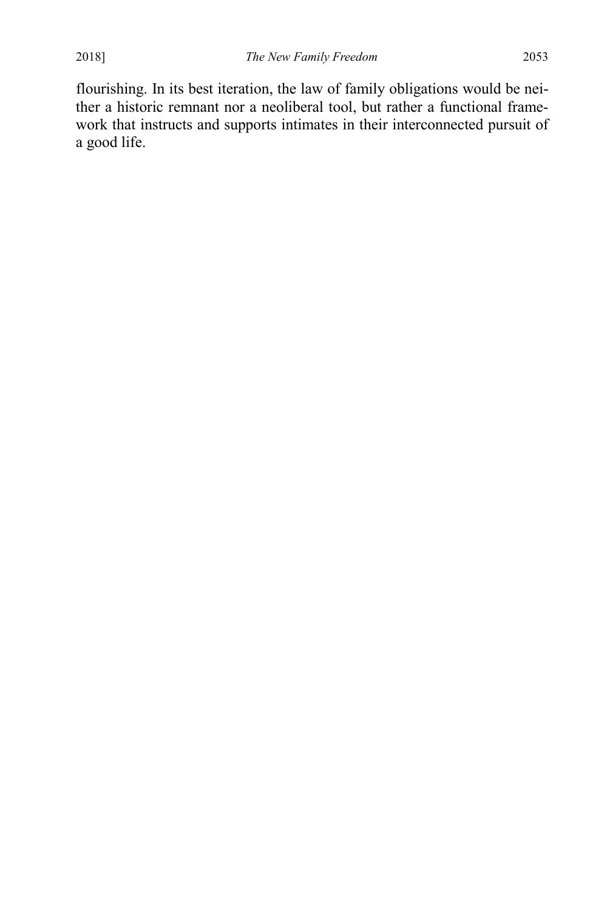flourishing. In its best iteration, the law of family obligations would be neither a historic remnant nor a neoliberal tool, but rather a functional framework that instructs and supports intimates in their interconnected pursuit of a good life.